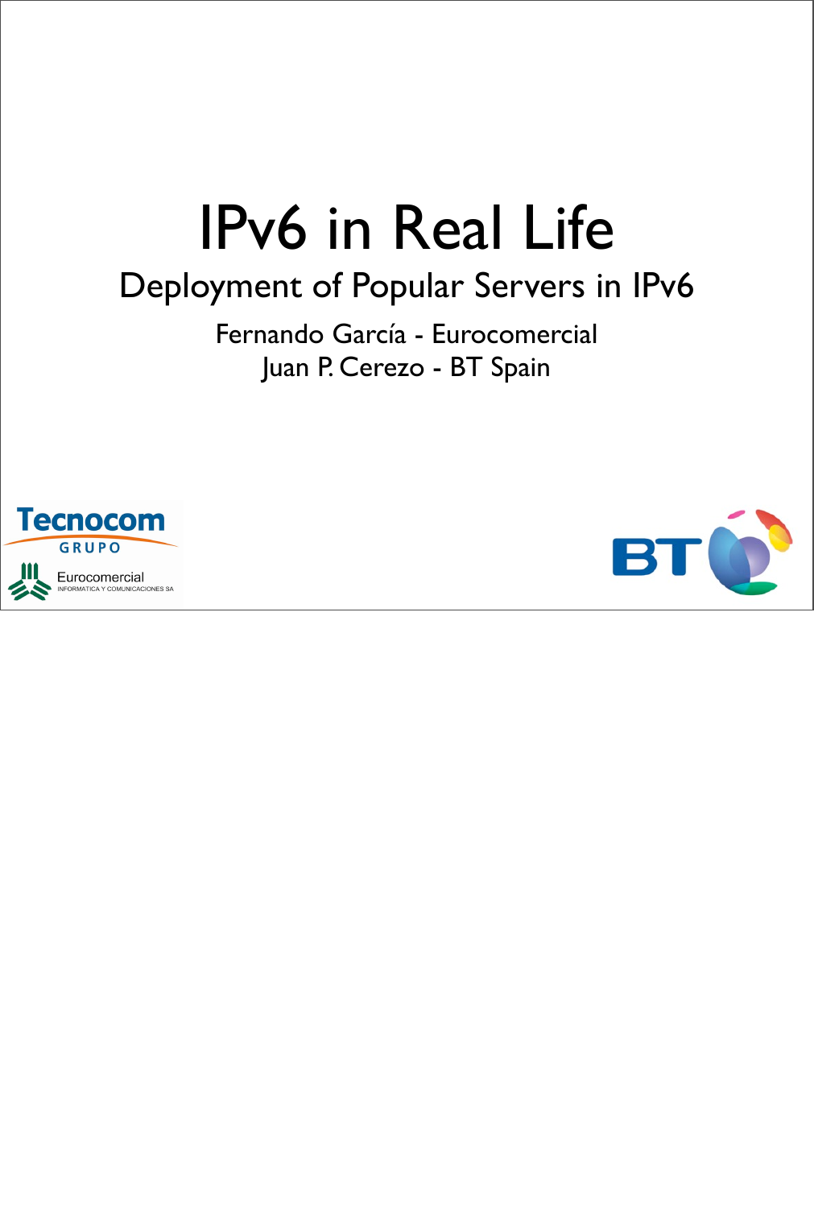# IPv6 in Real Life

## Deployment of Popular Servers in IPv6

Fernando García - Eurocomercial

Juan P. Cerezo - BT Spain

Tecnocom GRUPO

Eurocomercial INFORMATICA Y COMUNICACIONES SA

BT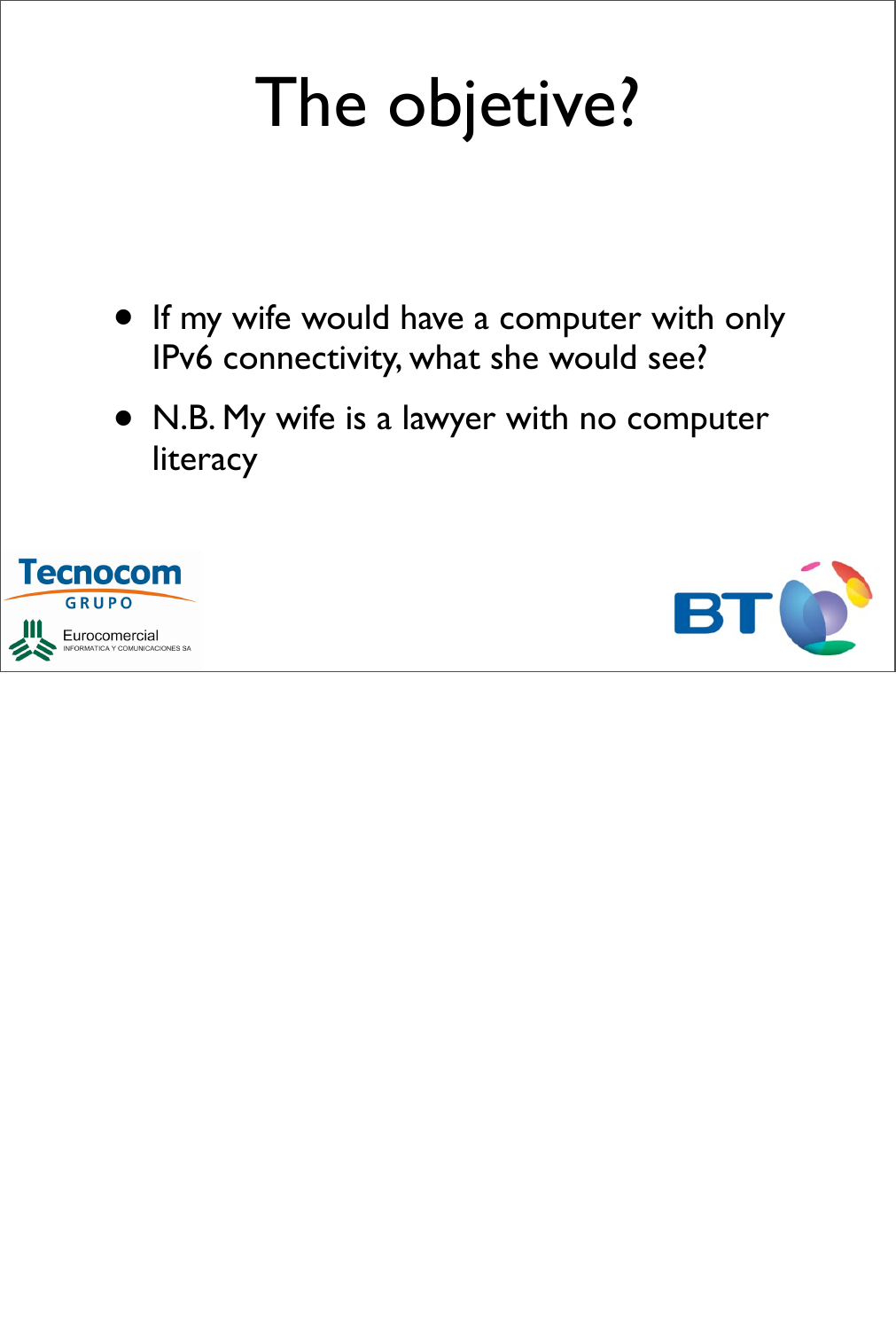# The objetive?

- If my wife would have a computer with only IPv6 connectivity, what she would see?
- N.B. My wife is a lawyer with no computer literacy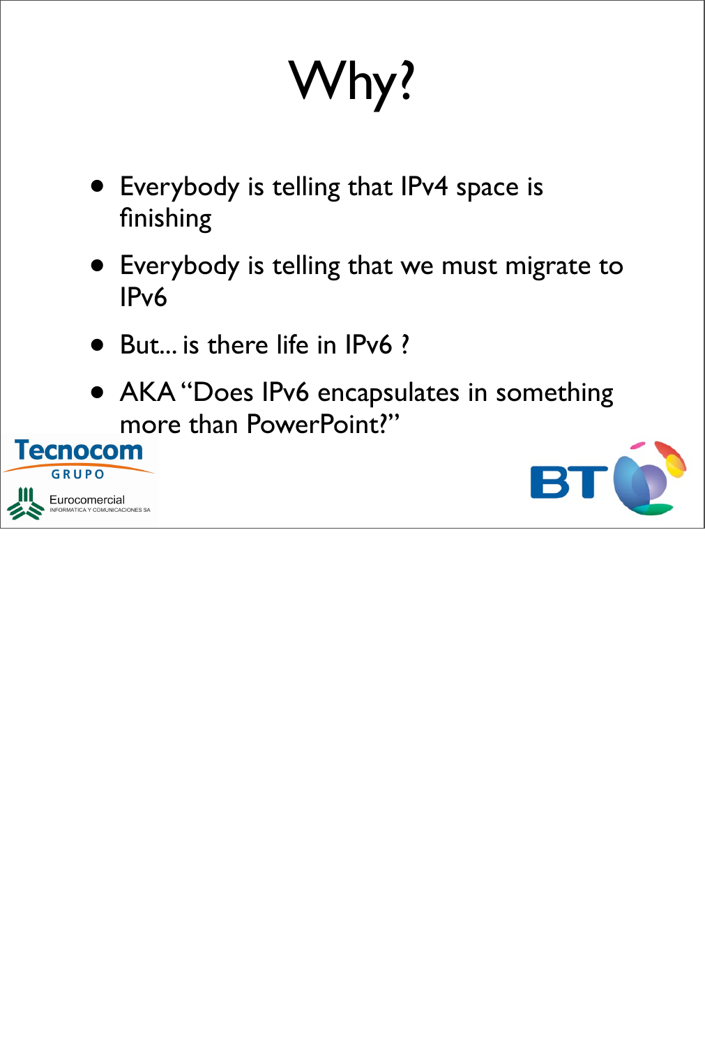# Why?

- Everybody is telling that IPv4 space is finishing
- Everybody is telling that we must migrate to IPv6
- But... is there life in IPv6 ?
- AKA "Does IPv6 encapsulates in something more than PowerPoint?"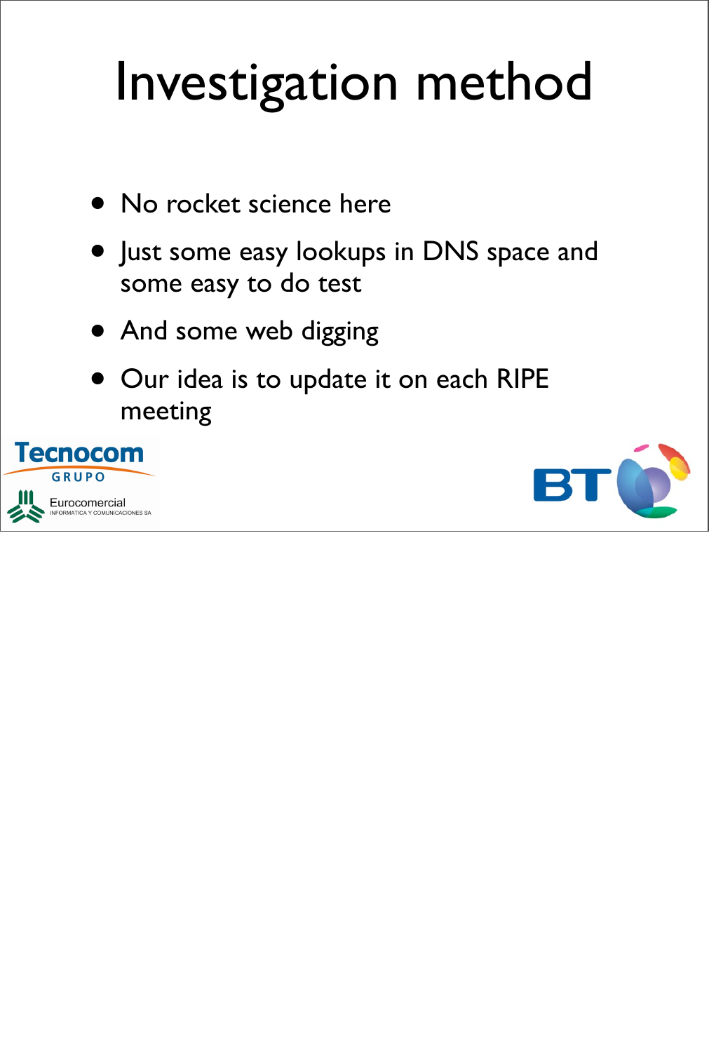# Investigation method

- No rocket science here
- Just some easy lookups in DNS space and some easy to do test
- And some web digging
- Our idea is to update it on each RIPE meeting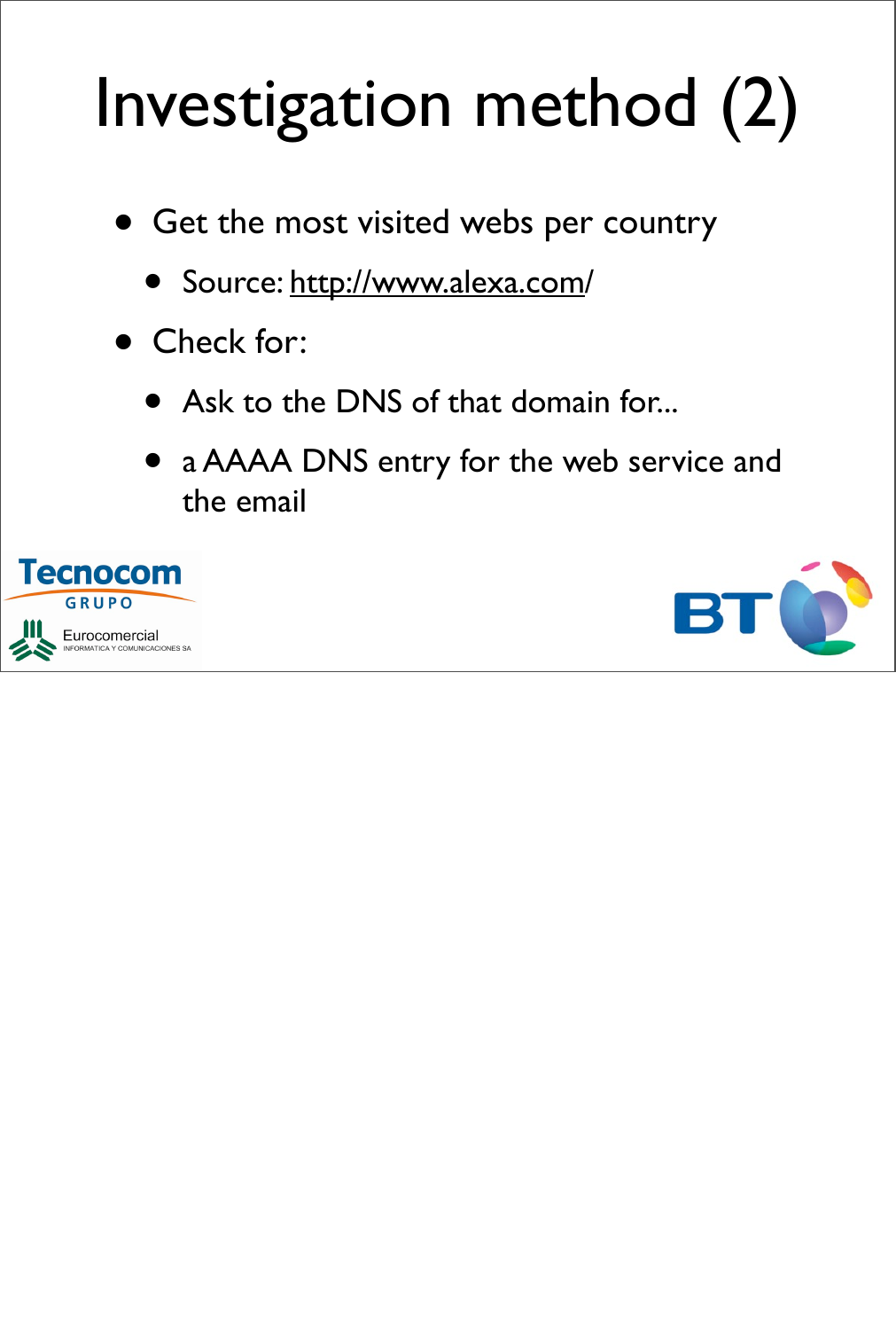# Investigation method (2)

- Get the most visited webs per country
  - Source: http://www.alexa.com/
- Check for:
  - Ask to the DNS of that domain for...
  - a AAAA DNS entry for the web service and the email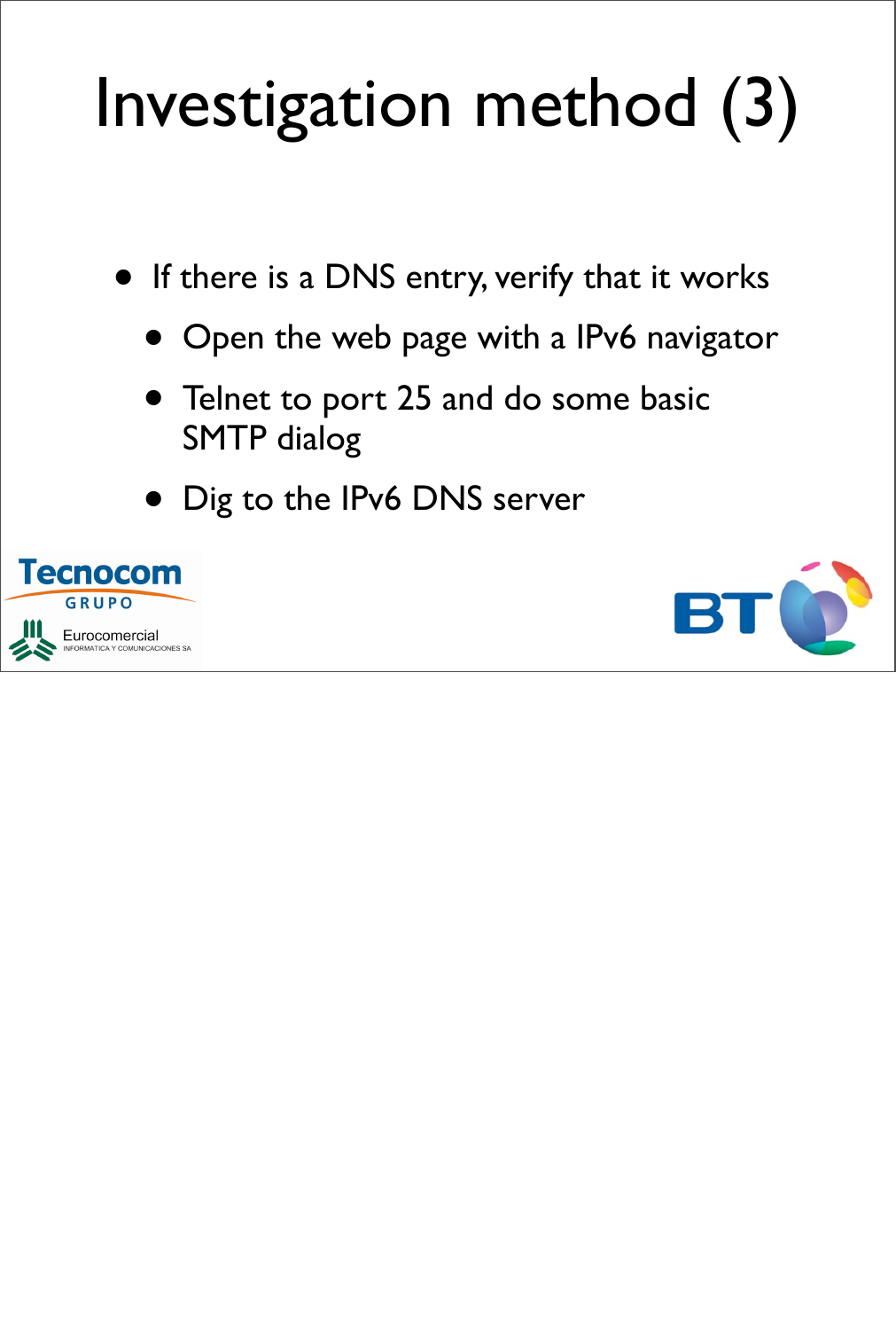# Investigation method (3)

- If there is a DNS entry, verify that it works
  - Open the web page with a IPv6 navigator
  - Telnet to port 25 and do some basic SMTP dialog
  - Dig to the IPv6 DNS server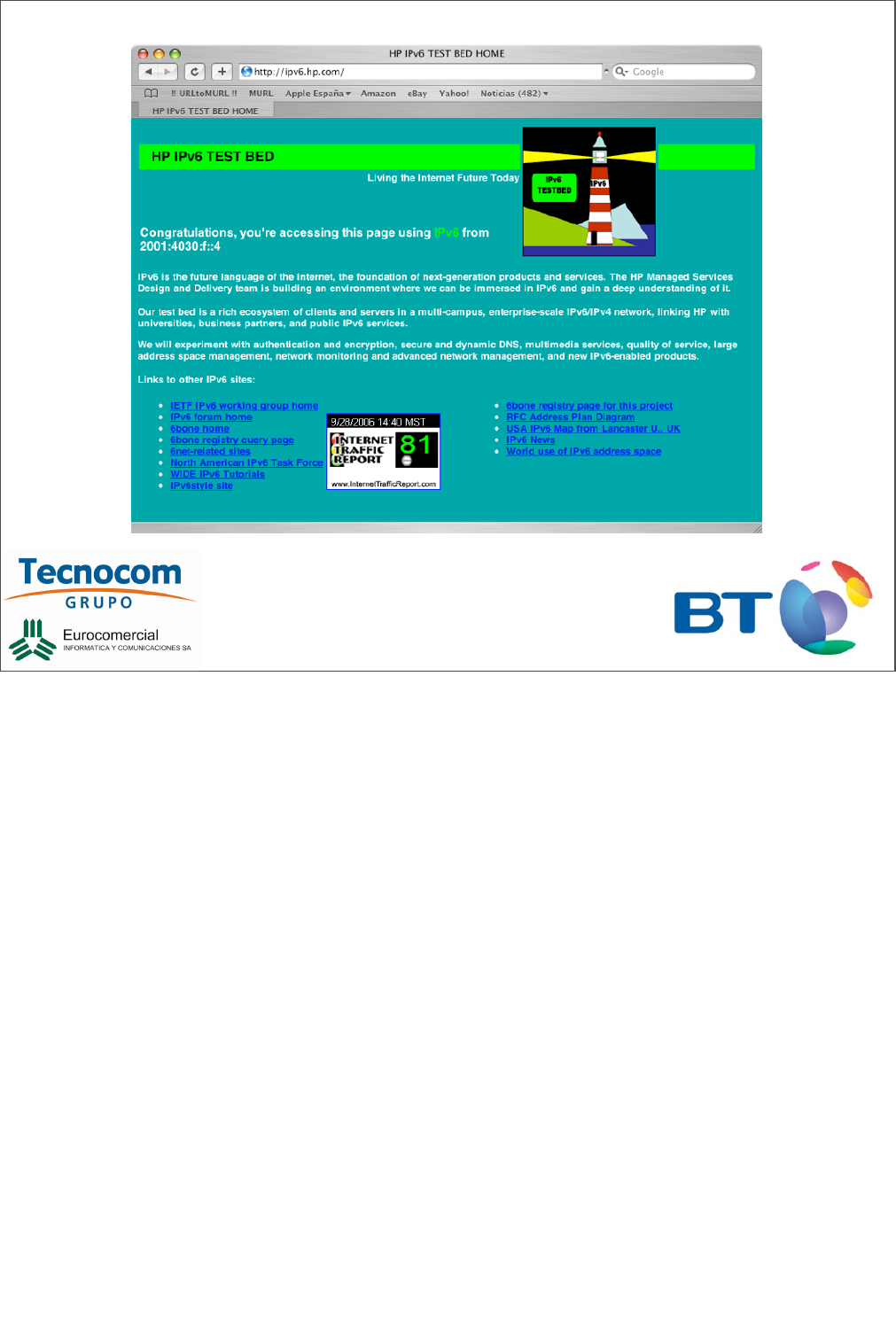HP IPv6 TEST BED HOME

http://ipv6.hp.com/

# HP IPv6 TEST BED

Living the Internet Future Today

Congratulations, you're accessing this page using IPv6 from 2001:4030:f::4

IPv6 is the future language of the Internet, the foundation of next-generation products and services. The HP Managed Services Design and Delivery team is building an environment where we can be immersed in IPv6 and gain a deep understanding of it.

Our test bed is a rich ecosystem of clients and servers in a multi-campus, enterprise-scale IPv6/IPv4 network, linking HP with universities, business partners, and public IPv6 services.

We will experiment with authentication and encryption, secure and dynamic DNS, multimedia services, quality of service, large address space management, network monitoring and advanced network management, and new IPv6-enabled products.

Links to other IPv6 sites:

- IETF IPv6 working group home
- IPv6 forum home
- 6bone home
- 6bone registry query page
- 6net-related sites
- North American IPv6 Task Force
- WIDE IPv6 Tutorials
- IPv6style site
- 6bone registry page for this project
- RFC Address Plan Diagram
- USA IPv6 Map from Lancaster U., UK
- IPv6 News
- World use of IPv6 address space

9/28/2006 14:40 MST — Internet Traffic Report 81 — www.InternetTrafficReport.com

Tecnocom GRUPO

Eurocomercial INFORMATICA Y COMUNICACIONES SA

BT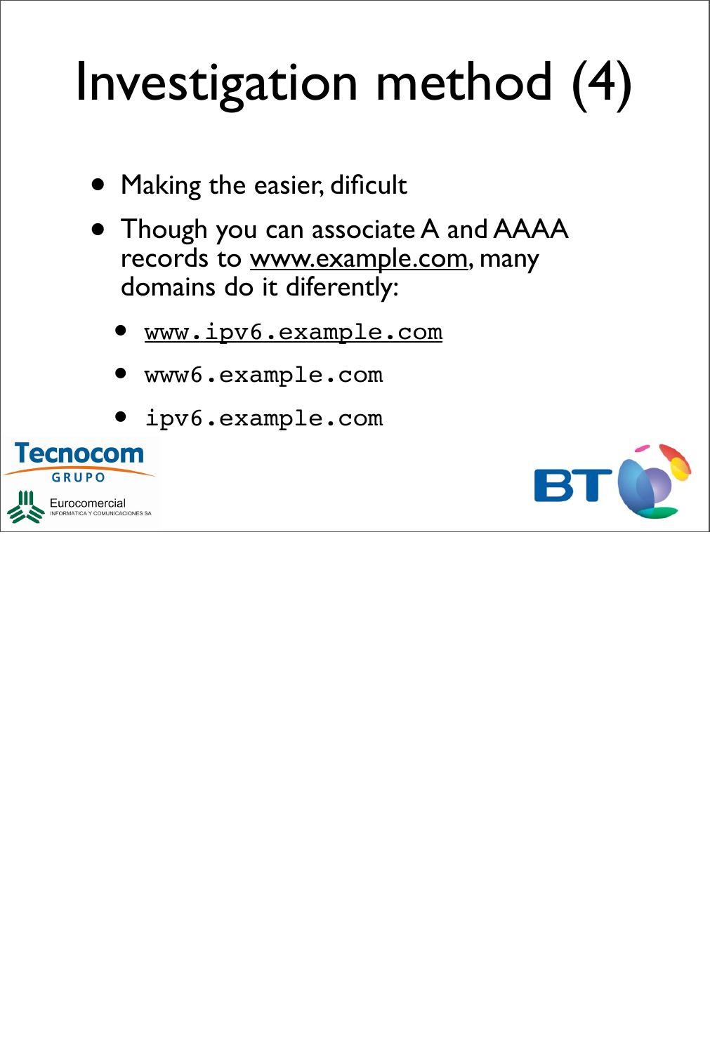# Investigation method (4)

- Making the easier, dificult
- Though you can associate A and AAAA records to www.example.com, many domains do it diferently:
  - `www.ipv6.example.com`
  - `www6.example.com`
  - `ipv6.example.com`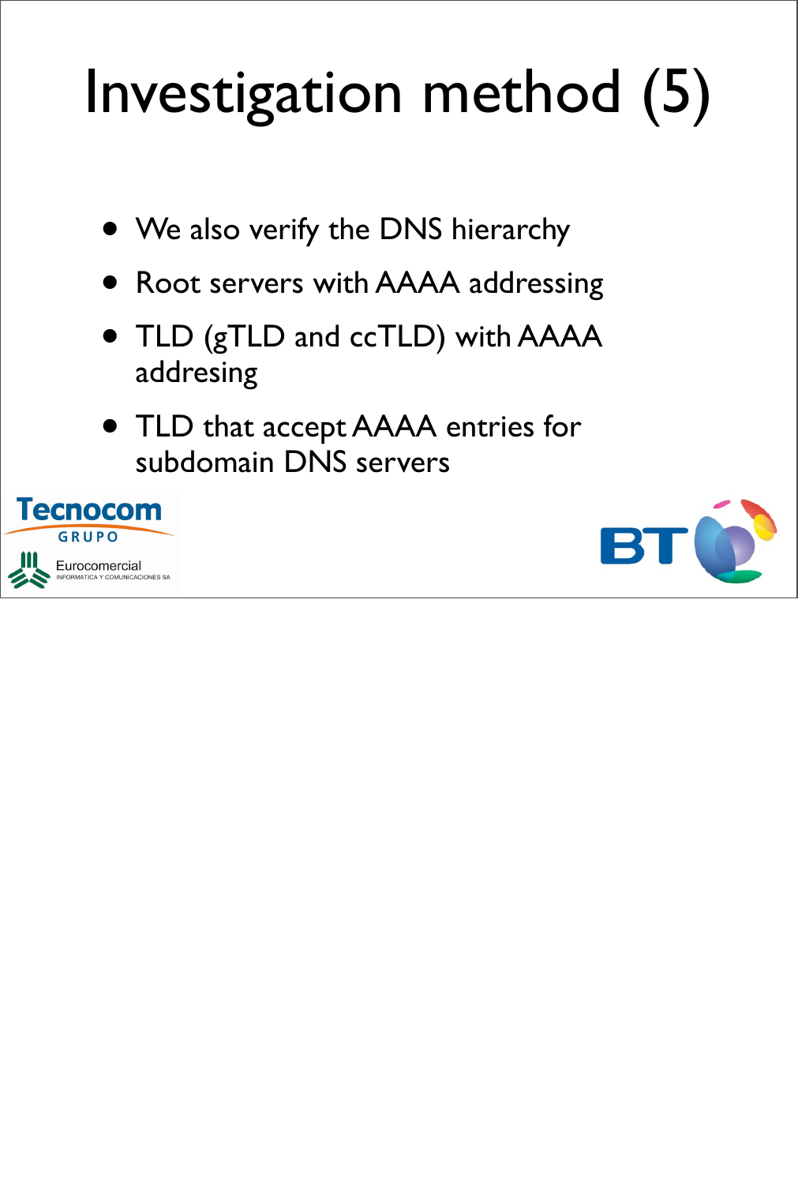# Investigation method (5)

- We also verify the DNS hierarchy
- Root servers with AAAA addressing
- TLD (gTLD and ccTLD) with AAAA addresing
- TLD that accept AAAA entries for subdomain DNS servers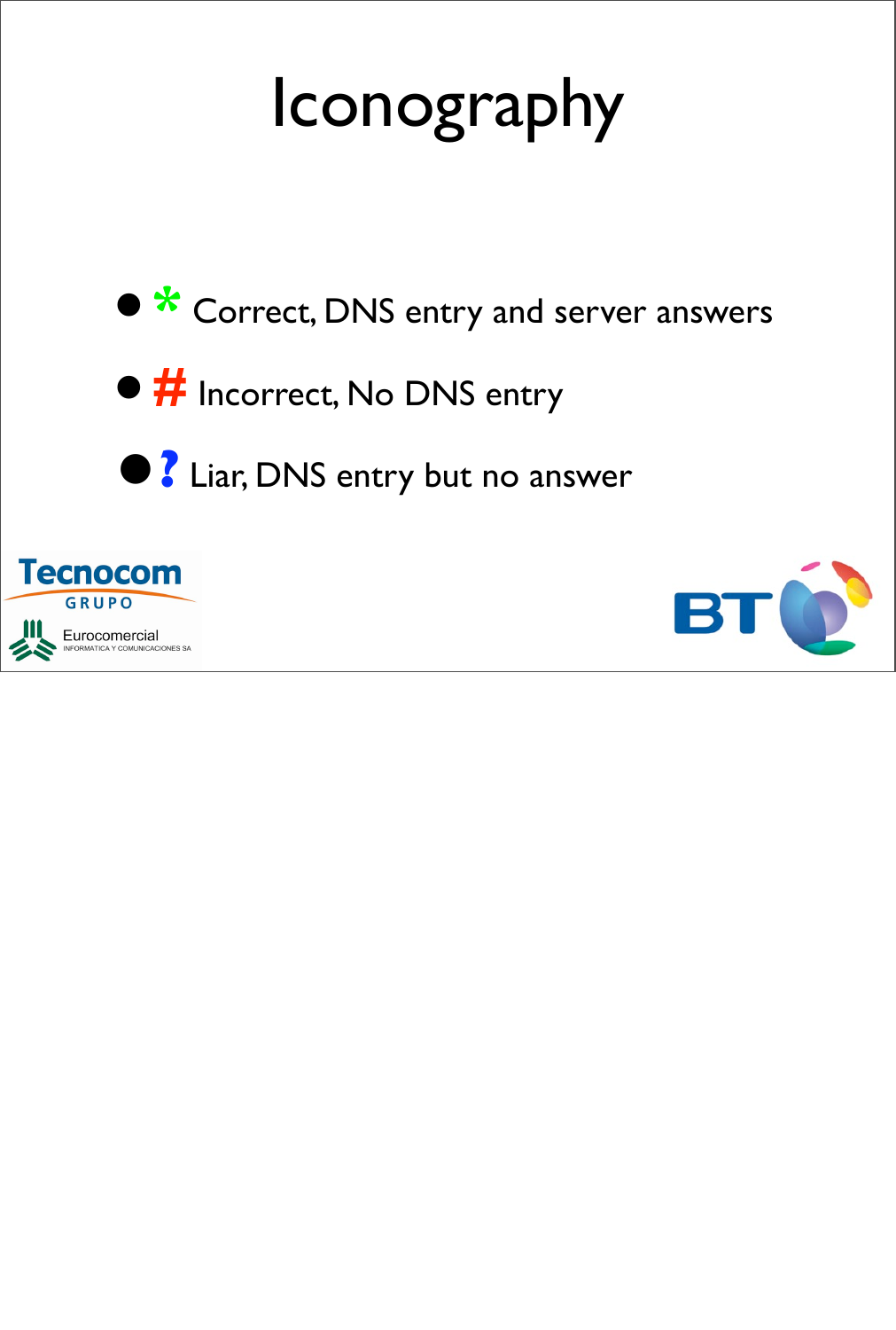# Iconography

- * Correct, DNS entry and server answers
- # Incorrect, No DNS entry
- ? Liar, DNS entry but no answer

Tecnocom GRUPO

Eurocomercial INFORMATICA Y COMUNICACIONES SA

BT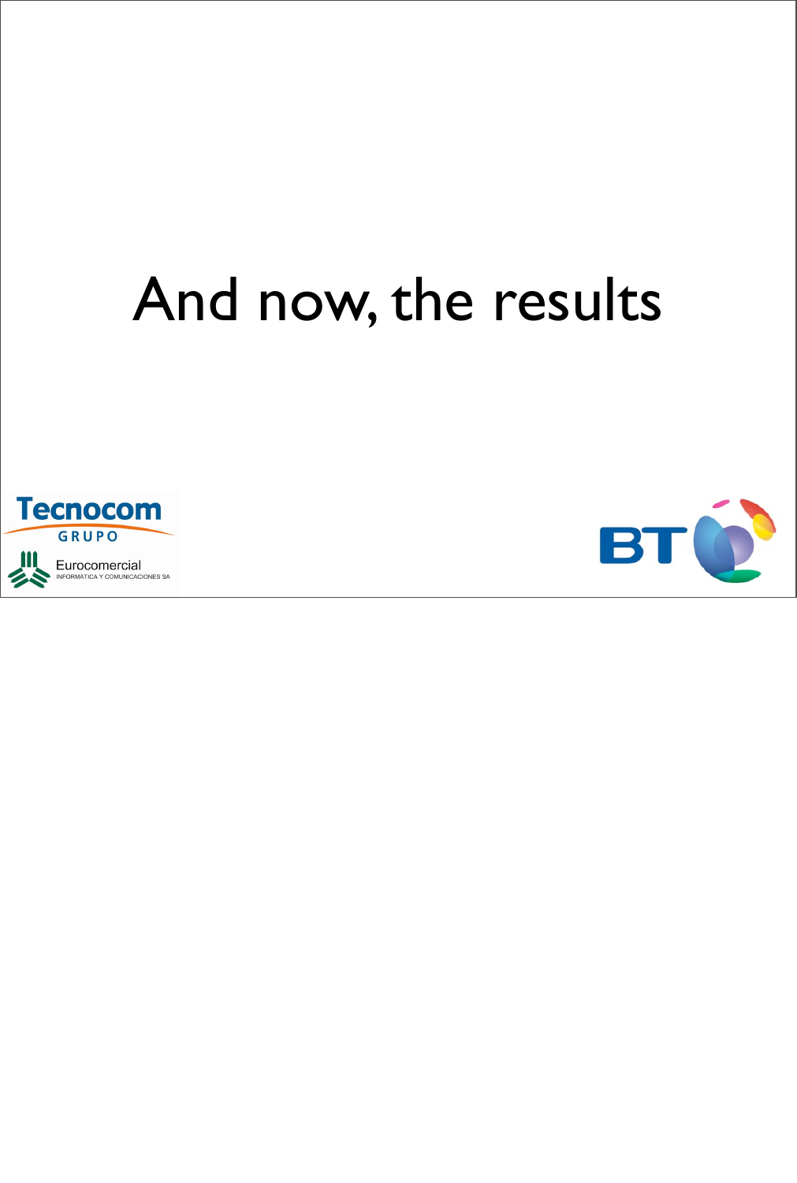# And now, the results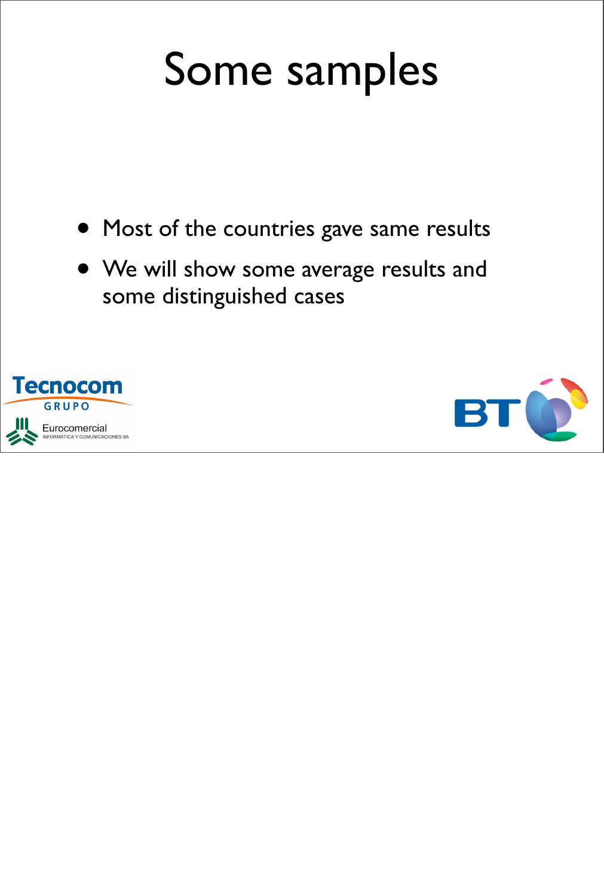# Some samples

- Most of the countries gave same results
- We will show some average results and some distinguished cases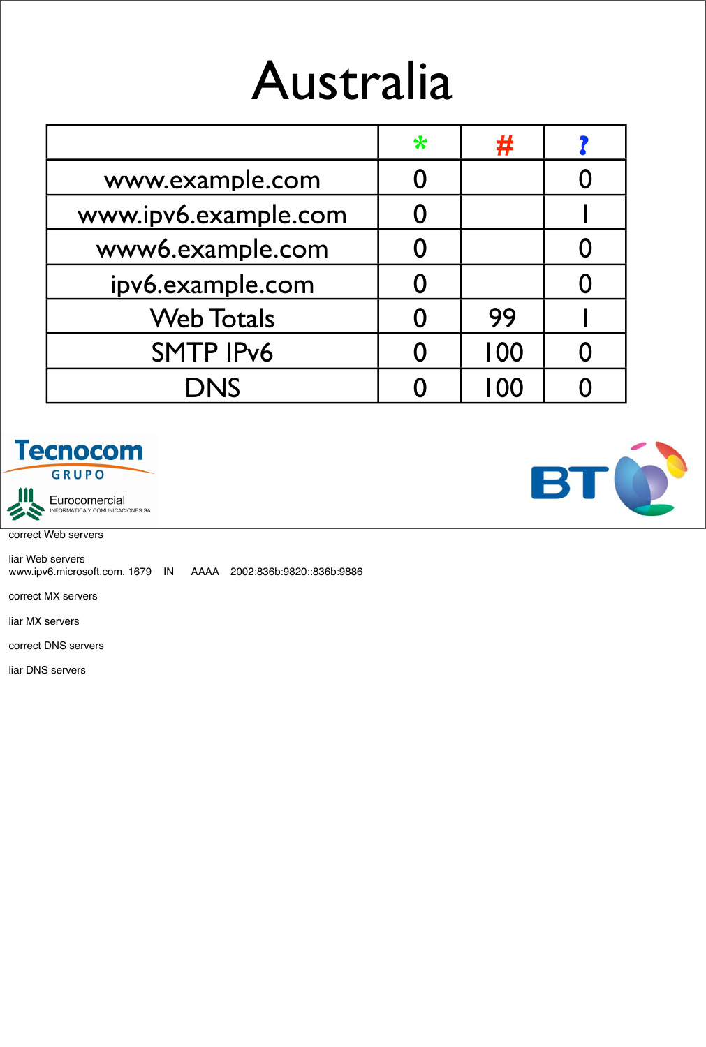# Australia

| | * | # | ? |
|---|---|---|---|
| www.example.com | 0 | | 0 |
| www.ipv6.example.com | 0 | | 1 |
| www6.example.com | 0 | | 0 |
| ipv6.example.com | 0 | | 0 |
| Web Totals | 0 | 99 | 1 |
| SMTP IPv6 | 0 | 100 | 0 |
| DNS | 0 | 100 | 0 |

Tecnocom GRUPO

Eurocomercial INFORMATICA Y COMUNICACIONES SA

BT

correct Web servers

liar Web servers
www.ipv6.microsoft.com. 1679 IN AAAA 2002:836b:9820::836b:9886

correct MX servers

liar MX servers

correct DNS servers

liar DNS servers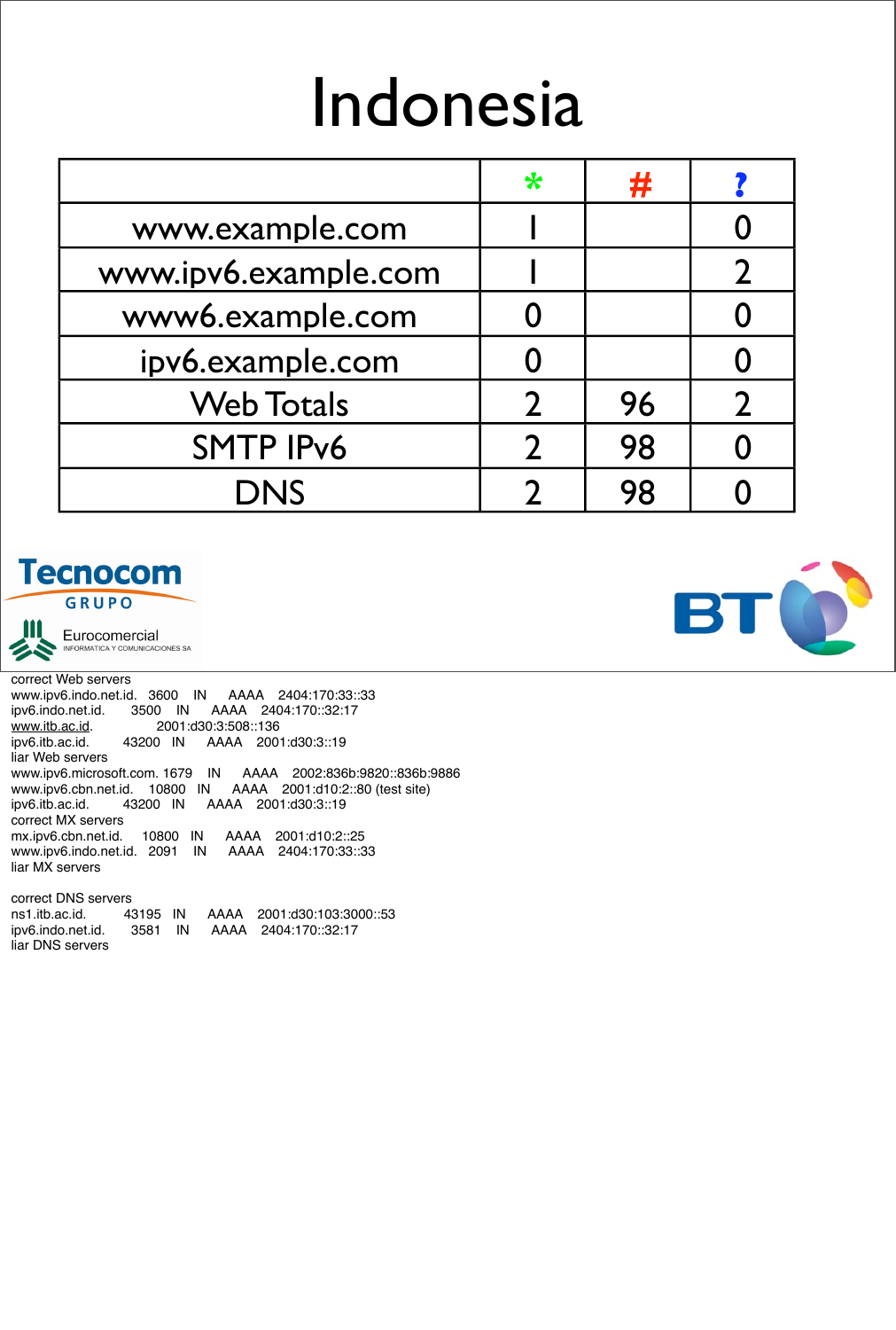# Indonesia

| | * | # | ? |
|---|---|---|---|
| www.example.com | 1 | | 0 |
| www.ipv6.example.com | 1 | | 2 |
| www6.example.com | 0 | | 0 |
| ipv6.example.com | 0 | | 0 |
| Web Totals | 2 | 96 | 2 |
| SMTP IPv6 | 2 | 98 | 0 |
| DNS | 2 | 98 | 0 |

Tecnocom GRUPO

Eurocomercial INFORMATICA Y COMUNICACIONES SA

BT

correct Web servers
www.ipv6.indo.net.id. 3600 IN AAAA 2404:170:33::33
ipv6.indo.net.id. 3500 IN AAAA 2404:170::32:17
www.itb.ac.id. 2001:d30:3:508::136
ipv6.itb.ac.id. 43200 IN AAAA 2001:d30:3::19
liar Web servers
www.ipv6.microsoft.com. 1679 IN AAAA 2002:836b:9820::836b:9886
www.ipv6.cbn.net.id. 10800 IN AAAA 2001:d10:2::80 (test site)
ipv6.itb.ac.id. 43200 IN AAAA 2001:d30:3::19
correct MX servers
mx.ipv6.cbn.net.id. 10800 IN AAAA 2001:d10:2::25
www.ipv6.indo.net.id. 2091 IN AAAA 2404:170:33::33
liar MX servers

correct DNS servers
ns1.itb.ac.id. 43195 IN AAAA 2001:d30:103:3000::53
ipv6.indo.net.id. 3581 IN AAAA 2404:170::32:17
liar DNS servers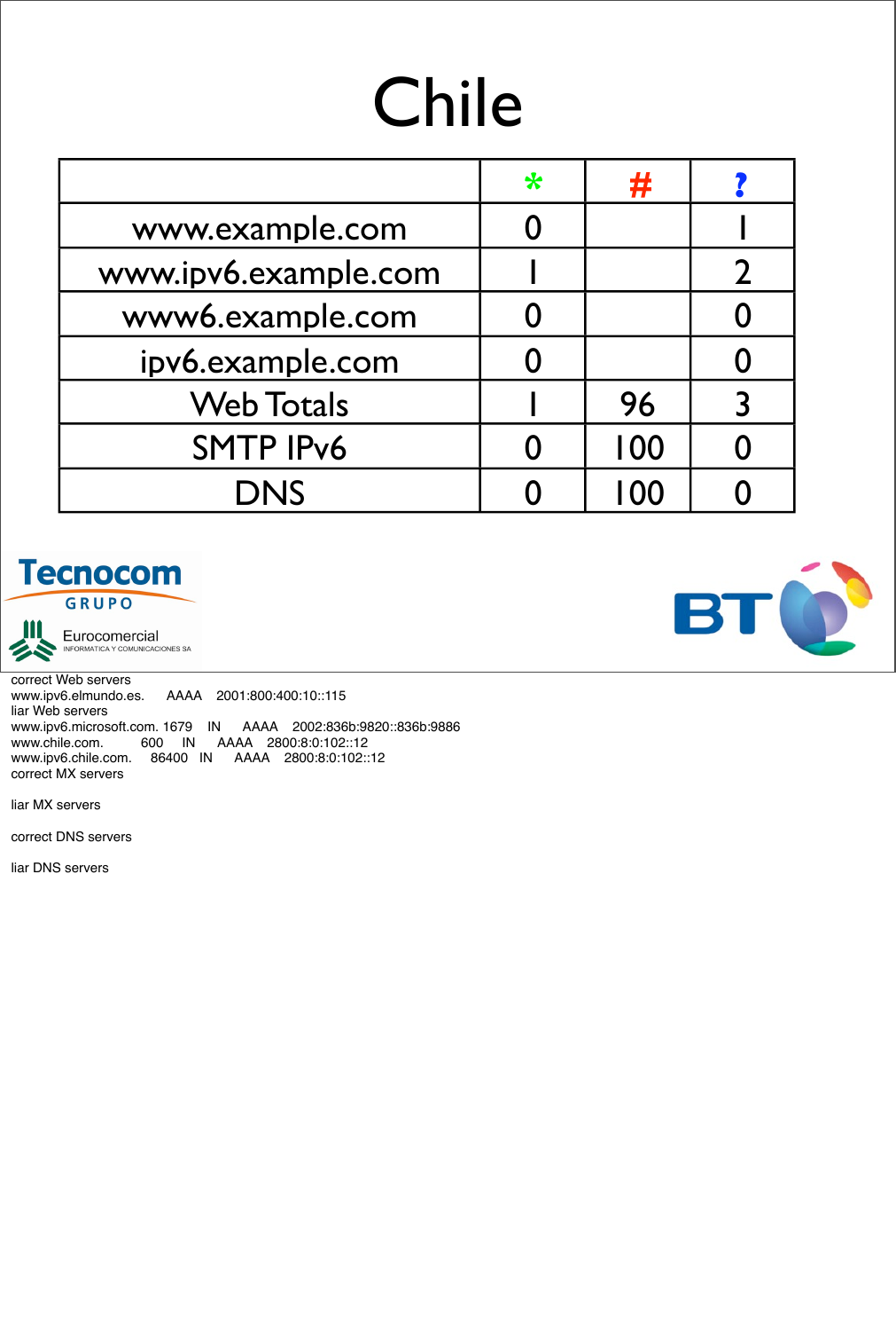# Chile

| | * | # | ? |
|---|---|---|---|
| www.example.com | 0 | | 1 |
| www.ipv6.example.com | 1 | | 2 |
| www6.example.com | 0 | | 0 |
| ipv6.example.com | 0 | | 0 |
| Web Totals | 1 | 96 | 3 |
| SMTP IPv6 | 0 | 100 | 0 |
| DNS | 0 | 100 | 0 |

Tecnocom GRUPO

Eurocomercial INFORMATICA Y COMUNICACIONES SA

BT

correct Web servers
www.ipv6.elmundo.es. AAAA 2001:800:400:10::115
liar Web servers
www.ipv6.microsoft.com. 1679 IN AAAA 2002:836b:9820::836b:9886
www.chile.com. 600 IN AAAA 2800:8:0:102::12
www.ipv6.chile.com. 86400 IN AAAA 2800:8:0:102::12
correct MX servers

liar MX servers

correct DNS servers

liar DNS servers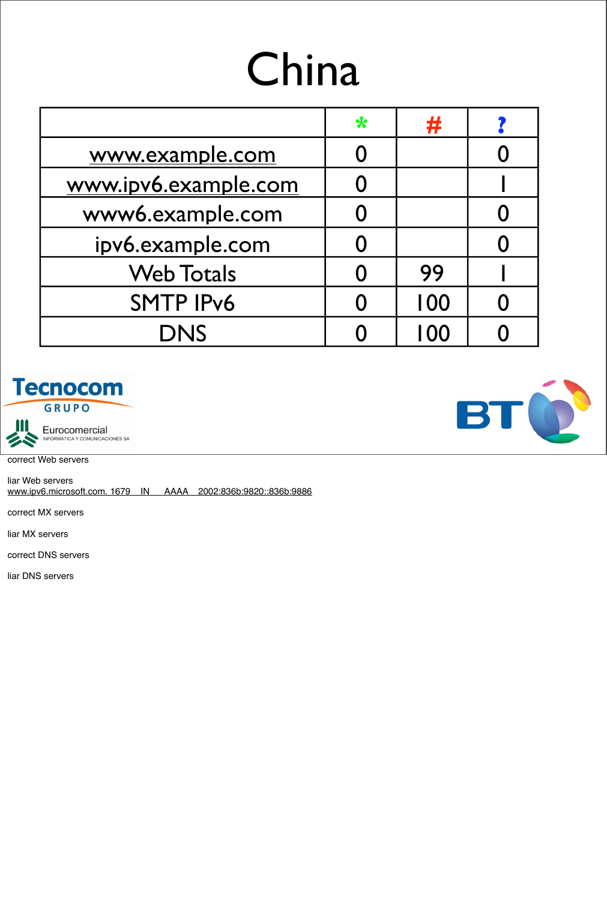# China

| | * | # | ? |
|---|---|---|---|
| www.example.com | 0 | | 0 |
| www.ipv6.example.com | 0 | | 1 |
| www6.example.com | 0 | | 0 |
| ipv6.example.com | 0 | | 0 |
| Web Totals | 0 | 99 | 1 |
| SMTP IPv6 | 0 | 100 | 0 |
| DNS | 0 | 100 | 0 |

Tecnocom GRUPO

Eurocomercial INFORMATICA Y COMUNICACIONES SA

BT

correct Web servers

liar Web servers
www.ipv6.microsoft.com. 1679 IN AAAA 2002:836b:9820::836b:9886

correct MX servers

liar MX servers

correct DNS servers

liar DNS servers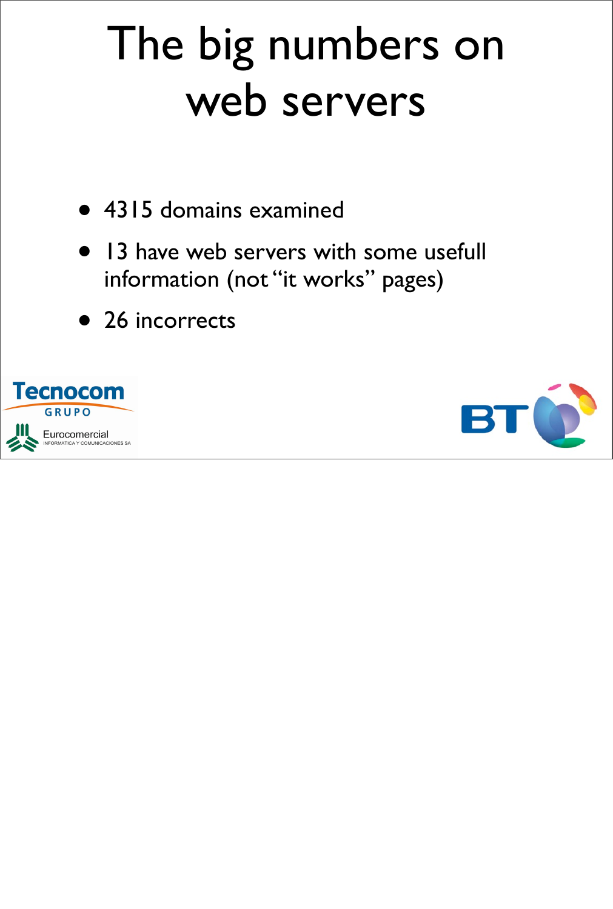# The big numbers on web servers

- 4315 domains examined
- 13 have web servers with some usefull information (not “it works” pages)
- 26 incorrects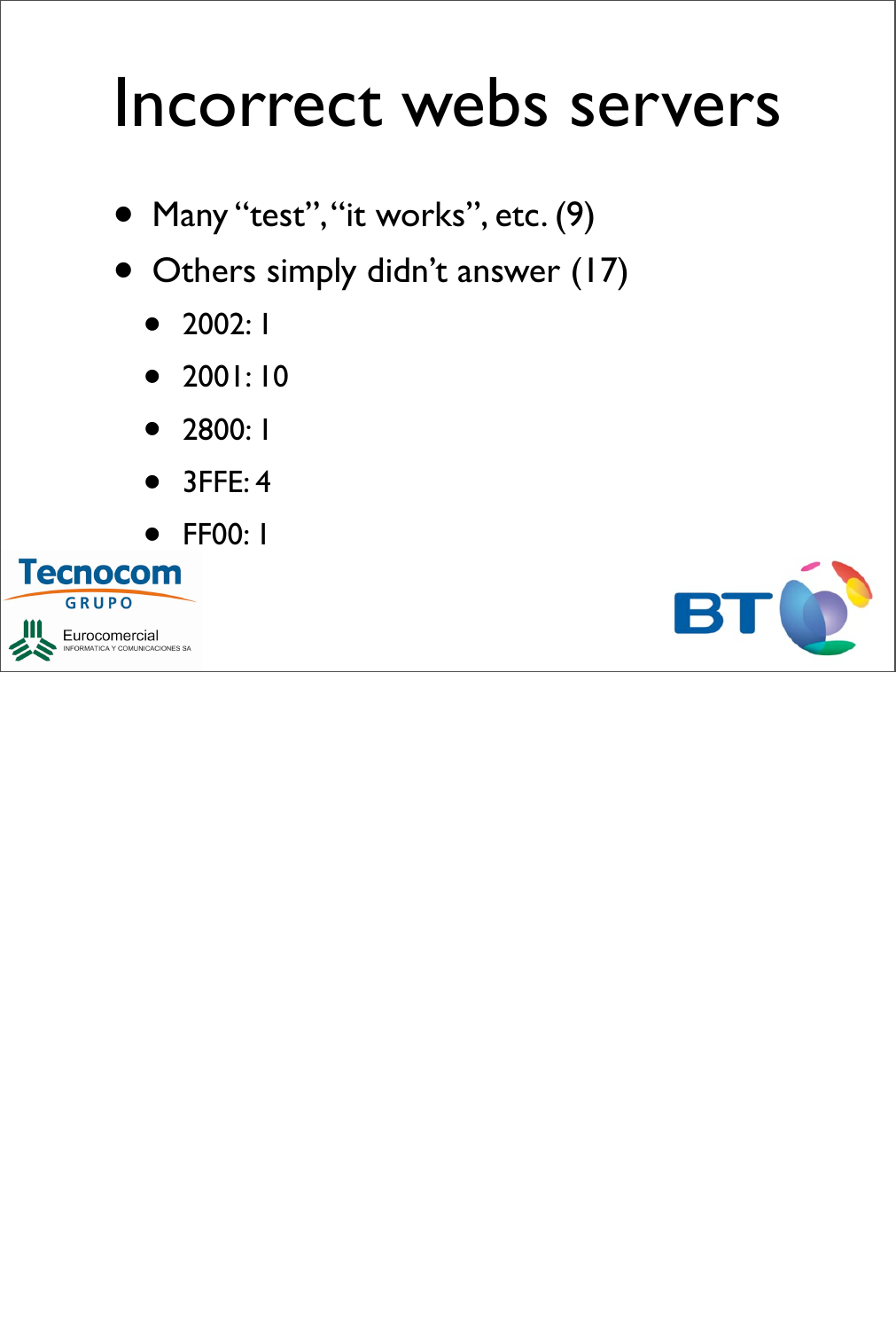# Incorrect webs servers

- Many "test", "it works", etc. (9)
- Others simply didn't answer (17)
  - 2002: 1
  - 2001: 10
  - 2800: 1
  - 3FFE: 4
  - FF00: 1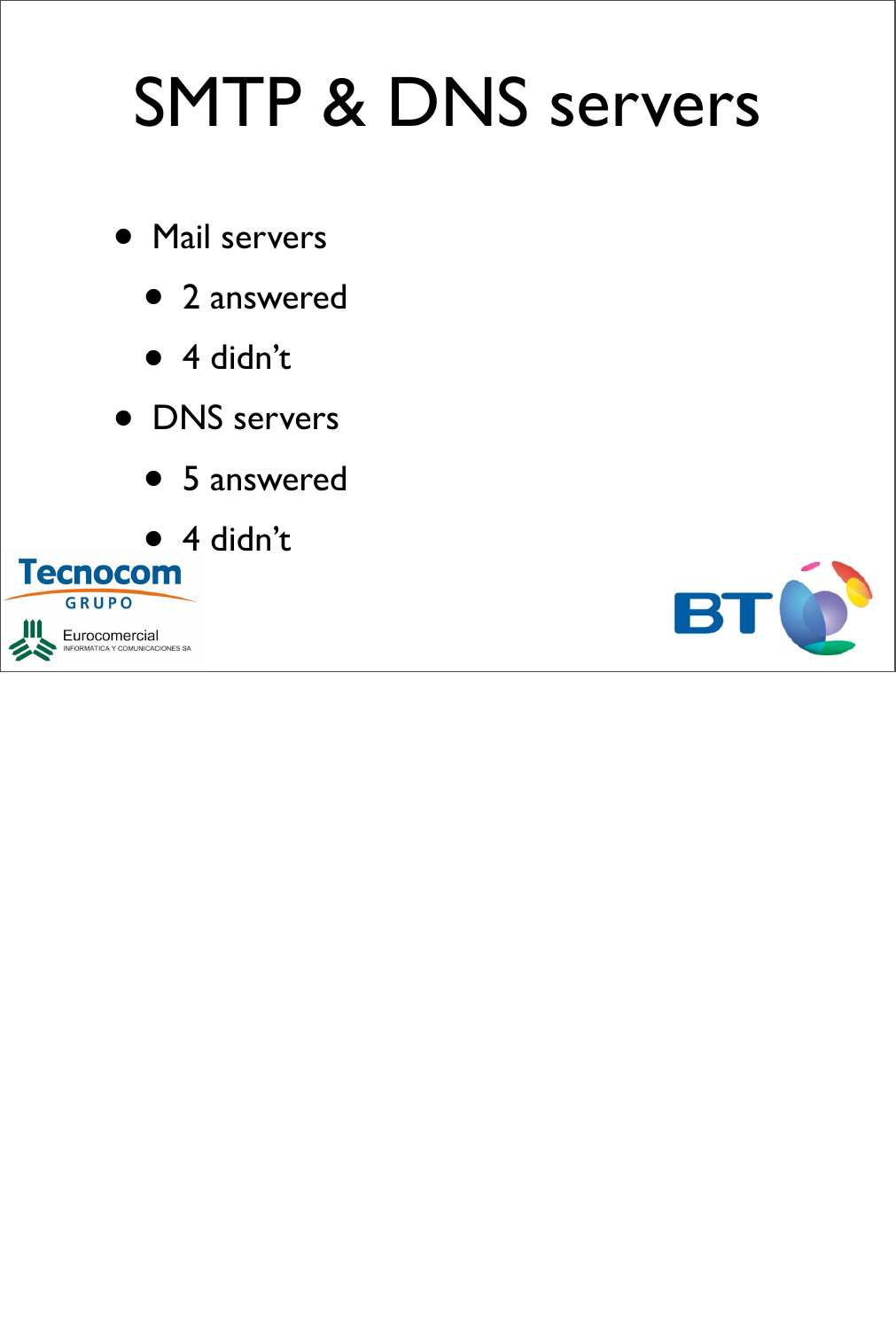# SMTP & DNS servers

- Mail servers
  - 2 answered
  - 4 didn't
- DNS servers
  - 5 answered
  - 4 didn't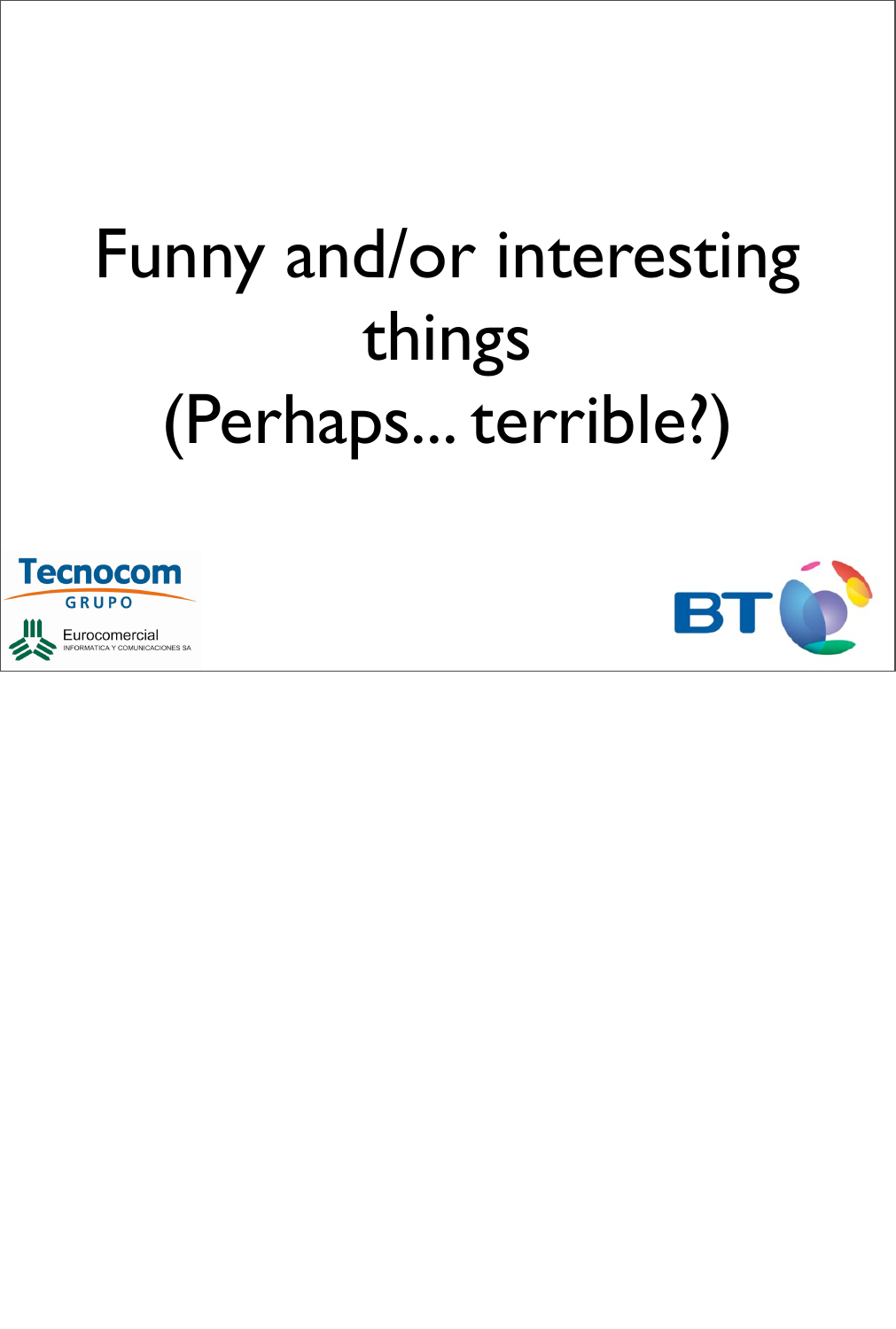# Funny and/or interesting things (Perhaps... terrible?)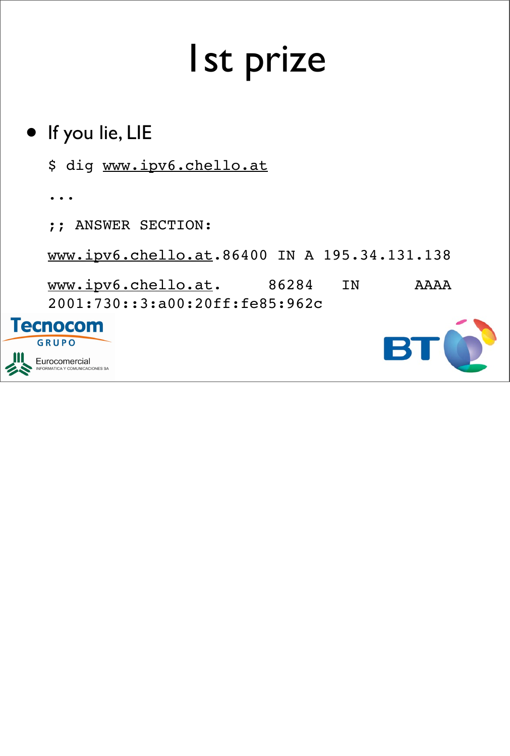# 1st prize

- If you lie, LIE

```
$ dig www.ipv6.chello.at
...
;; ANSWER SECTION:
www.ipv6.chello.at.86400 IN A 195.34.131.138
www.ipv6.chello.at.     86284   IN      AAAA
2001:730::3:a00:20ff:fe85:962c
```

Tecnocom GRUPO

Eurocomercial INFORMATICA Y COMUNICACIONES SA

BT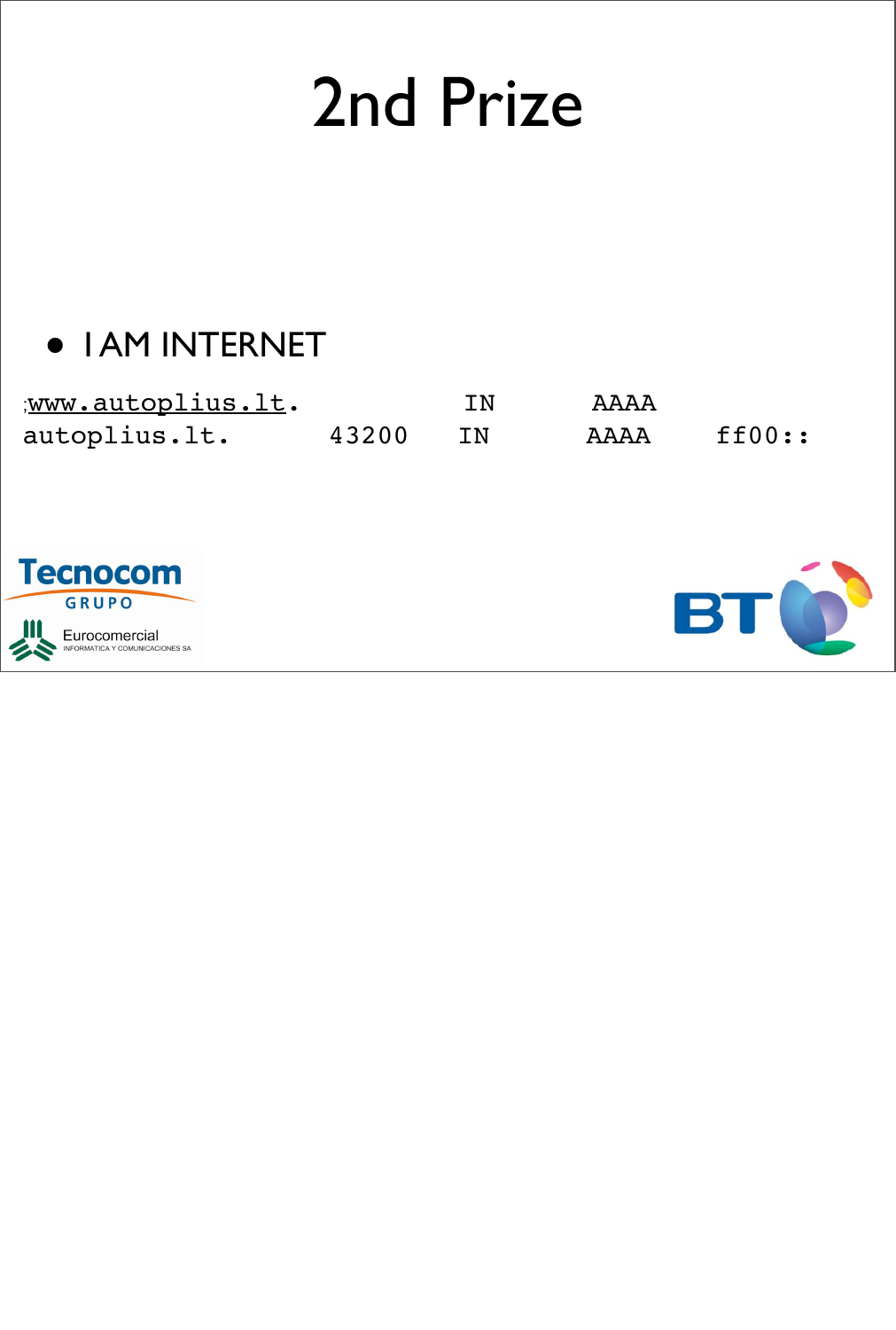# 2nd Prize

- I AM INTERNET

```
;www.autoplius.lt.              IN      AAAA
autoplius.lt.       43200    IN      AAAA    ff00::
```

Tecnocom GRUPO

Eurocomercial INFORMATICA Y COMUNICACIONES SA

BT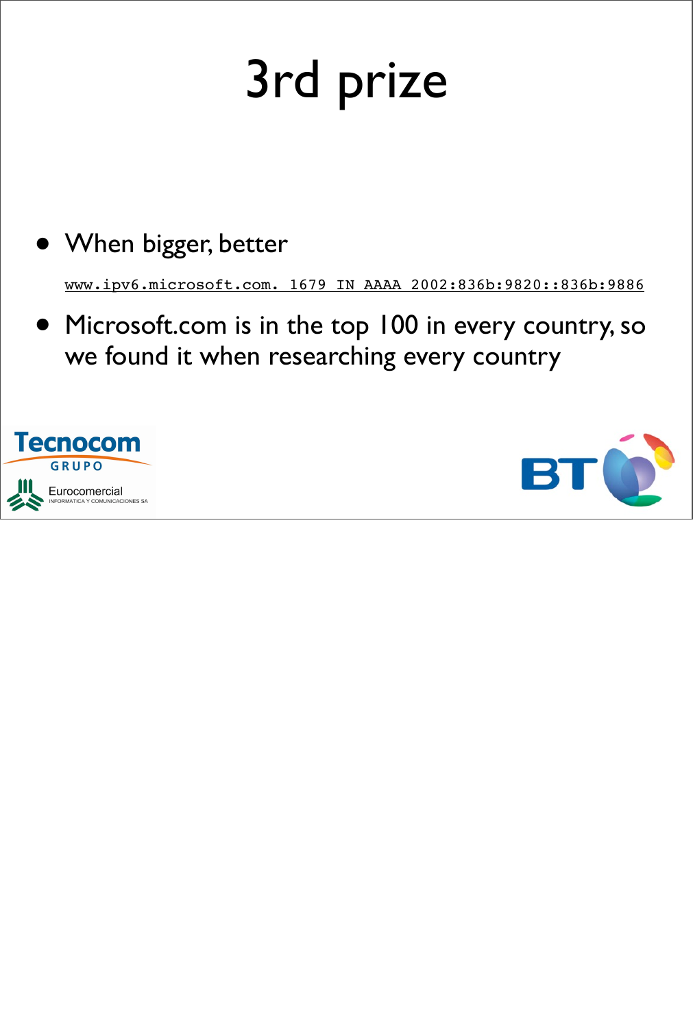# 3rd prize

- When bigger, better

  `www.ipv6.microsoft.com. 1679 IN AAAA 2002:836b:9820::836b:9886`

- Microsoft.com is in the top 100 in every country, so we found it when researching every country

Tecnocom
GRUPO

Eurocomercial
INFORMATICA Y COMUNICACIONES SA

BT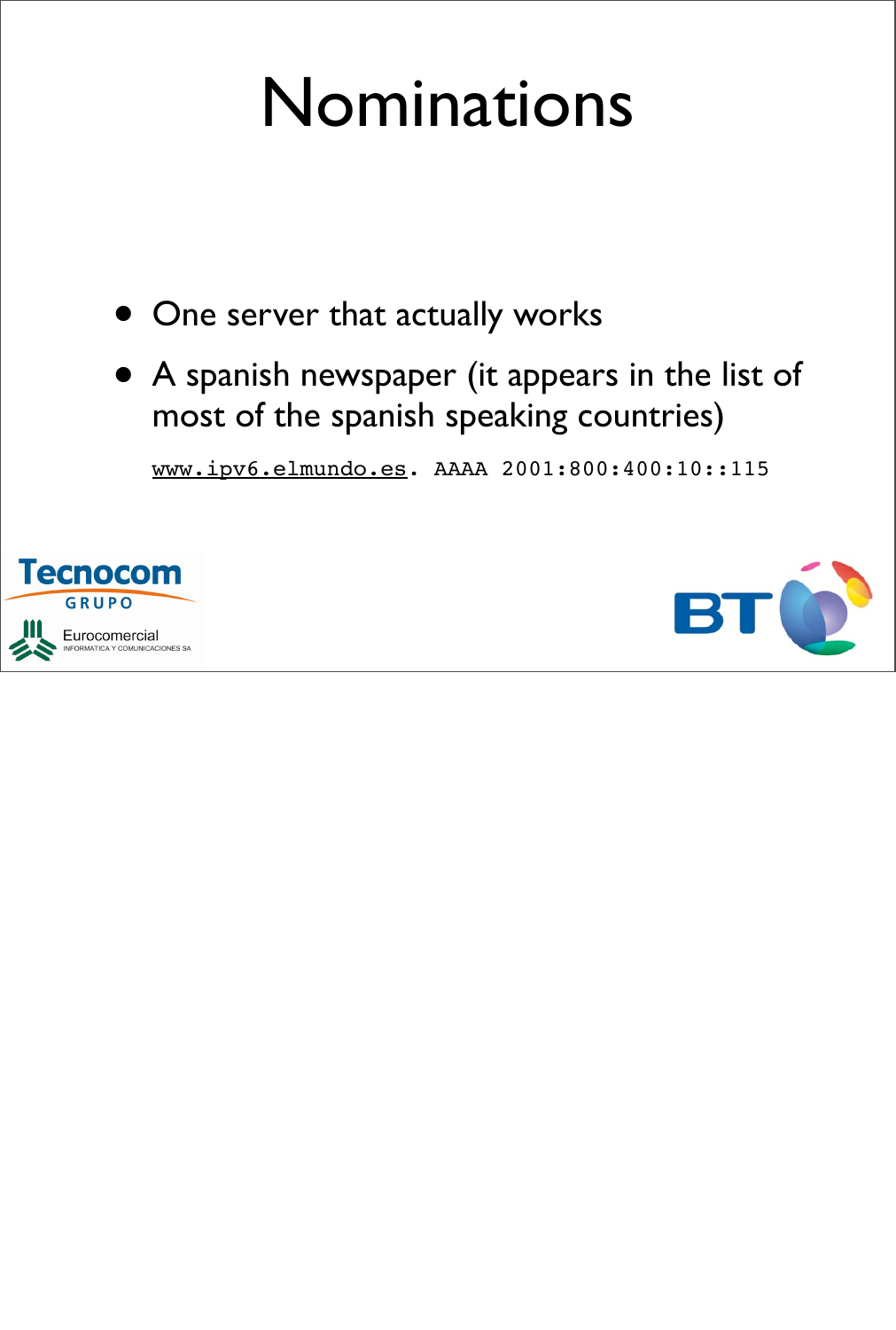# Nominations

- One server that actually works
- A spanish newspaper (it appears in the list of most of the spanish speaking countries)

```
www.ipv6.elmundo.es. AAAA 2001:800:400:10::115
```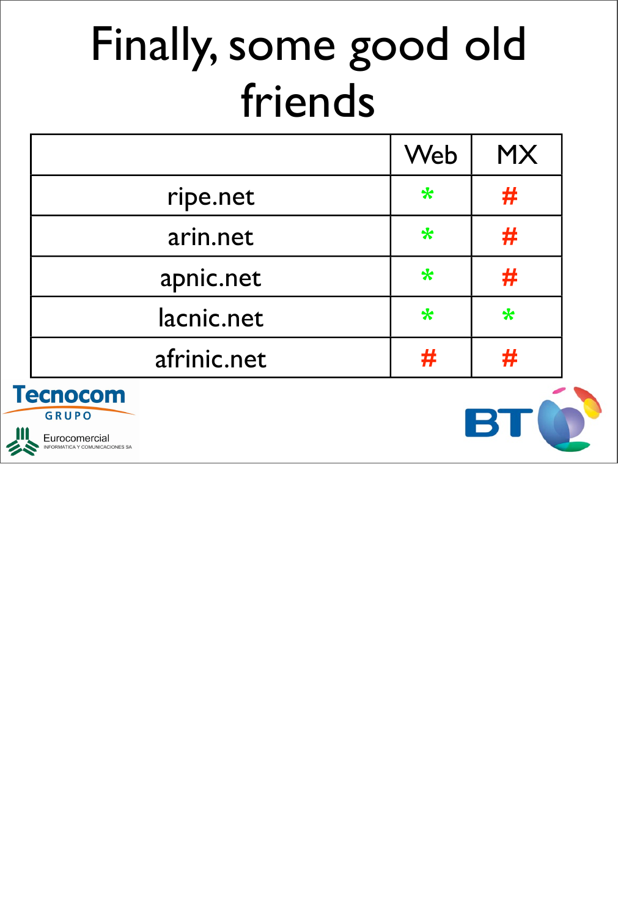# Finally, some good old friends

| | Web | MX |
|---|---|---|
| ripe.net | * | # |
| arin.net | * | # |
| apnic.net | * | # |
| lacnic.net | * | * |
| afrinic.net | # | # |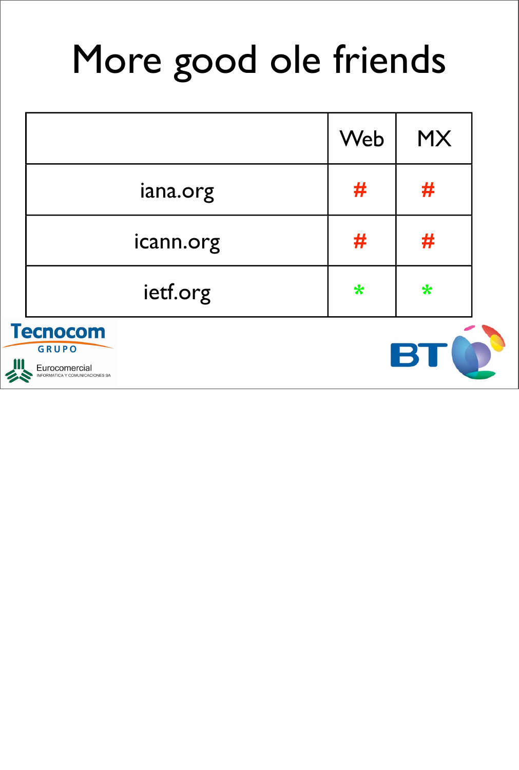# More good ole friends

| | Web | MX |
|---|---|---|
| iana.org | # | # |
| icann.org | # | # |
| ietf.org | * | * |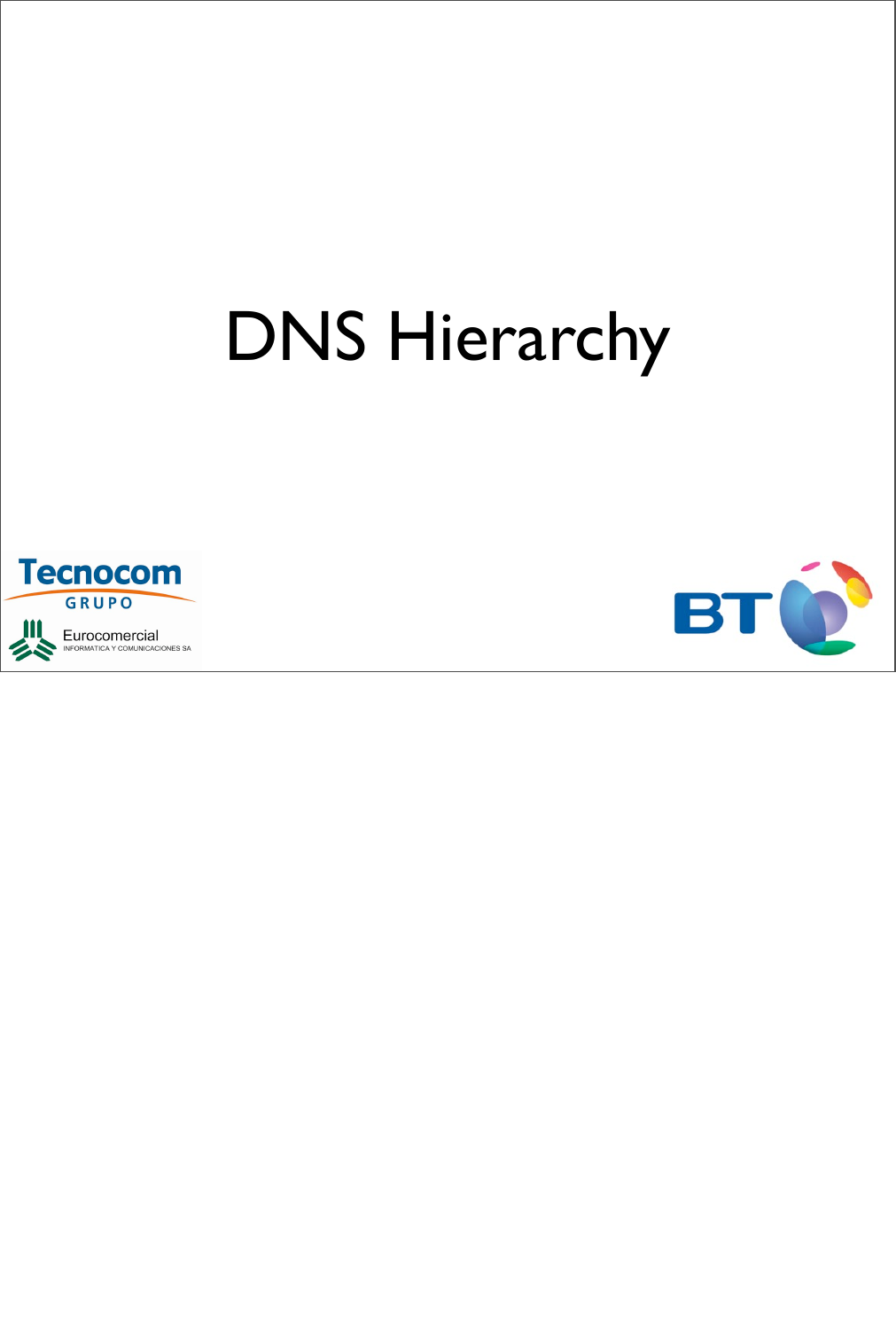# DNS Hierarchy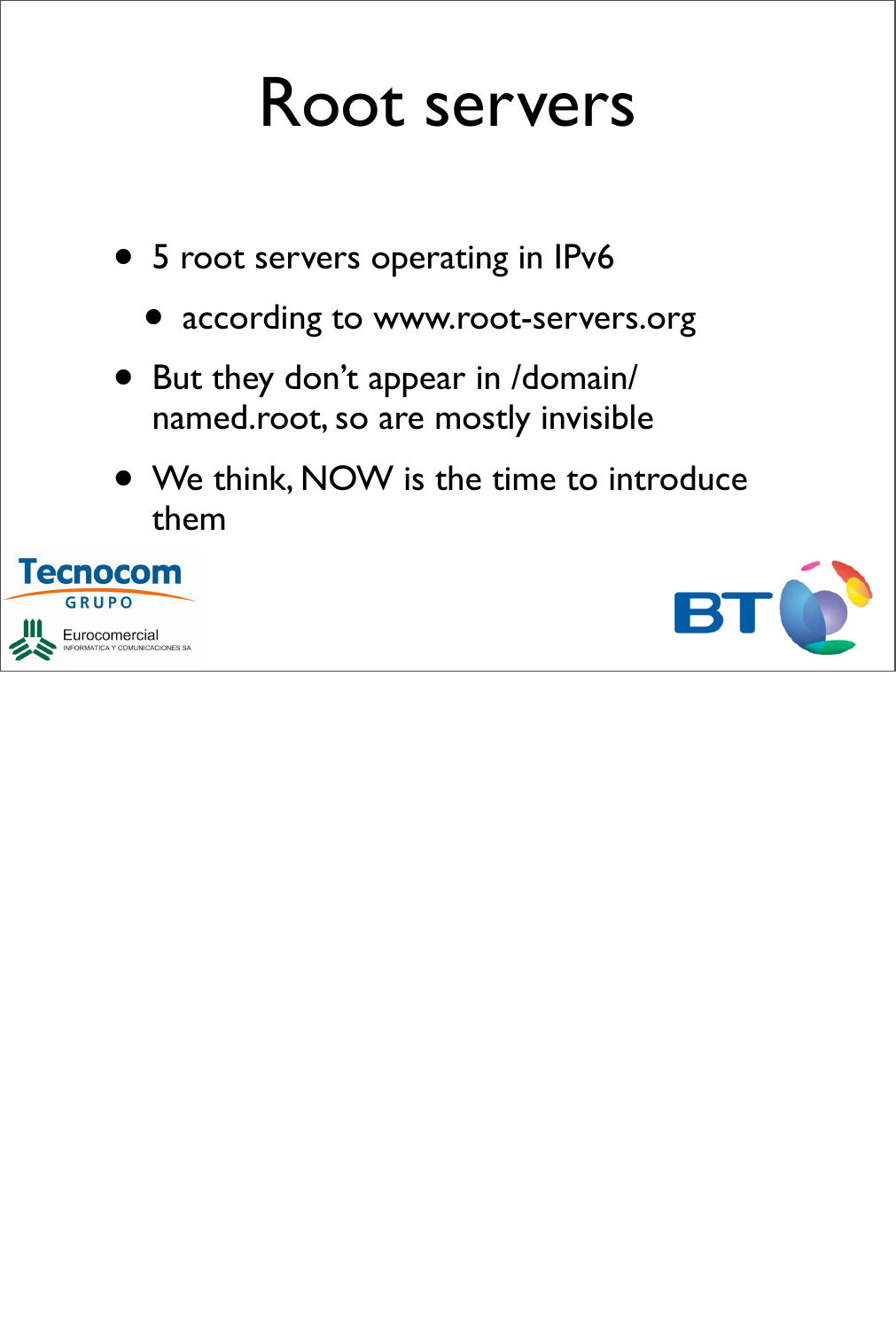# Root servers

- 5 root servers operating in IPv6
  - according to www.root-servers.org
- But they don't appear in /domain/named.root, so are mostly invisible
- We think, NOW is the time to introduce them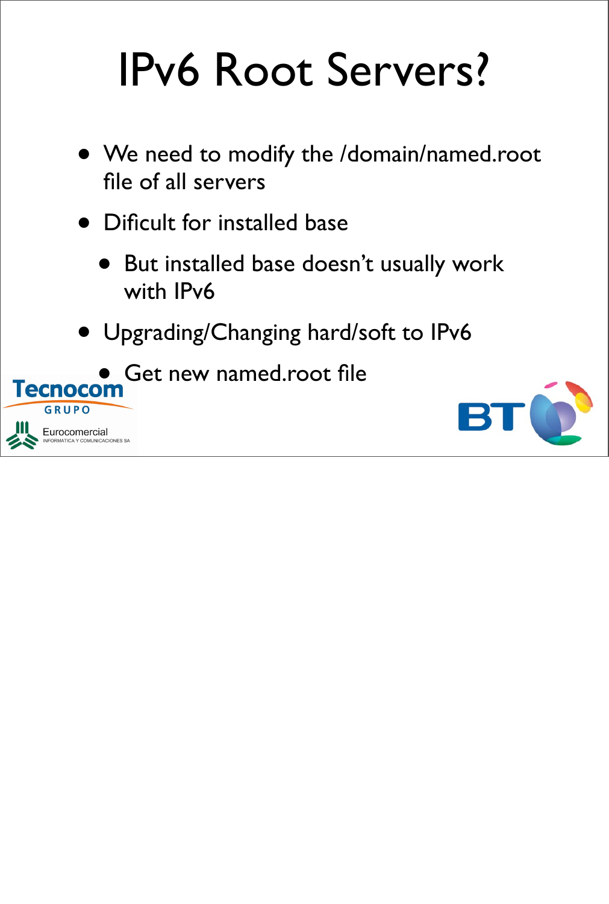# IPv6 Root Servers?

- We need to modify the /domain/named.root file of all servers
- Dificult for installed base
  - But installed base doesn't usually work with IPv6
- Upgrading/Changing hard/soft to IPv6
  - Get new named.root file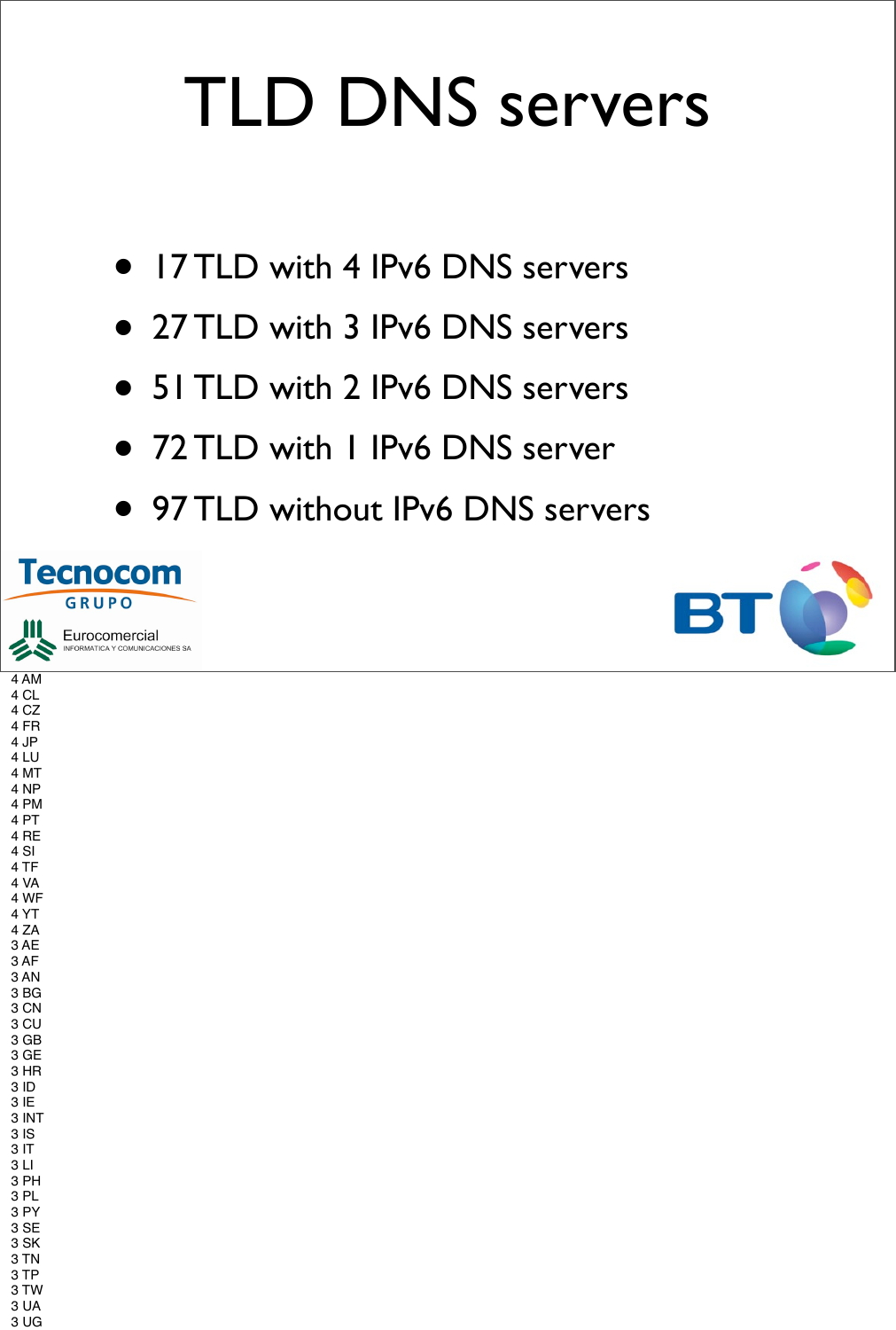# TLD DNS servers

- 17 TLD with 4 IPv6 DNS servers
- 27 TLD with 3 IPv6 DNS servers
- 51 TLD with 2 IPv6 DNS servers
- 72 TLD with 1 IPv6 DNS server
- 97 TLD without IPv6 DNS servers

Tecnocom GRUPO

Eurocomercial INFORMATICA Y COMUNICACIONES SA

BT

4 AM
4 CL
4 CZ
4 FR
4 JP
4 LU
4 MT
4 NP
4 PM
4 PT
4 RE
4 SI
4 TF
4 VA
4 WF
4 YT
4 ZA
3 AE
3 AF
3 AN
3 BG
3 CN
3 CU
3 GB
3 GE
3 HR
3 ID
3 IE
3 INT
3 IS
3 IT
3 LI
3 PH
3 PL
3 PY
3 SE
3 SK
3 TN
3 TP
3 TW
3 UA
3 UG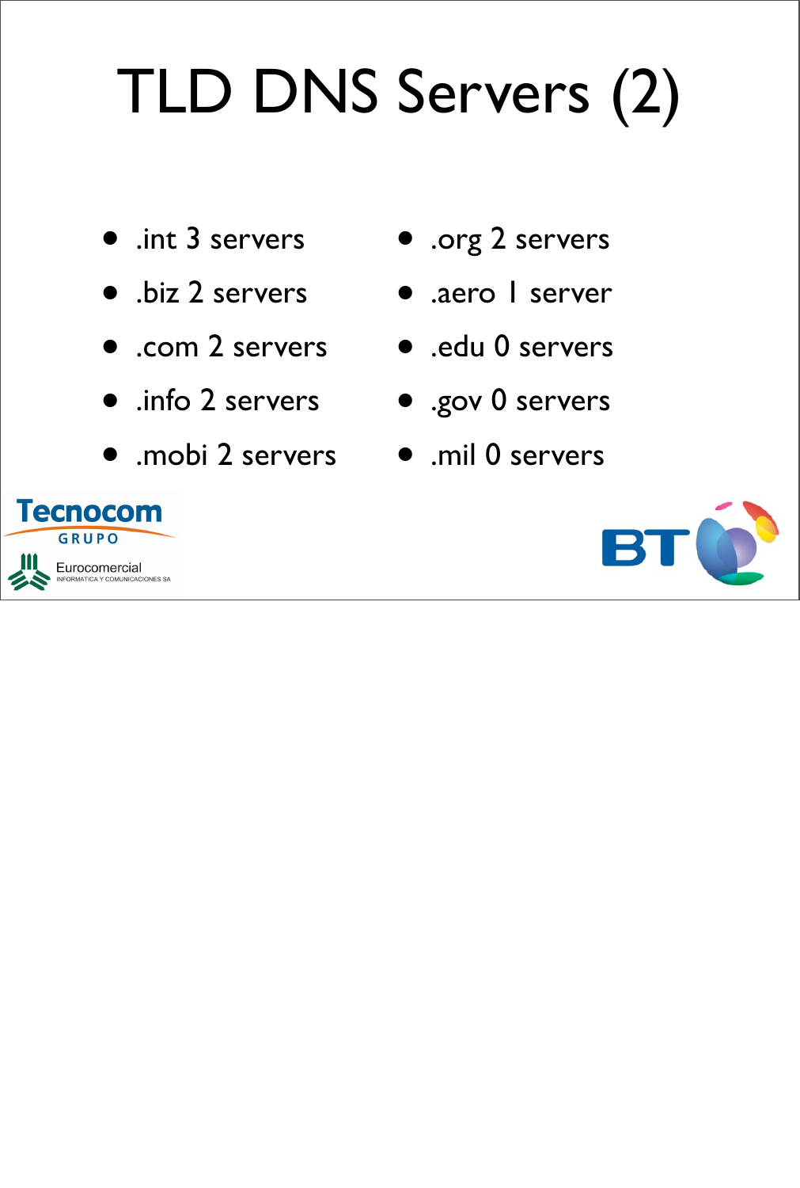# TLD DNS Servers (2)

- .int 3 servers
- .biz 2 servers
- .com 2 servers
- .info 2 servers
- .mobi 2 servers
- .org 2 servers
- .aero 1 server
- .edu 0 servers
- .gov 0 servers
- .mil 0 servers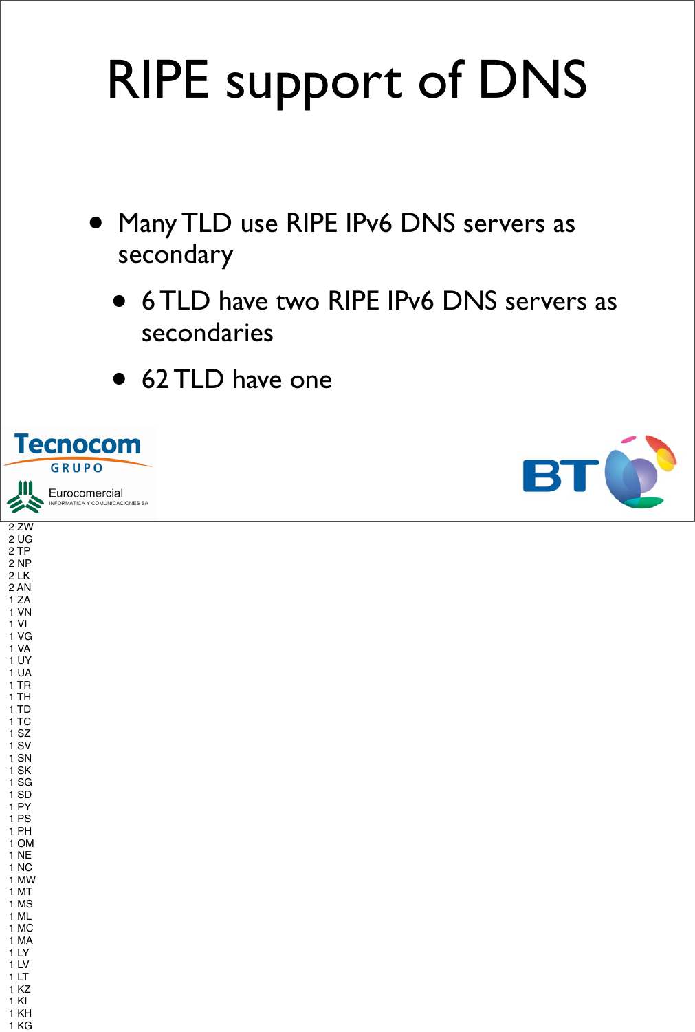# RIPE support of DNS

- Many TLD use RIPE IPv6 DNS servers as secondary
  - 6 TLD have two RIPE IPv6 DNS servers as secondaries
  - 62 TLD have one

Tecnocom GRUPO

Eurocomercial INFORMATICA Y COMUNICACIONES SA

BT

2 ZW
2 UG
2 TP
2 NP
2 LK
2 AN
1 ZA
1 VN
1 VI
1 VG
1 VA
1 UY
1 UA
1 TR
1 TH
1 TD
1 TC
1 SZ
1 SV
1 SN
1 SK
1 SG
1 SD
1 PY
1 PS
1 PH
1 OM
1 NE
1 NC
1 MW
1 MT
1 MS
1 ML
1 MC
1 MA
1 LY
1 LV
1 LT
1 KZ
1 KI
1 KH
1 KG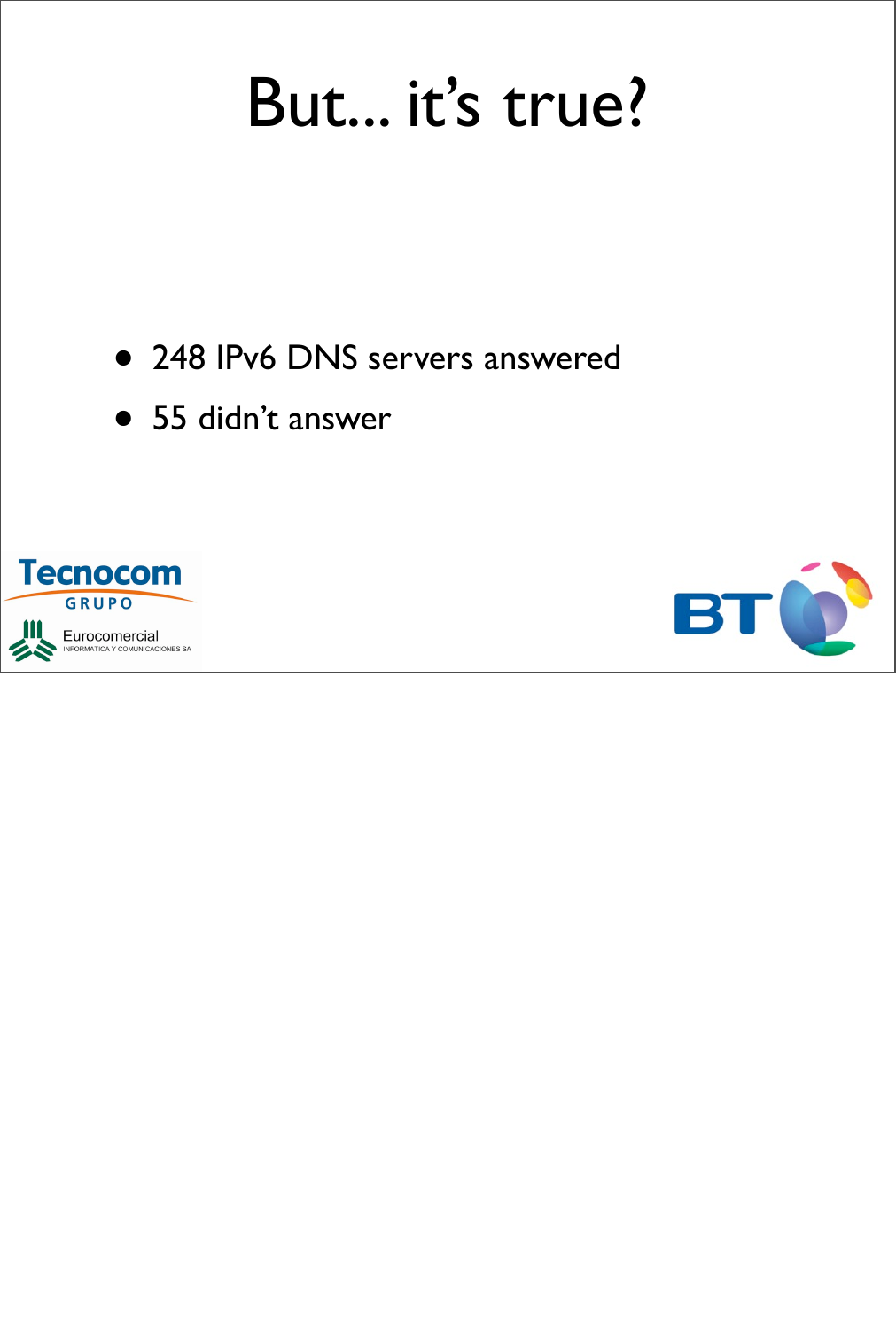# But... it's true?

- 248 IPv6 DNS servers answered
- 55 didn't answer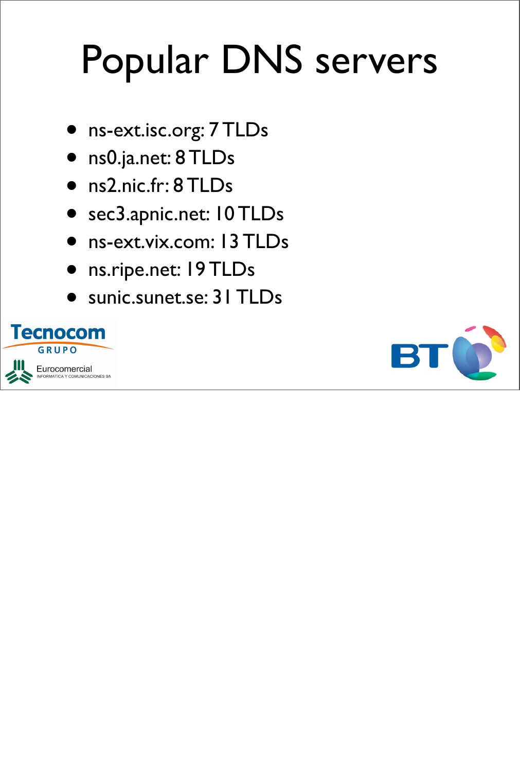# Popular DNS servers

- ns-ext.isc.org: 7 TLDs
- ns0.ja.net: 8 TLDs
- ns2.nic.fr: 8 TLDs
- sec3.apnic.net: 10 TLDs
- ns-ext.vix.com: 13 TLDs
- ns.ripe.net: 19 TLDs
- sunic.sunet.se: 31 TLDs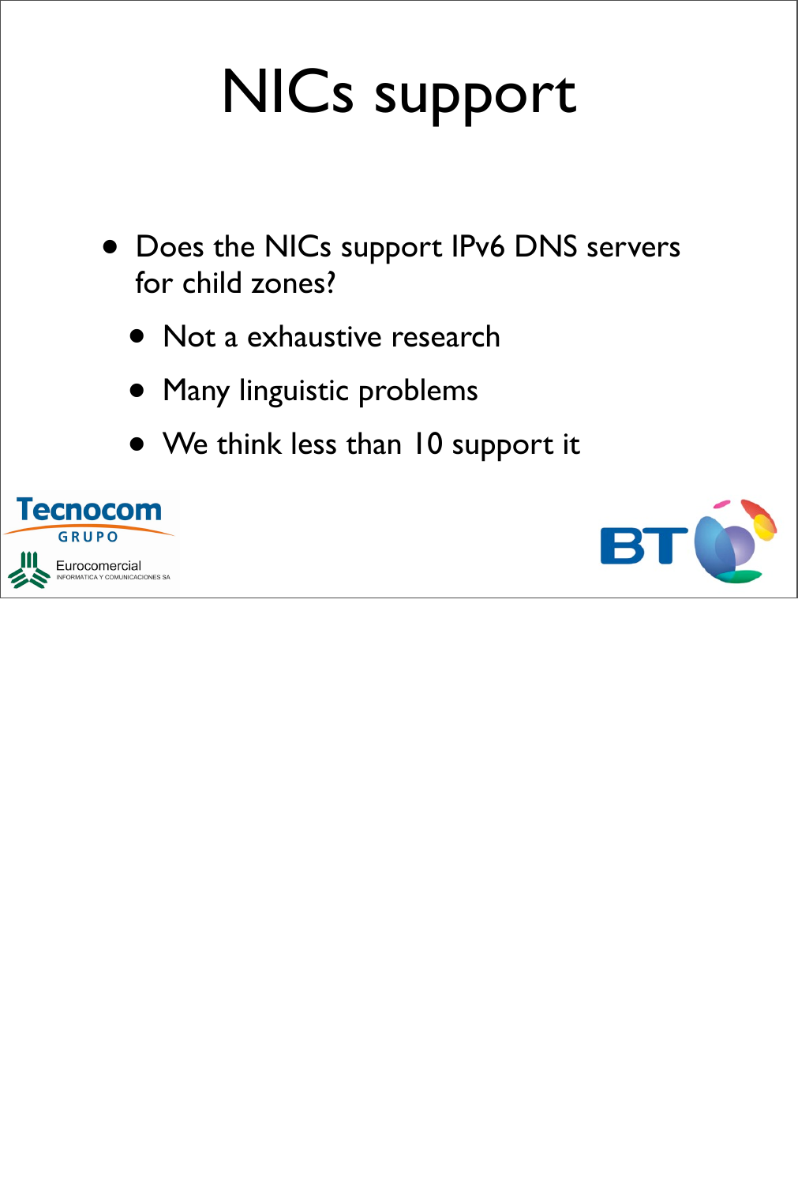# NICs support

- Does the NICs support IPv6 DNS servers for child zones?
  - Not a exhaustive research
  - Many linguistic problems
  - We think less than 10 support it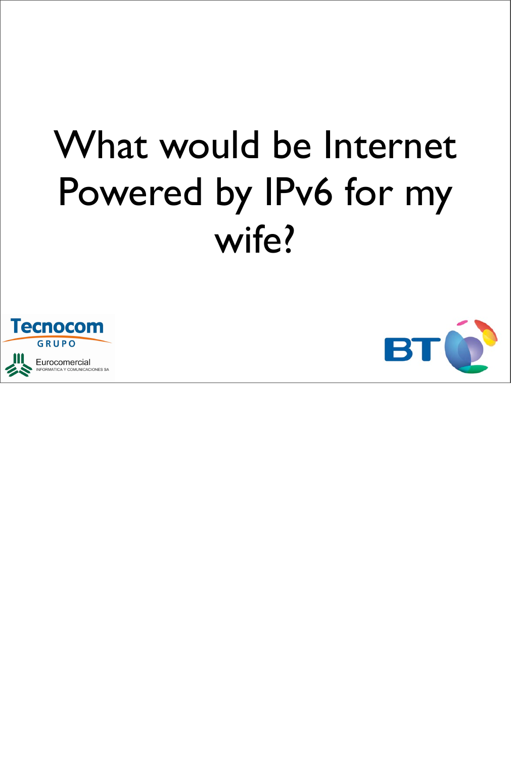# What would be Internet Powered by IPv6 for my wife?

Tecnocom
GRUPO

Eurocomercial
INFORMATICA Y COMUNICACIONES SA

BT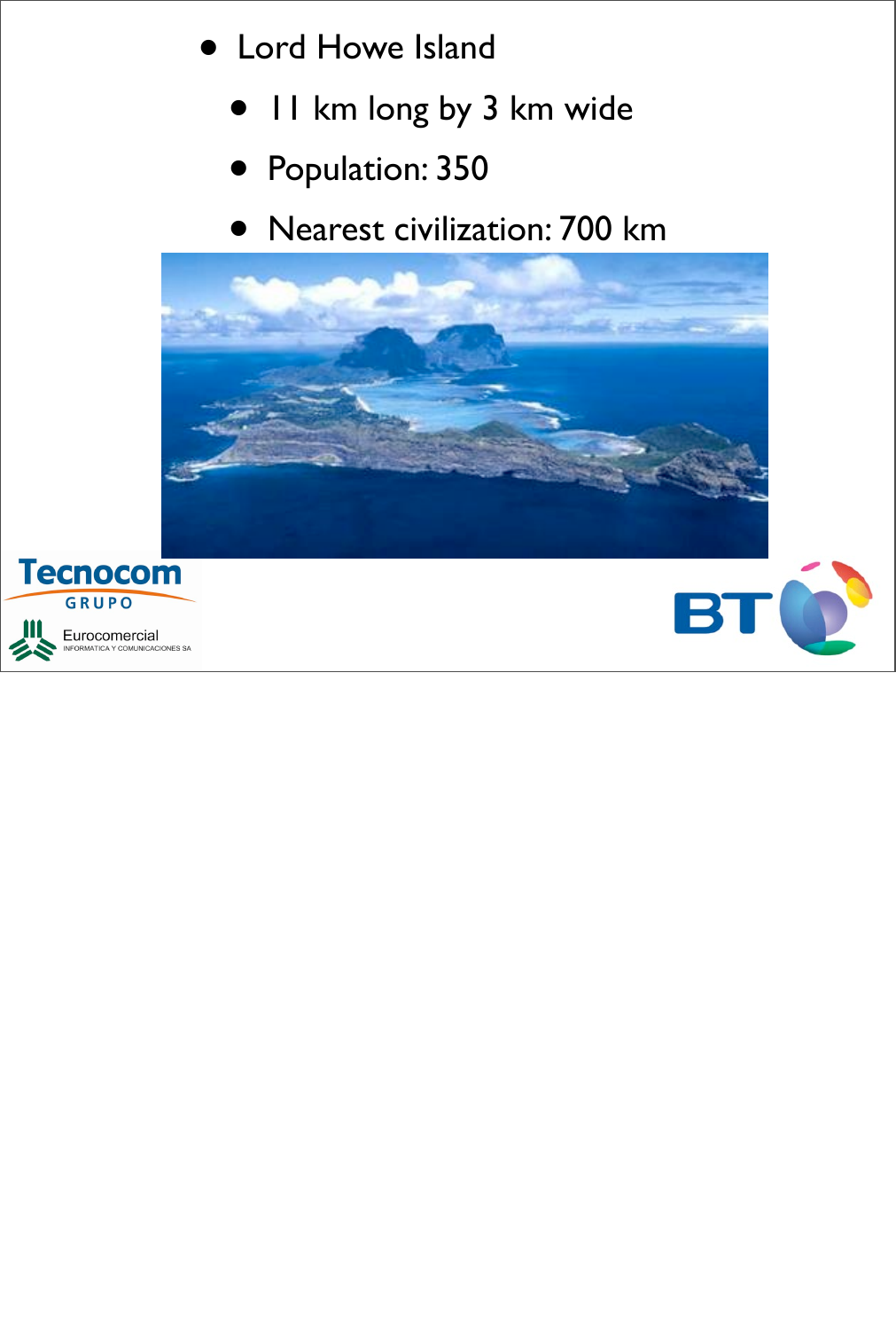- Lord Howe Island
  - 11 km long by 3 km wide
  - Population: 350
  - Nearest civilization: 700 km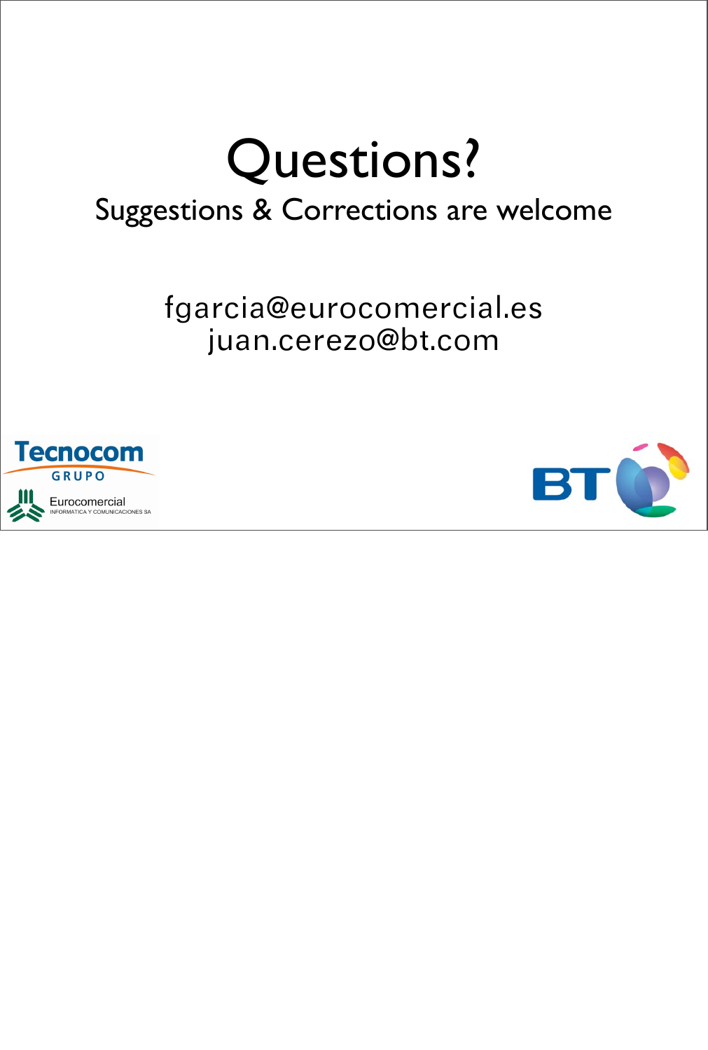# Questions?

Suggestions & Corrections are welcome

fgarcia@eurocomercial.es
juan.cerezo@bt.com

Tecnocom GRUPO

Eurocomercial INFORMATICA Y COMUNICACIONES SA

BT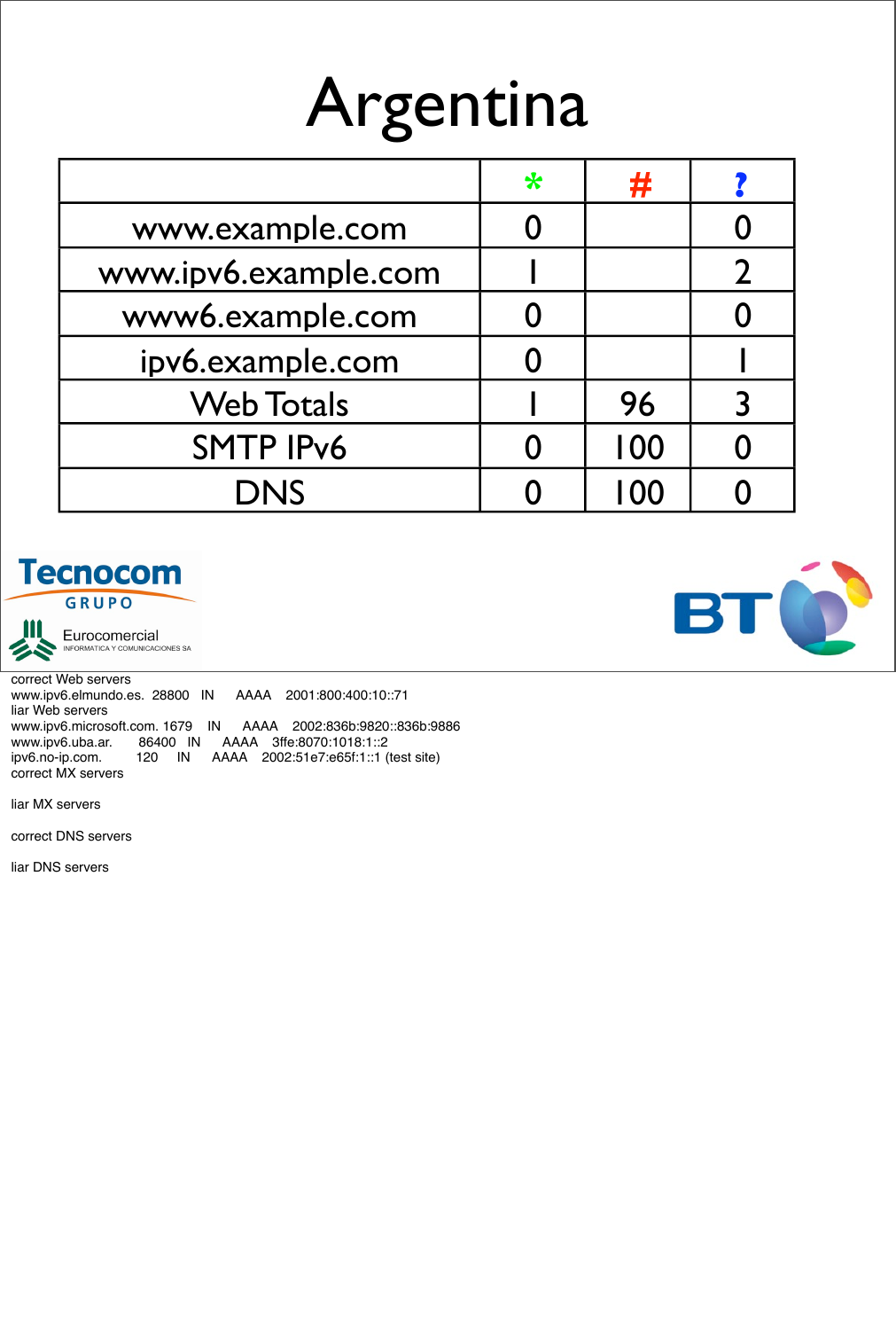# Argentina

| | * | # | ? |
|---|---|---|---|
| www.example.com | 0 | | 0 |
| www.ipv6.example.com | 1 | | 2 |
| www6.example.com | 0 | | 0 |
| ipv6.example.com | 0 | | 1 |
| Web Totals | 1 | 96 | 3 |
| SMTP IPv6 | 0 | 100 | 0 |
| DNS | 0 | 100 | 0 |

Tecnocom GRUPO

Eurocomercial INFORMATICA Y COMUNICACIONES SA

BT

correct Web servers
www.ipv6.elmundo.es. 28800 IN AAAA 2001:800:400:10::71
liar Web servers
www.ipv6.microsoft.com. 1679 IN AAAA 2002:836b:9820::836b:9886
www.ipv6.uba.ar. 86400 IN AAAA 3ffe:8070:1018:1::2
ipv6.no-ip.com. 120 IN AAAA 2002:51e7:e65f:1::1 (test site)
correct MX servers

liar MX servers

correct DNS servers

liar DNS servers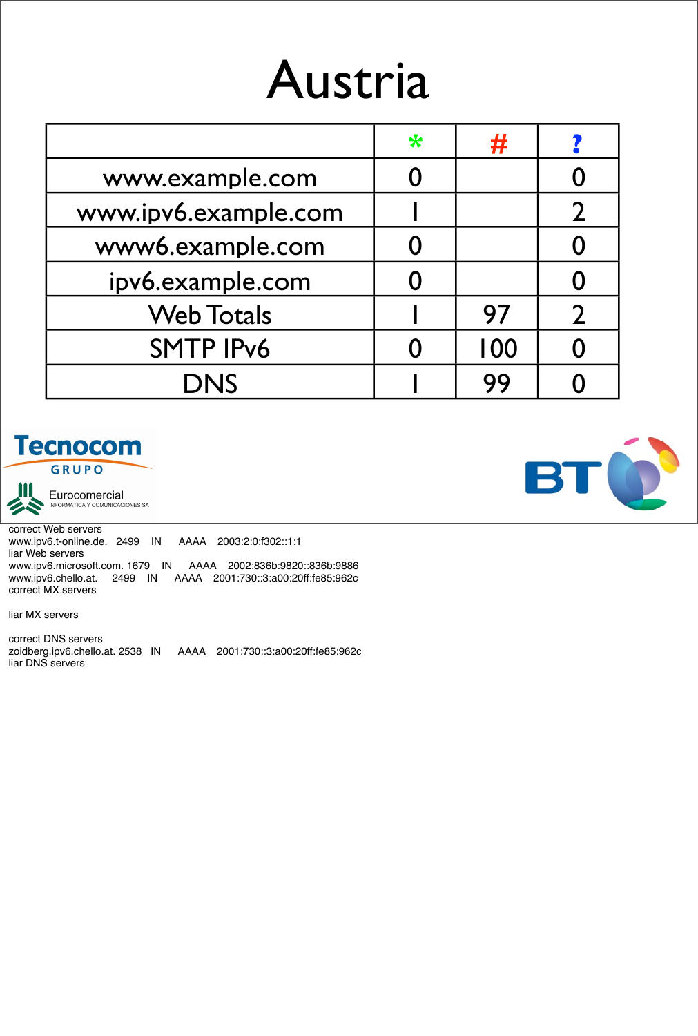# Austria

| | * | # | ? |
|---|---|---|---|
| www.example.com | 0 | | 0 |
| www.ipv6.example.com | 1 | | 2 |
| www6.example.com | 0 | | 0 |
| ipv6.example.com | 0 | | 0 |
| Web Totals | 1 | 97 | 2 |
| SMTP IPv6 | 0 | 100 | 0 |
| DNS | 1 | 99 | 0 |

Tecnocom GRUPO

Eurocomercial INFORMATICA Y COMUNICACIONES SA

BT

correct Web servers
www.ipv6.t-online.de. 2499 IN AAAA 2003:2:0:f302::1:1
liar Web servers
www.ipv6.microsoft.com. 1679 IN AAAA 2002:836b:9820::836b:9886
www.ipv6.chello.at. 2499 IN AAAA 2001:730::3:a00:20ff:fe85:962c
correct MX servers

liar MX servers

correct DNS servers
zoidberg.ipv6.chello.at. 2538 IN AAAA 2001:730::3:a00:20ff:fe85:962c
liar DNS servers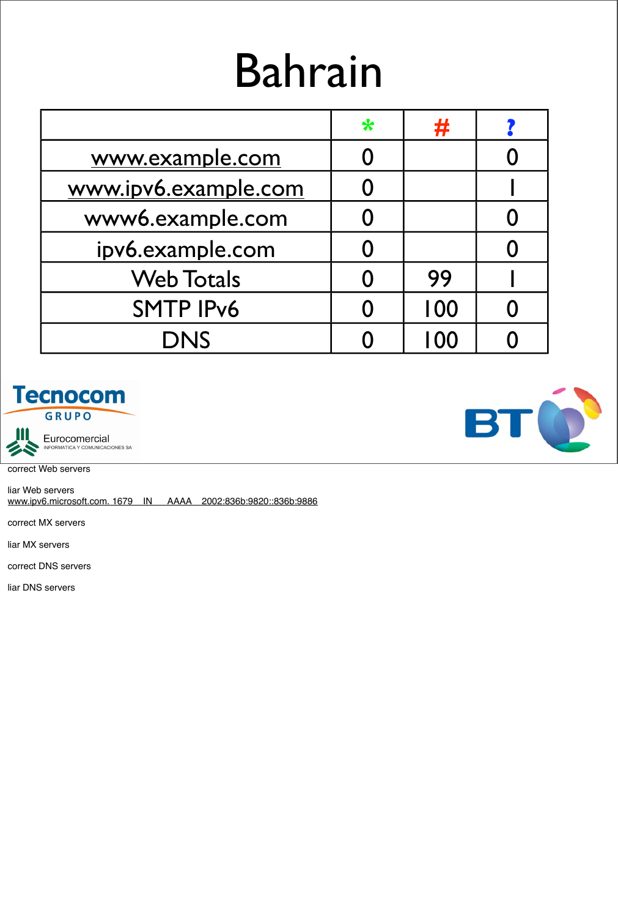# Bahrain

| | * | # | ? |
|---|---|---|---|
| www.example.com | 0 | | 0 |
| www.ipv6.example.com | 0 | | 1 |
| www6.example.com | 0 | | 0 |
| ipv6.example.com | 0 | | 0 |
| Web Totals | 0 | 99 | 1 |
| SMTP IPv6 | 0 | 100 | 0 |
| DNS | 0 | 100 | 0 |

correct Web servers

liar Web servers
www.ipv6.microsoft.com. 1679 IN AAAA 2002:836b:9820::836b:9886

correct MX servers

liar MX servers

correct DNS servers

liar DNS servers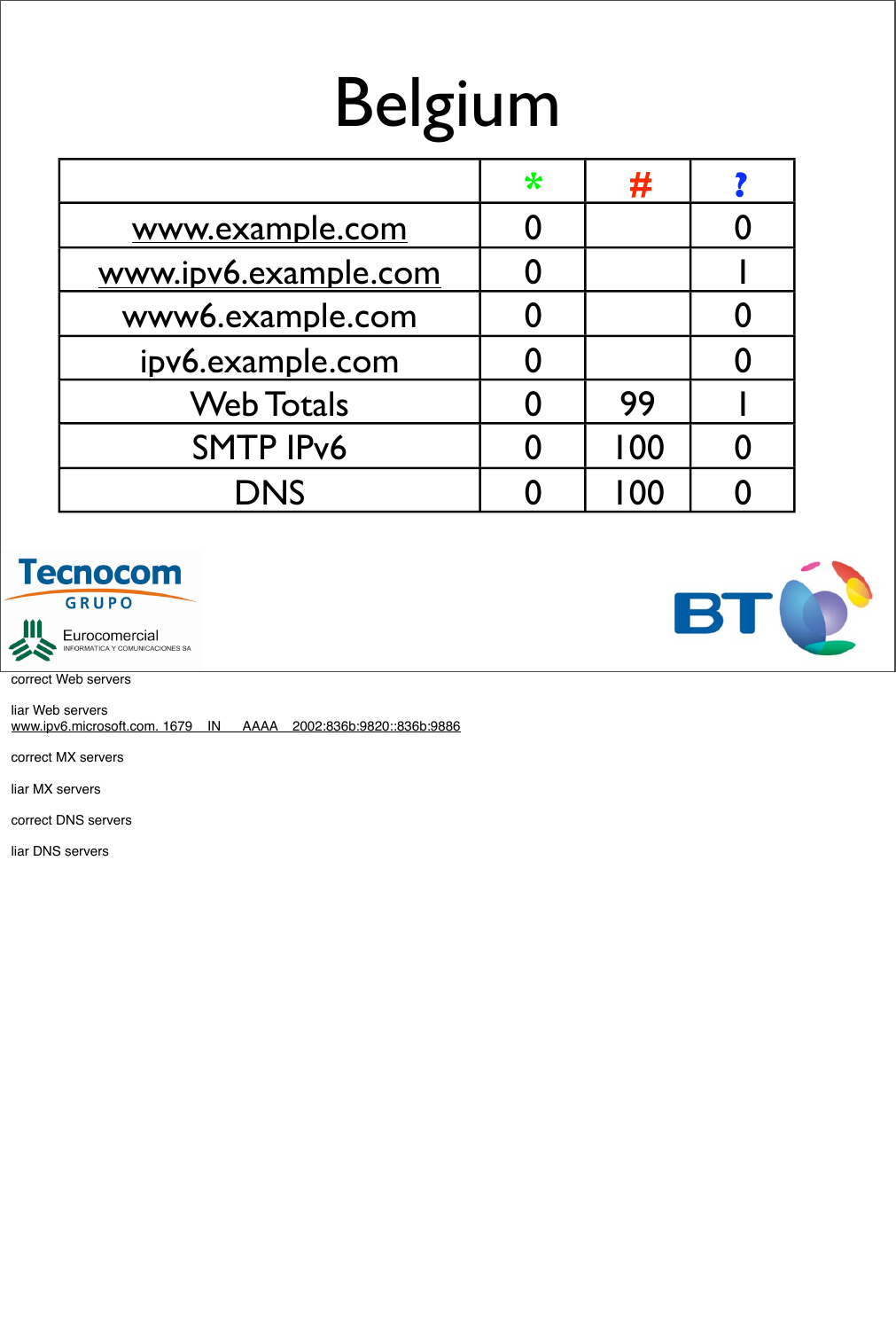# Belgium

| | * | # | ? |
|---|---|---|---|
| www.example.com | 0 | | 0 |
| www.ipv6.example.com | 0 | | 1 |
| www6.example.com | 0 | | 0 |
| ipv6.example.com | 0 | | 0 |
| Web Totals | 0 | 99 | 1 |
| SMTP IPv6 | 0 | 100 | 0 |
| DNS | 0 | 100 | 0 |

Tecnocom GRUPO

Eurocomercial INFORMATICA Y COMUNICACIONES SA

BT

correct Web servers

liar Web servers
www.ipv6.microsoft.com. 1679 IN AAAA 2002:836b:9820::836b:9886

correct MX servers

liar MX servers

correct DNS servers

liar DNS servers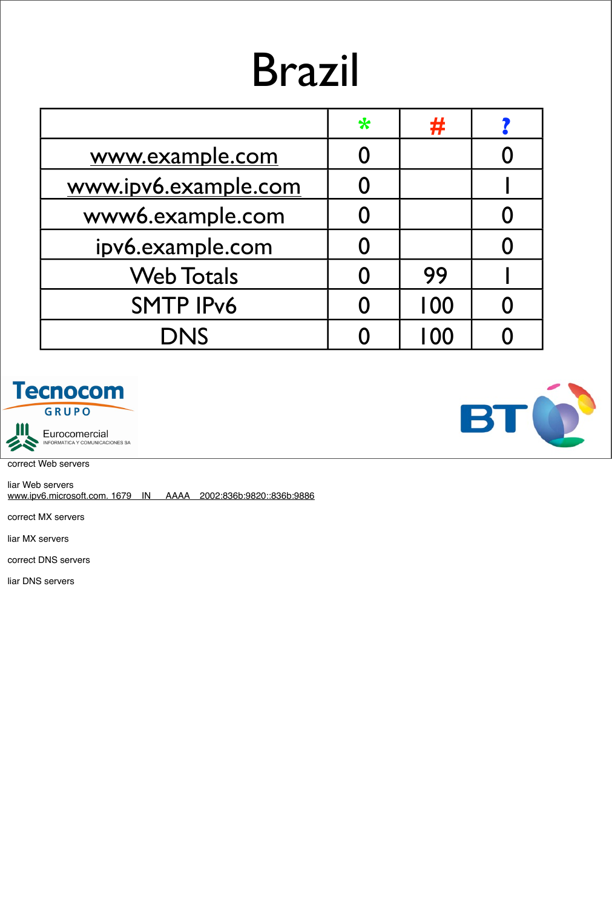# Brazil

| | * | # | ? |
|---|---|---|---|
| www.example.com | 0 | | 0 |
| www.ipv6.example.com | 0 | | 1 |
| www6.example.com | 0 | | 0 |
| ipv6.example.com | 0 | | 0 |
| Web Totals | 0 | 99 | 1 |
| SMTP IPv6 | 0 | 100 | 0 |
| DNS | 0 | 100 | 0 |

Tecnocom GRUPO

Eurocomercial INFORMATICA Y COMUNICACIONES SA

BT

correct Web servers

liar Web servers
www.ipv6.microsoft.com. 1679 IN AAAA 2002:836b:9820::836b:9886

correct MX servers

liar MX servers

correct DNS servers

liar DNS servers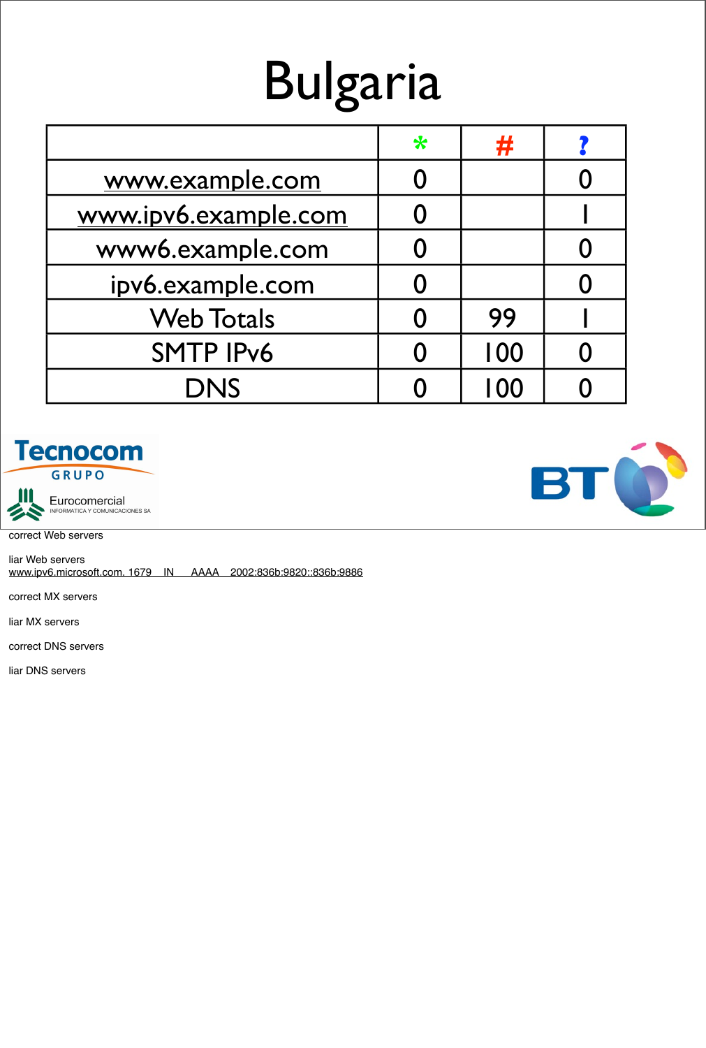# Bulgaria

| | * | # | ? |
|---|---|---|---|
| www.example.com | 0 | | 0 |
| www.ipv6.example.com | 0 | | 1 |
| www6.example.com | 0 | | 0 |
| ipv6.example.com | 0 | | 0 |
| Web Totals | 0 | 99 | 1 |
| SMTP IPv6 | 0 | 100 | 0 |
| DNS | 0 | 100 | 0 |

Tecnocom GRUPO

Eurocomercial INFORMATICA Y COMUNICACIONES SA

BT

correct Web servers

liar Web servers
www.ipv6.microsoft.com. 1679 IN AAAA 2002:836b:9820::836b:9886

correct MX servers

liar MX servers

correct DNS servers

liar DNS servers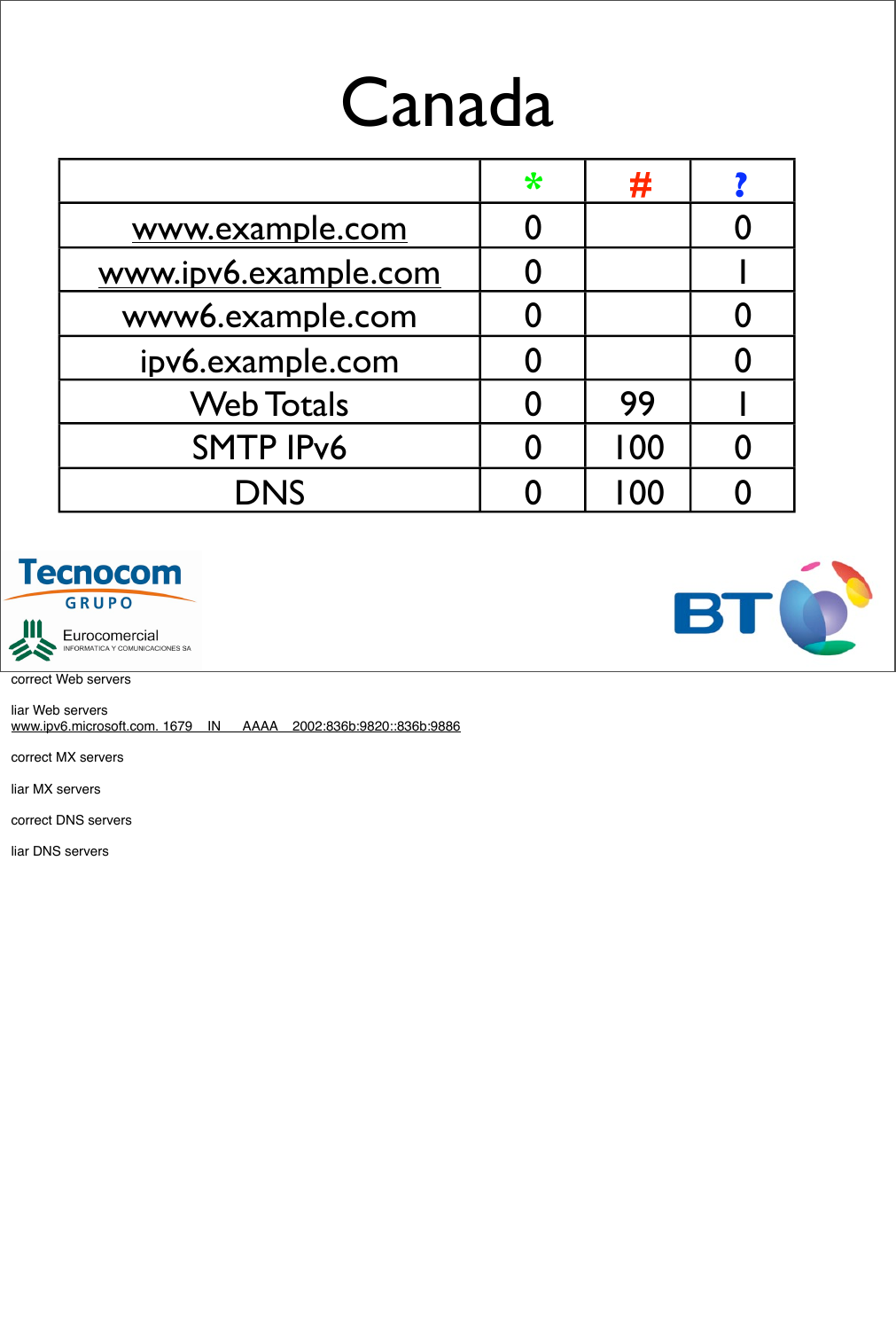# Canada

| | * | # | ? |
|---|---|---|---|
| www.example.com | 0 | | 0 |
| www.ipv6.example.com | 0 | | 1 |
| www6.example.com | 0 | | 0 |
| ipv6.example.com | 0 | | 0 |
| Web Totals | 0 | 99 | 1 |
| SMTP IPv6 | 0 | 100 | 0 |
| DNS | 0 | 100 | 0 |

Tecnocom GRUPO

Eurocomercial INFORMATICA Y COMUNICACIONES SA

BT

correct Web servers

liar Web servers
www.ipv6.microsoft.com. 1679 IN AAAA 2002:836b:9820::836b:9886

correct MX servers

liar MX servers

correct DNS servers

liar DNS servers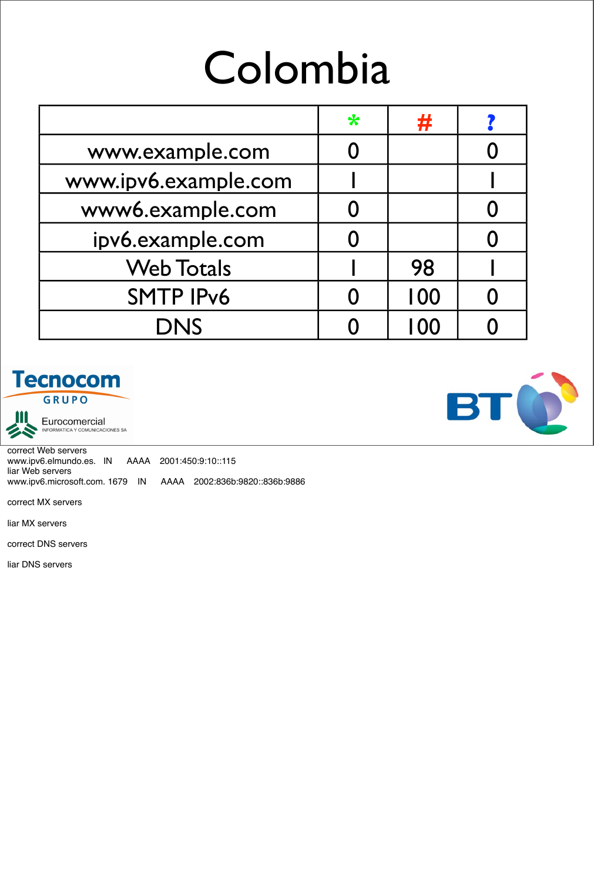# Colombia

| | * | # | ? |
|---|---|---|---|
| www.example.com | 0 | | 0 |
| www.ipv6.example.com | 1 | | 1 |
| www6.example.com | 0 | | 0 |
| ipv6.example.com | 0 | | 0 |
| Web Totals | 1 | 98 | 1 |
| SMTP IPv6 | 0 | 100 | 0 |
| DNS | 0 | 100 | 0 |

Tecnocom GRUPO

Eurocomercial INFORMATICA Y COMUNICACIONES SA

BT

correct Web servers
www.ipv6.elmundo.es. IN AAAA 2001:450:9:10::115
liar Web servers
www.ipv6.microsoft.com. 1679 IN AAAA 2002:836b:9820::836b:9886

correct MX servers

liar MX servers

correct DNS servers

liar DNS servers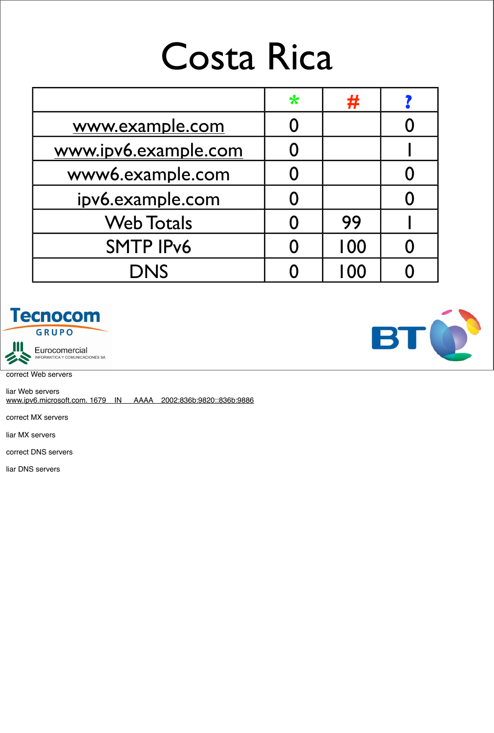# Costa Rica

| | * | # | ? |
|---|---|---|---|
| www.example.com | 0 | | 0 |
| www.ipv6.example.com | 0 | | 1 |
| www6.example.com | 0 | | 0 |
| ipv6.example.com | 0 | | 0 |
| Web Totals | 0 | 99 | 1 |
| SMTP IPv6 | 0 | 100 | 0 |
| DNS | 0 | 100 | 0 |

Tecnocom GRUPO

Eurocomercial INFORMATICA Y COMUNICACIONES SA

BT

correct Web servers

liar Web servers
www.ipv6.microsoft.com. 1679 IN AAAA 2002:836b:9820::836b:9886

correct MX servers

liar MX servers

correct DNS servers

liar DNS servers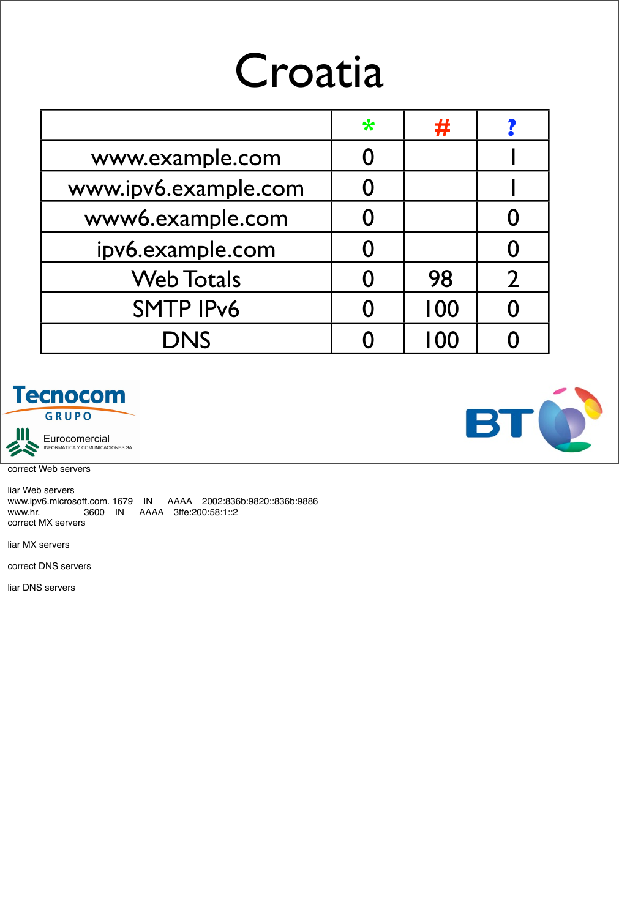# Croatia

| | * | # | ? |
|---|---|---|---|
| www.example.com | 0 | | 1 |
| www.ipv6.example.com | 0 | | 1 |
| www6.example.com | 0 | | 0 |
| ipv6.example.com | 0 | | 0 |
| Web Totals | 0 | 98 | 2 |
| SMTP IPv6 | 0 | 100 | 0 |
| DNS | 0 | 100 | 0 |

Tecnocom GRUPO

Eurocommercial INFORMATICA Y COMUNICACIONES SA

BT

correct Web servers

liar Web servers

```
www.ipv6.microsoft.com. 1679    IN      AAAA    2002:836b:9820::836b:9886
www.hr.                 3600    IN      AAAA    3ffe:200:58:1::2
```

correct MX servers

liar MX servers

correct DNS servers

liar DNS servers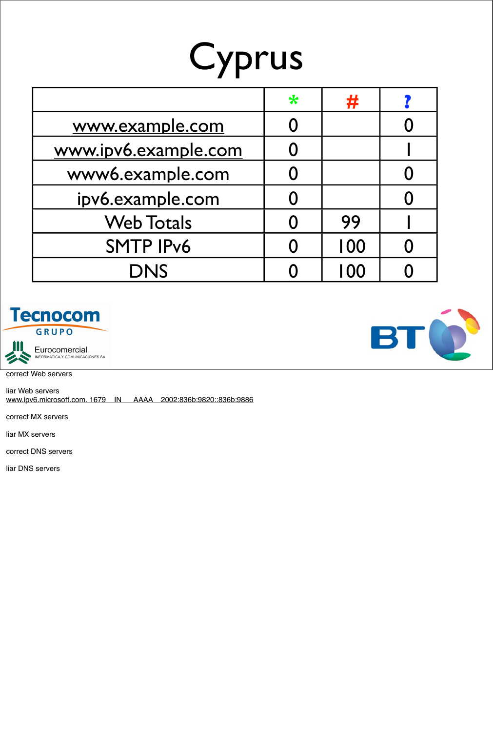# Cyprus

| | * | # | ? |
|---|---|---|---|
| www.example.com | 0 | | 0 |
| www.ipv6.example.com | 0 | | 1 |
| www6.example.com | 0 | | 0 |
| ipv6.example.com | 0 | | 0 |
| Web Totals | 0 | 99 | 1 |
| SMTP IPv6 | 0 | 100 | 0 |
| DNS | 0 | 100 | 0 |

Tecnocom GRUPO

Eurocomercial INFORMATICA Y COMUNICACIONES SA

BT

correct Web servers

liar Web servers
www.ipv6.microsoft.com. 1679 IN AAAA 2002:836b:9820::836b:9886

correct MX servers

liar MX servers

correct DNS servers

liar DNS servers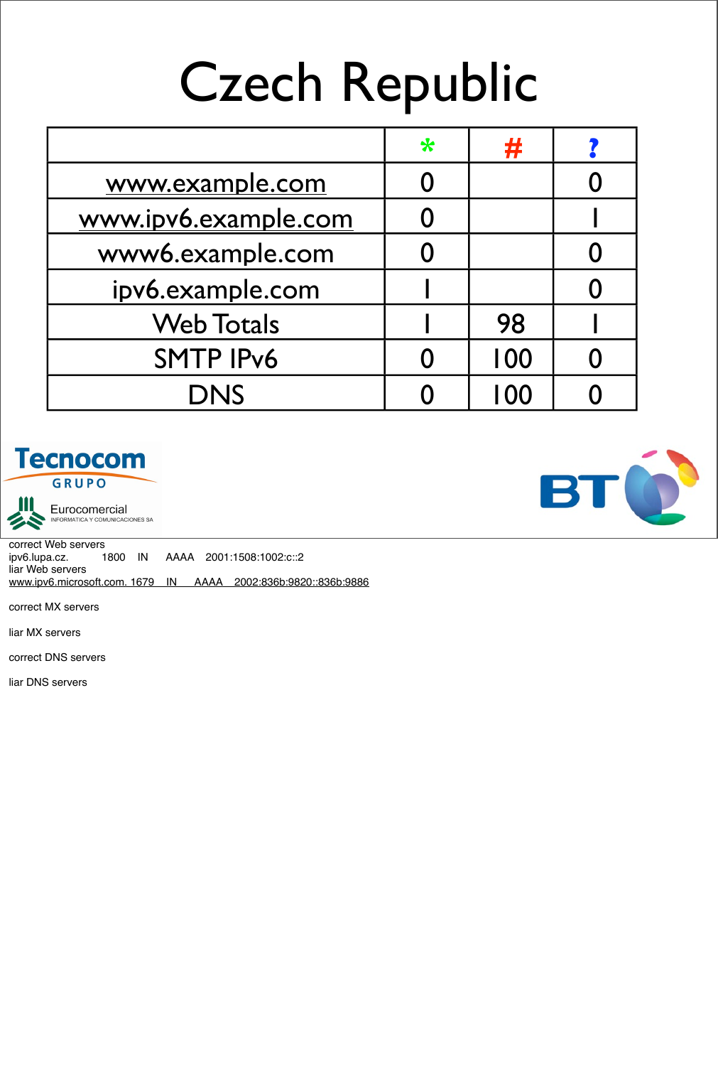# Czech Republic

| | * | # | ? |
|---|---|---|---|
| www.example.com | 0 | | 0 |
| www.ipv6.example.com | 0 | | 1 |
| www6.example.com | 0 | | 0 |
| ipv6.example.com | 1 | | 0 |
| Web Totals | 1 | 98 | 1 |
| SMTP IPv6 | 0 | 100 | 0 |
| DNS | 0 | 100 | 0 |

Tecnocom GRUPO

Eurocomercial INFORMATICA Y COMUNICACIONES SA

BT

correct Web servers
ipv6.lupa.cz. 1800 IN AAAA 2001:1508:1002:c::2
liar Web servers
www.ipv6.microsoft.com. 1679 IN AAAA 2002:836b:9820::836b:9886

correct MX servers

liar MX servers

correct DNS servers

liar DNS servers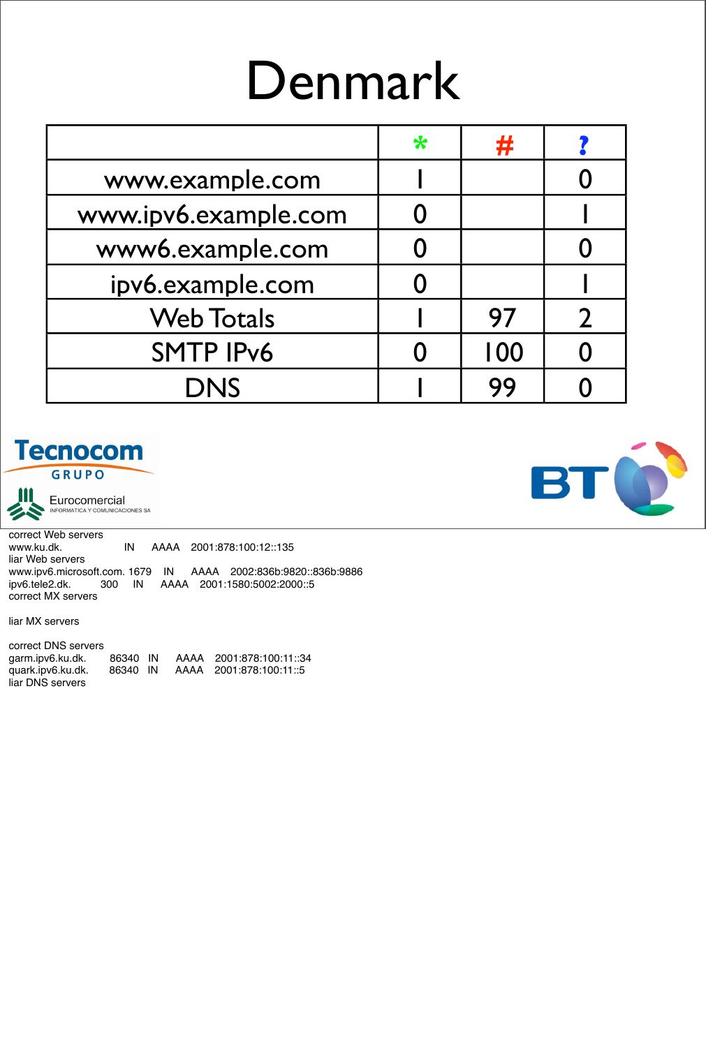# Denmark

| | * | # | ? |
|---|---|---|---|
| www.example.com | 1 | | 0 |
| www.ipv6.example.com | 0 | | 1 |
| www6.example.com | 0 | | 0 |
| ipv6.example.com | 0 | | 1 |
| Web Totals | 1 | 97 | 2 |
| SMTP IPv6 | 0 | 100 | 0 |
| DNS | 1 | 99 | 0 |

Tecnocom GRUPO

Eurocomercial INFORMATICA Y COMUNICACIONES SA

BT

correct Web servers
www.ku.dk. IN AAAA 2001:878:100:12::135
liar Web servers
www.ipv6.microsoft.com. 1679 IN AAAA 2002:836b:9820::836b:9886
ipv6.tele2.dk. 300 IN AAAA 2001:1580:5002:2000::5
correct MX servers

liar MX servers

correct DNS servers
garm.ipv6.ku.dk. 86340 IN AAAA 2001:878:100:11::34
quark.ipv6.ku.dk. 86340 IN AAAA 2001:878:100:11::5
liar DNS servers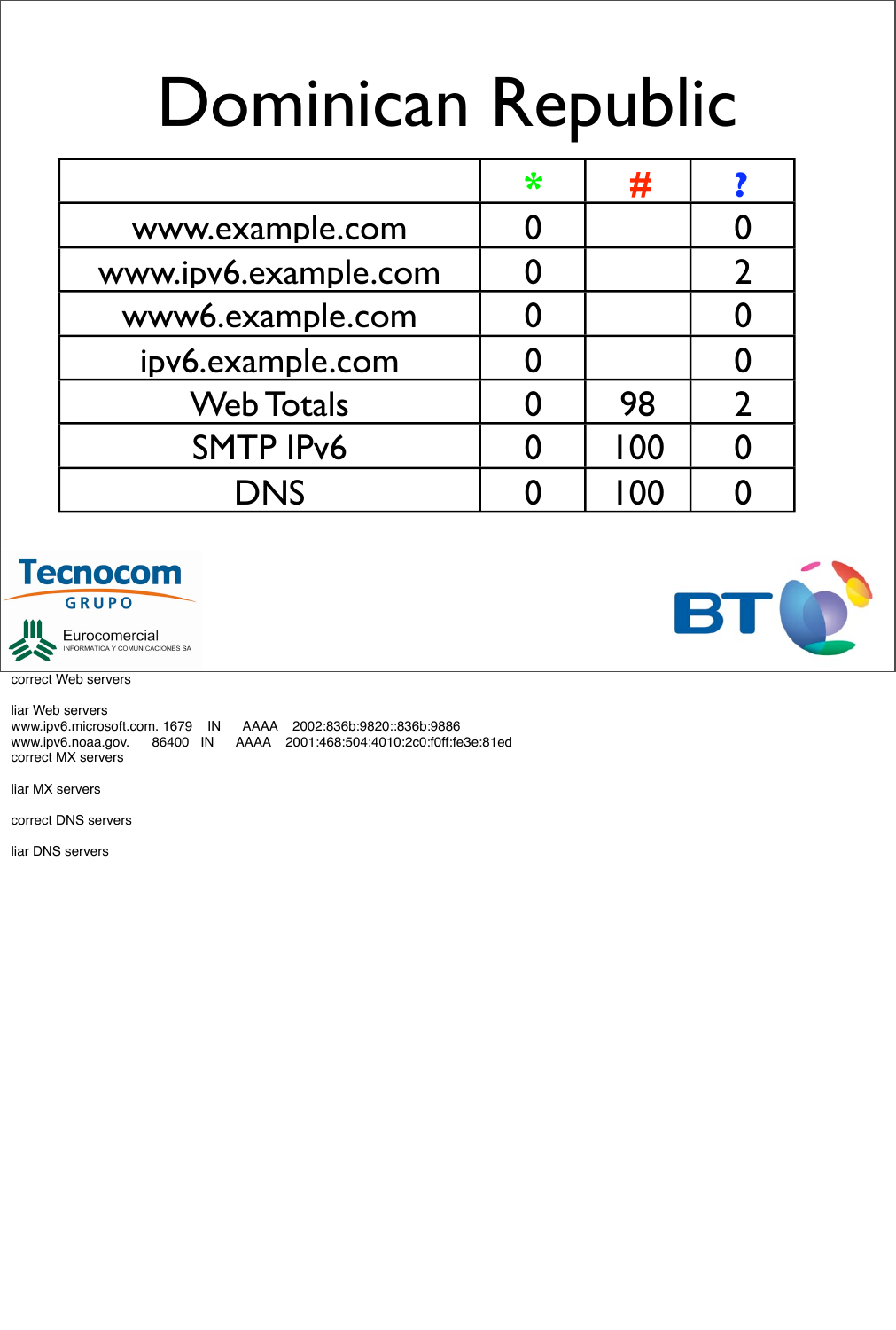# Dominican Republic

| | * | # | ? |
|---|---|---|---|
| www.example.com | 0 | | 0 |
| www.ipv6.example.com | 0 | | 2 |
| www6.example.com | 0 | | 0 |
| ipv6.example.com | 0 | | 0 |
| Web Totals | 0 | 98 | 2 |
| SMTP IPv6 | 0 | 100 | 0 |
| DNS | 0 | 100 | 0 |

Tecnocom GRUPO

Eurocomercial INFORMATICA Y COMUNICACIONES SA

BT

correct Web servers

liar Web servers
www.ipv6.microsoft.com. 1679 IN AAAA 2002:836b:9820::836b:9886
www.ipv6.noaa.gov. 86400 IN AAAA 2001:468:504:4010:2c0:f0ff:fe3e:81ed
correct MX servers

liar MX servers

correct DNS servers

liar DNS servers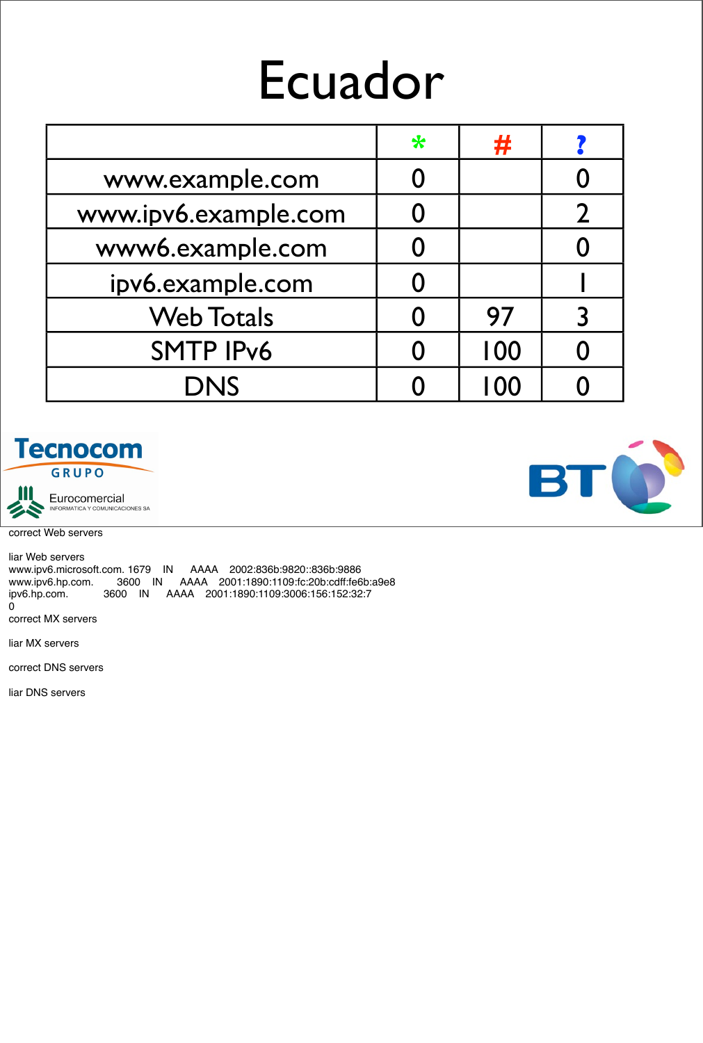# Ecuador

| | * | # | ? |
|---|---|---|---|
| www.example.com | 0 | | 0 |
| www.ipv6.example.com | 0 | | 2 |
| www6.example.com | 0 | | 0 |
| ipv6.example.com | 0 | | 1 |
| Web Totals | 0 | 97 | 3 |
| SMTP IPv6 | 0 | 100 | 0 |
| DNS | 0 | 100 | 0 |

Tecnocom GRUPO

Eurocomercial INFORMATICA Y COMUNICACIONES SA

BT

correct Web servers

liar Web servers

```
www.ipv6.microsoft.com. 1679    IN      AAAA    2002:836b:9820::836b:9886
www.ipv6.hp.com.        3600    IN      AAAA    2001:1890:1109:fc:20b:cdff:fe6b:a9e8
ipv6.hp.com.            3600    IN      AAAA    2001:1890:1109:3006:156:152:32:7
```

0

correct MX servers

liar MX servers

correct DNS servers

liar DNS servers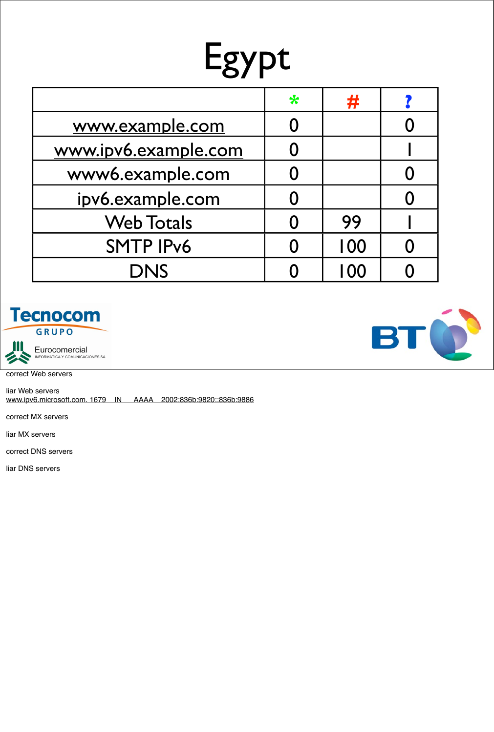# Egypt

| | * | # | ? |
|---|---|---|---|
| www.example.com | 0 | | 0 |
| www.ipv6.example.com | 0 | | 1 |
| www6.example.com | 0 | | 0 |
| ipv6.example.com | 0 | | 0 |
| Web Totals | 0 | 99 | 1 |
| SMTP IPv6 | 0 | 100 | 0 |
| DNS | 0 | 100 | 0 |

Tecnocom GRUPO

Eurocomercial INFORMATICA Y COMUNICACIONES SA

BT

correct Web servers

liar Web servers
www.ipv6.microsoft.com. 1679 IN AAAA 2002:836b:9820::836b:9886

correct MX servers

liar MX servers

correct DNS servers

liar DNS servers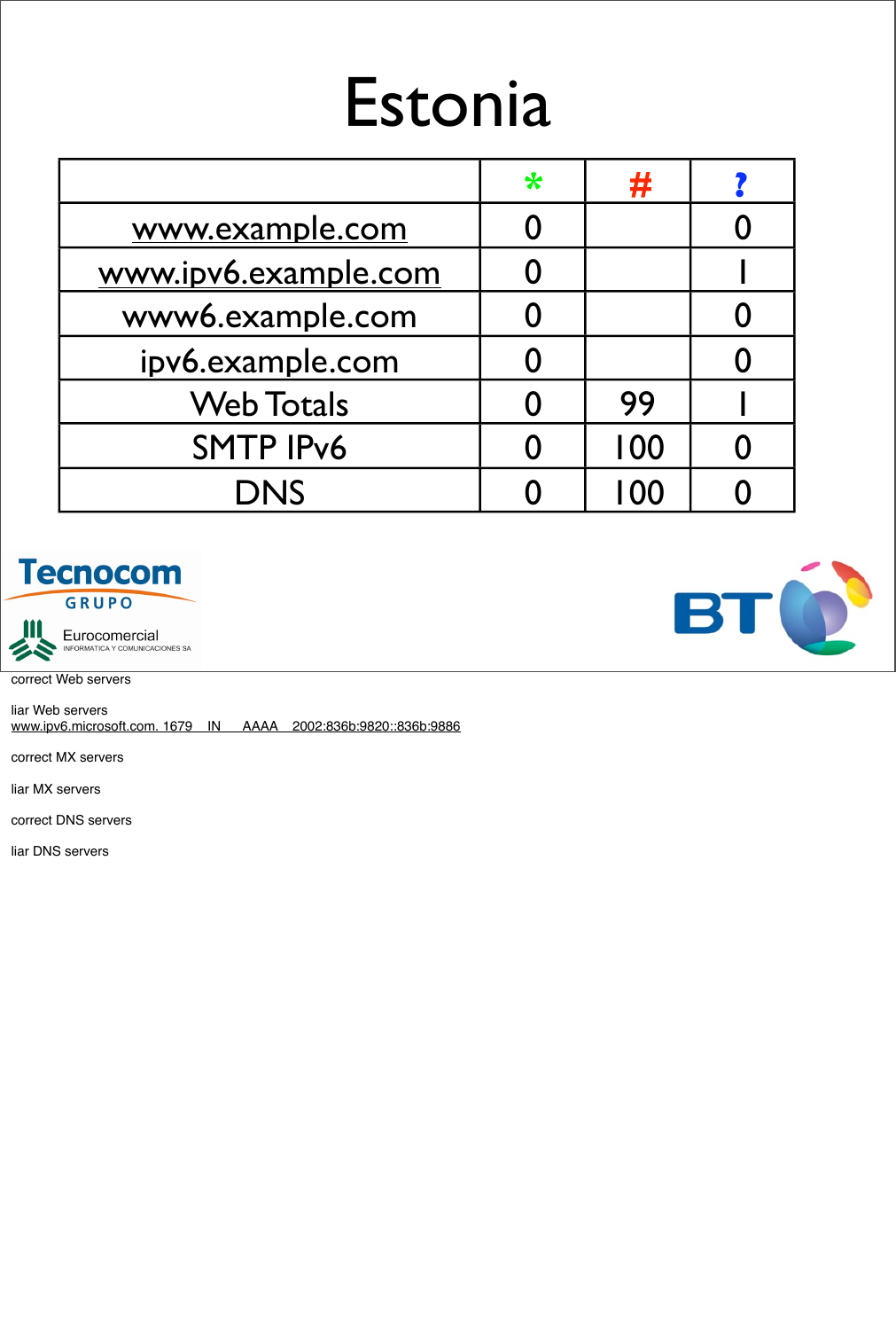# Estonia

| | * | # | ? |
|---|---|---|---|
| www.example.com | 0 | | 0 |
| www.ipv6.example.com | 0 | | 1 |
| www6.example.com | 0 | | 0 |
| ipv6.example.com | 0 | | 0 |
| Web Totals | 0 | 99 | 1 |
| SMTP IPv6 | 0 | 100 | 0 |
| DNS | 0 | 100 | 0 |

Tecnocom GRUPO

Eurocomercial INFORMATICA Y COMUNICACIONES SA

BT

correct Web servers

liar Web servers
www.ipv6.microsoft.com. 1679 IN AAAA 2002:836b:9820::836b:9886

correct MX servers

liar MX servers

correct DNS servers

liar DNS servers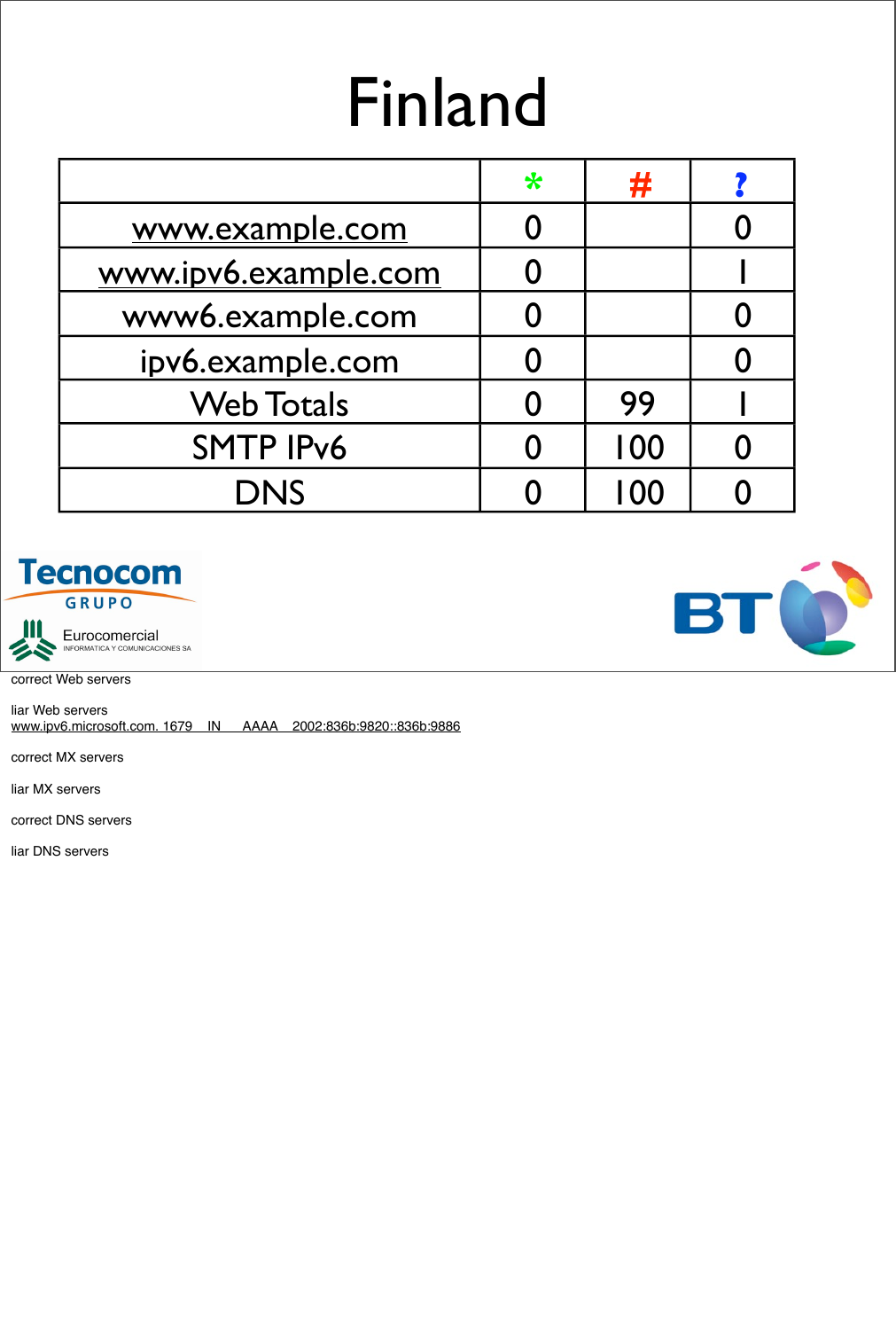# Finland

| | * | # | ? |
|---|---|---|---|
| www.example.com | 0 | | 0 |
| www.ipv6.example.com | 0 | | 1 |
| www6.example.com | 0 | | 0 |
| ipv6.example.com | 0 | | 0 |
| Web Totals | 0 | 99 | 1 |
| SMTP IPv6 | 0 | 100 | 0 |
| DNS | 0 | 100 | 0 |

correct Web servers

liar Web servers
www.ipv6.microsoft.com. 1679 IN AAAA 2002:836b:9820::836b:9886

correct MX servers

liar MX servers

correct DNS servers

liar DNS servers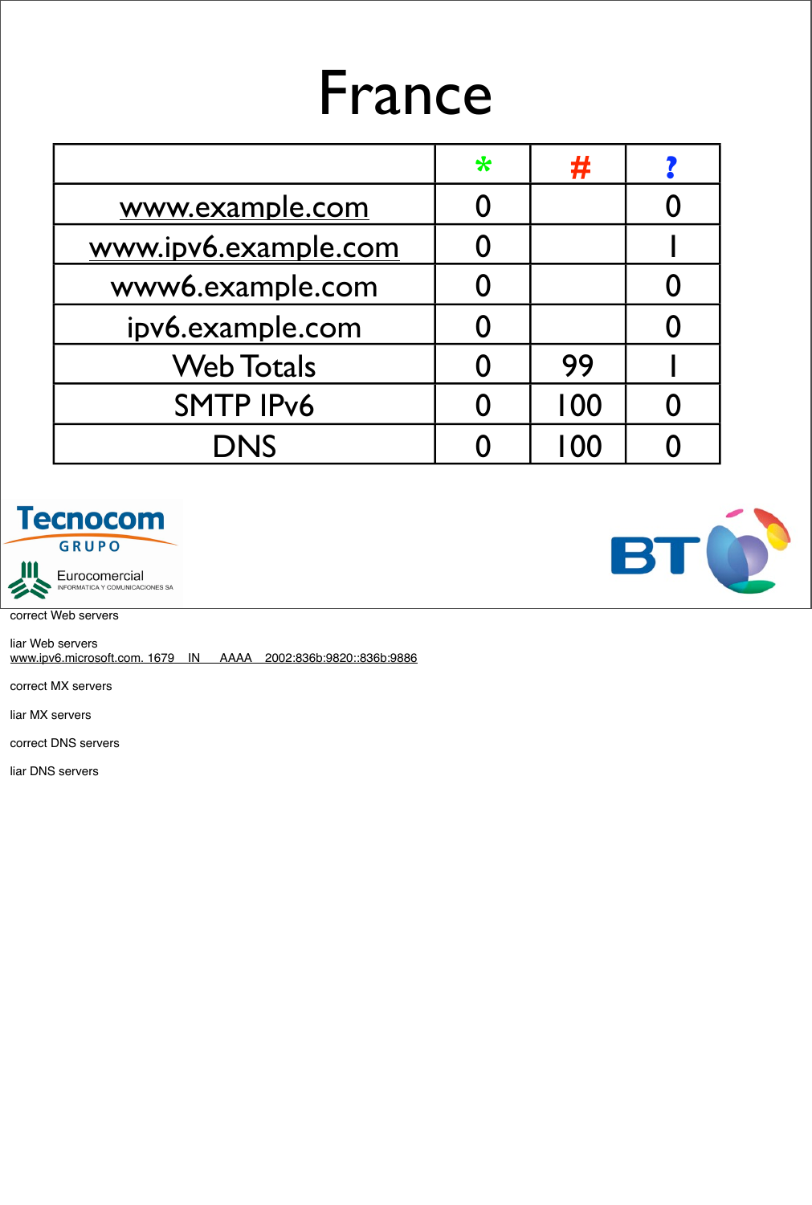# France

| | * | # | ? |
|---|---|---|---|
| www.example.com | 0 | | 0 |
| www.ipv6.example.com | 0 | | 1 |
| www6.example.com | 0 | | 0 |
| ipv6.example.com | 0 | | 0 |
| Web Totals | 0 | 99 | 1 |
| SMTP IPv6 | 0 | 100 | 0 |
| DNS | 0 | 100 | 0 |

Tecnocom GRUPO

Eurocomercial INFORMATICA Y COMUNICACIONES SA

BT

correct Web servers

liar Web servers
www.ipv6.microsoft.com. 1679 IN AAAA 2002:836b:9820::836b:9886

correct MX servers

liar MX servers

correct DNS servers

liar DNS servers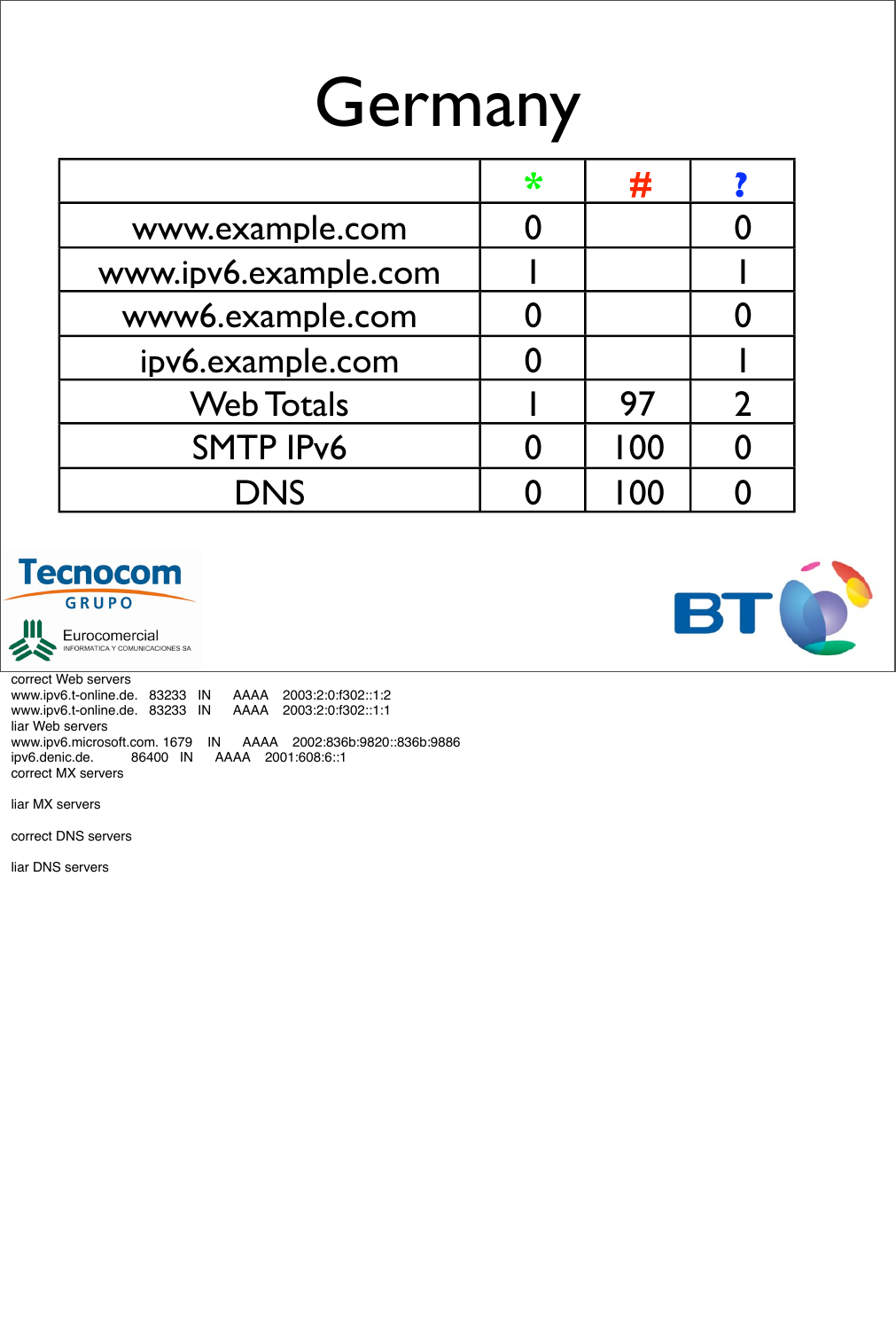# Germany

| | * | # | ? |
|---|---|---|---|
| www.example.com | 0 | | 0 |
| www.ipv6.example.com | 1 | | 1 |
| www6.example.com | 0 | | 0 |
| ipv6.example.com | 0 | | 1 |
| Web Totals | 1 | 97 | 2 |
| SMTP IPv6 | 0 | 100 | 0 |
| DNS | 0 | 100 | 0 |

Tecnocom GRUPO

Eurocomercial INFORMATICA Y COMUNICACIONES SA

BT

correct Web servers

```
www.ipv6.t-online.de.   83233   IN      AAAA    2003:2:0:f302::1:2
www.ipv6.t-online.de.   83233   IN      AAAA    2003:2:0:f302::1:1
```

liar Web servers

```
www.ipv6.microsoft.com. 1679    IN      AAAA    2002:836b:9820::836b:9886
ipv6.denic.de.          86400   IN      AAAA    2001:608:6::1
```

correct MX servers

liar MX servers

correct DNS servers

liar DNS servers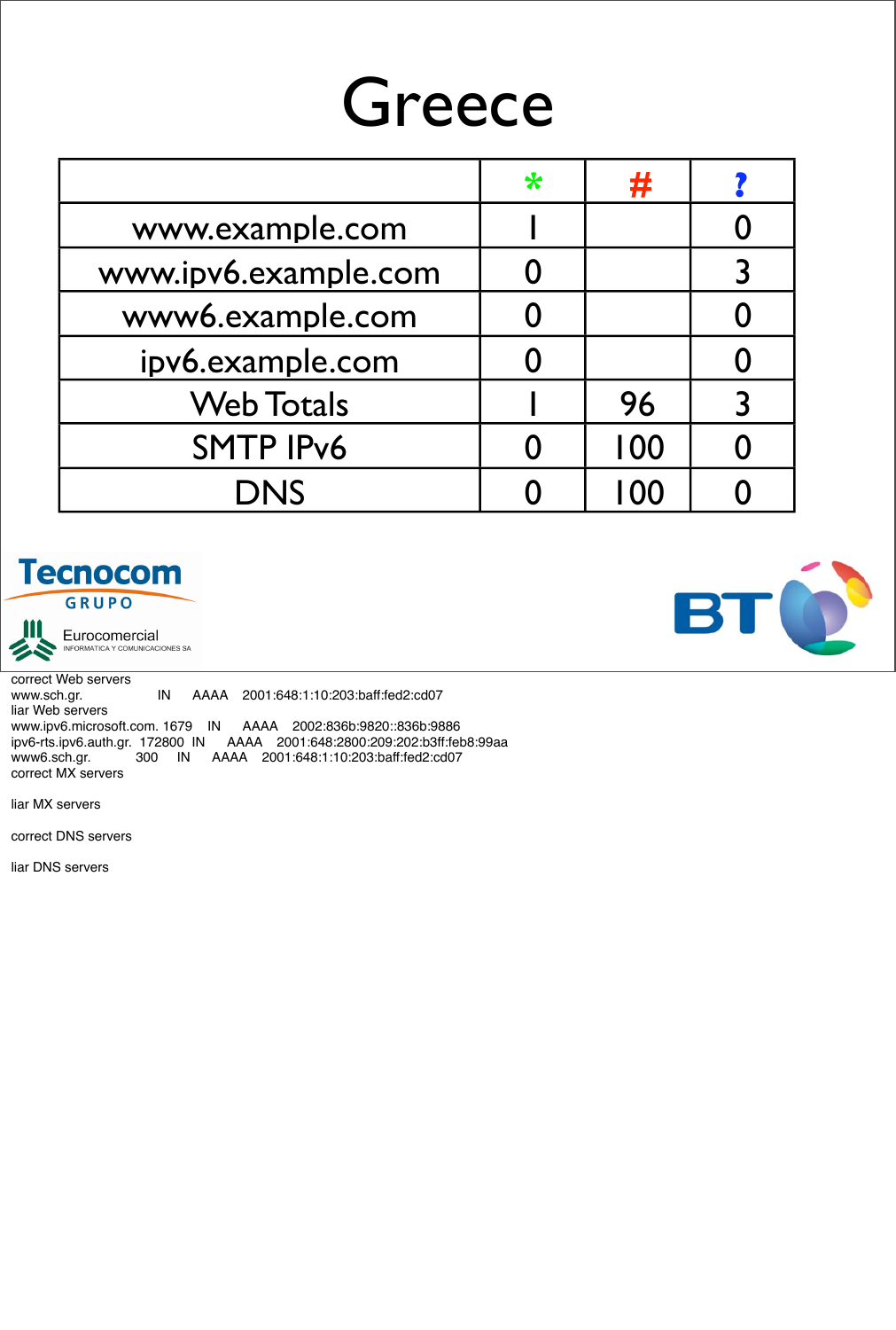# Greece

| | * | # | ? |
|---|---|---|---|
| www.example.com | 1 | | 0 |
| www.ipv6.example.com | 0 | | 3 |
| www6.example.com | 0 | | 0 |
| ipv6.example.com | 0 | | 0 |
| Web Totals | 1 | 96 | 3 |
| SMTP IPv6 | 0 | 100 | 0 |
| DNS | 0 | 100 | 0 |

Tecnocom GRUPO

Eurocomercial INFORMATICA Y COMUNICACIONES SA

BT

correct Web servers

www.sch.gr. IN AAAA 2001:648:1:10:203:baff:fed2:cd07

liar Web servers

www.ipv6.microsoft.com. 1679 IN AAAA 2002:836b:9820::836b:9886

ipv6-rts.ipv6.auth.gr. 172800 IN AAAA 2001:648:2800:209:202:b3ff:feb8:99aa

www6.sch.gr. 300 IN AAAA 2001:648:1:10:203:baff:fed2:cd07

correct MX servers

liar MX servers

correct DNS servers

liar DNS servers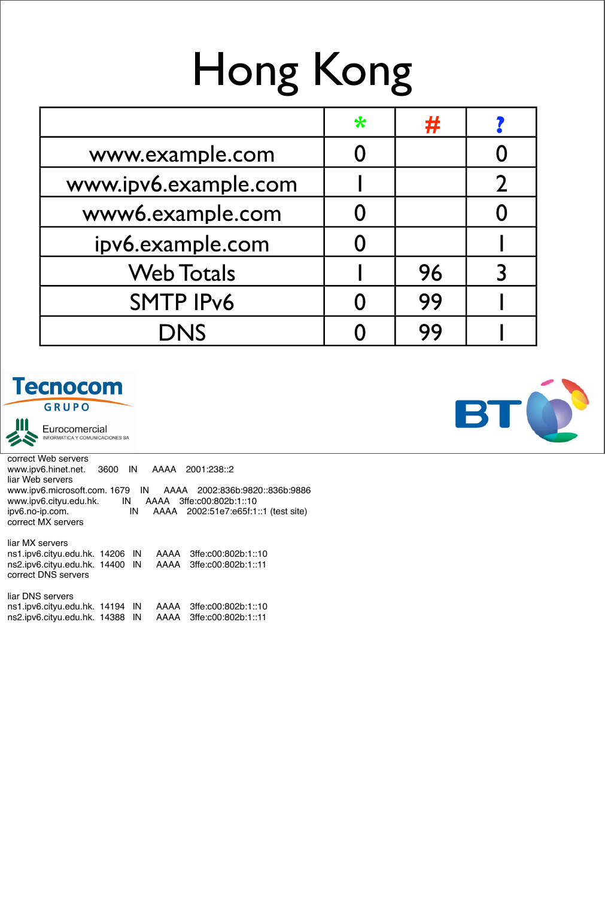# Hong Kong

| | * | # | ? |
|---|---|---|---|
| www.example.com | 0 | | 0 |
| www.ipv6.example.com | 1 | | 2 |
| www6.example.com | 0 | | 0 |
| ipv6.example.com | 0 | | 1 |
| Web Totals | 1 | 96 | 3 |
| SMTP IPv6 | 0 | 99 | 1 |
| DNS | 0 | 99 | 1 |

Tecnocom GRUPO

Eurocomercial INFORMATICA Y COMUNICACIONES SA

BT

correct Web servers
www.ipv6.hinet.net. 3600 IN AAAA 2001:238::2
liar Web servers
www.ipv6.microsoft.com. 1679 IN AAAA 2002:836b:9820::836b:9886
www.ipv6.cityu.edu.hk. IN AAAA 3ffe:c00:802b:1::10
ipv6.no-ip.com. IN AAAA 2002:51e7:e65f:1::1 (test site)
correct MX servers

liar MX servers
ns1.ipv6.cityu.edu.hk. 14206 IN AAAA 3ffe:c00:802b:1::10
ns2.ipv6.cityu.edu.hk. 14400 IN AAAA 3ffe:c00:802b:1::11
correct DNS servers

liar DNS servers
ns1.ipv6.cityu.edu.hk. 14194 IN AAAA 3ffe:c00:802b:1::10
ns2.ipv6.cityu.edu.hk. 14388 IN AAAA 3ffe:c00:802b:1::11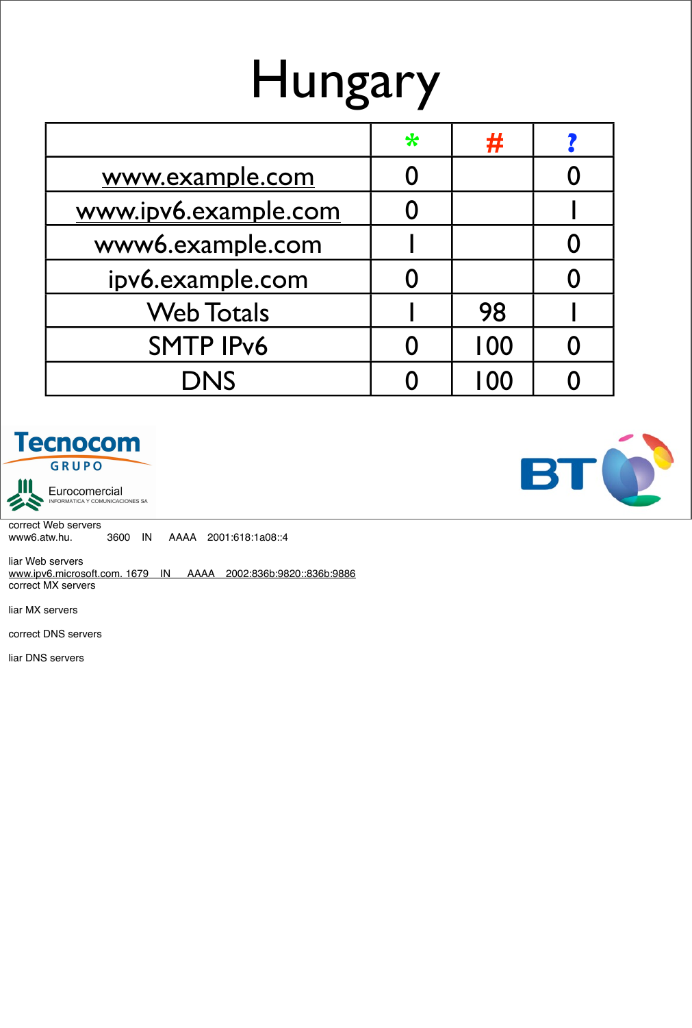# Hungary

| | * | # | ? |
|---|---|---|---|
| www.example.com | 0 | | 0 |
| www.ipv6.example.com | 0 | | 1 |
| www6.example.com | 1 | | 0 |
| ipv6.example.com | 0 | | 0 |
| Web Totals | 1 | 98 | 1 |
| SMTP IPv6 | 0 | 100 | 0 |
| DNS | 0 | 100 | 0 |

correct Web servers
www6.atw.hu. 3600 IN AAAA 2001:618:1a08::4

liar Web servers
www.ipv6.microsoft.com. 1679 IN AAAA 2002:836b:9820::836b:9886
correct MX servers

liar MX servers

correct DNS servers

liar DNS servers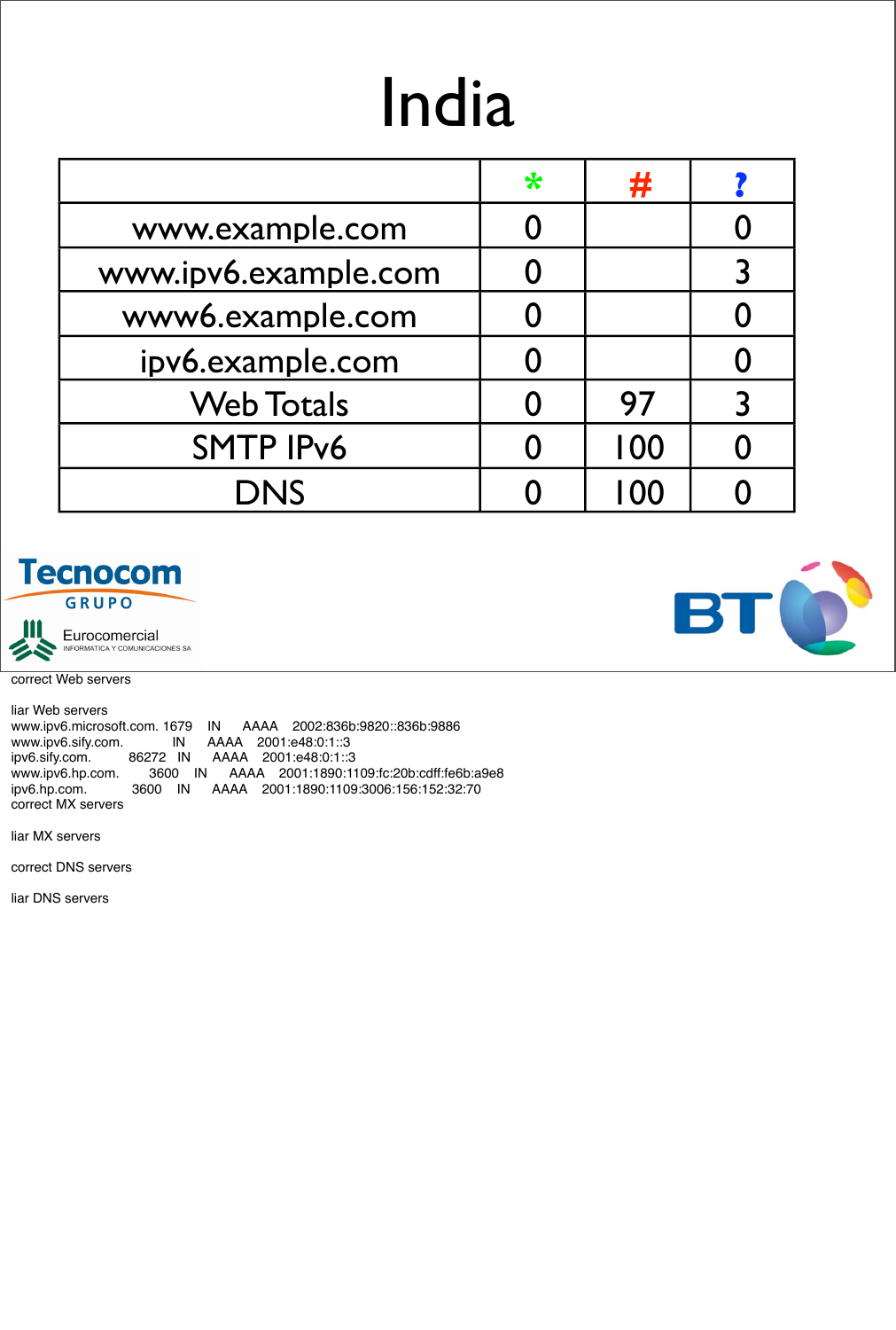# India

|  | * | # | ? |
|---|---|---|---|
| www.example.com | 0 |  | 0 |
| www.ipv6.example.com | 0 |  | 3 |
| www6.example.com | 0 |  | 0 |
| ipv6.example.com | 0 |  | 0 |
| Web Totals | 0 | 97 | 3 |
| SMTP IPv6 | 0 | 100 | 0 |
| DNS | 0 | 100 | 0 |

Tecnocom GRUPO

Eurocomercial INFORMATICA Y COMUNICACIONES SA

BT

correct Web servers

liar Web servers

```
www.ipv6.microsoft.com. 1679    IN      AAAA    2002:836b:9820::836b:9886
www.ipv6.sify.com.              IN      AAAA    2001:e48:0:1::3
ipv6.sify.com.          86272   IN      AAAA    2001:e48:0:1::3
www.ipv6.hp.com.        3600    IN      AAAA    2001:1890:1109:fc:20b:cdff:fe6b:a9e8
ipv6.hp.com.            3600    IN      AAAA    2001:1890:1109:3006:156:152:32:70
```

correct MX servers

liar MX servers

correct DNS servers

liar DNS servers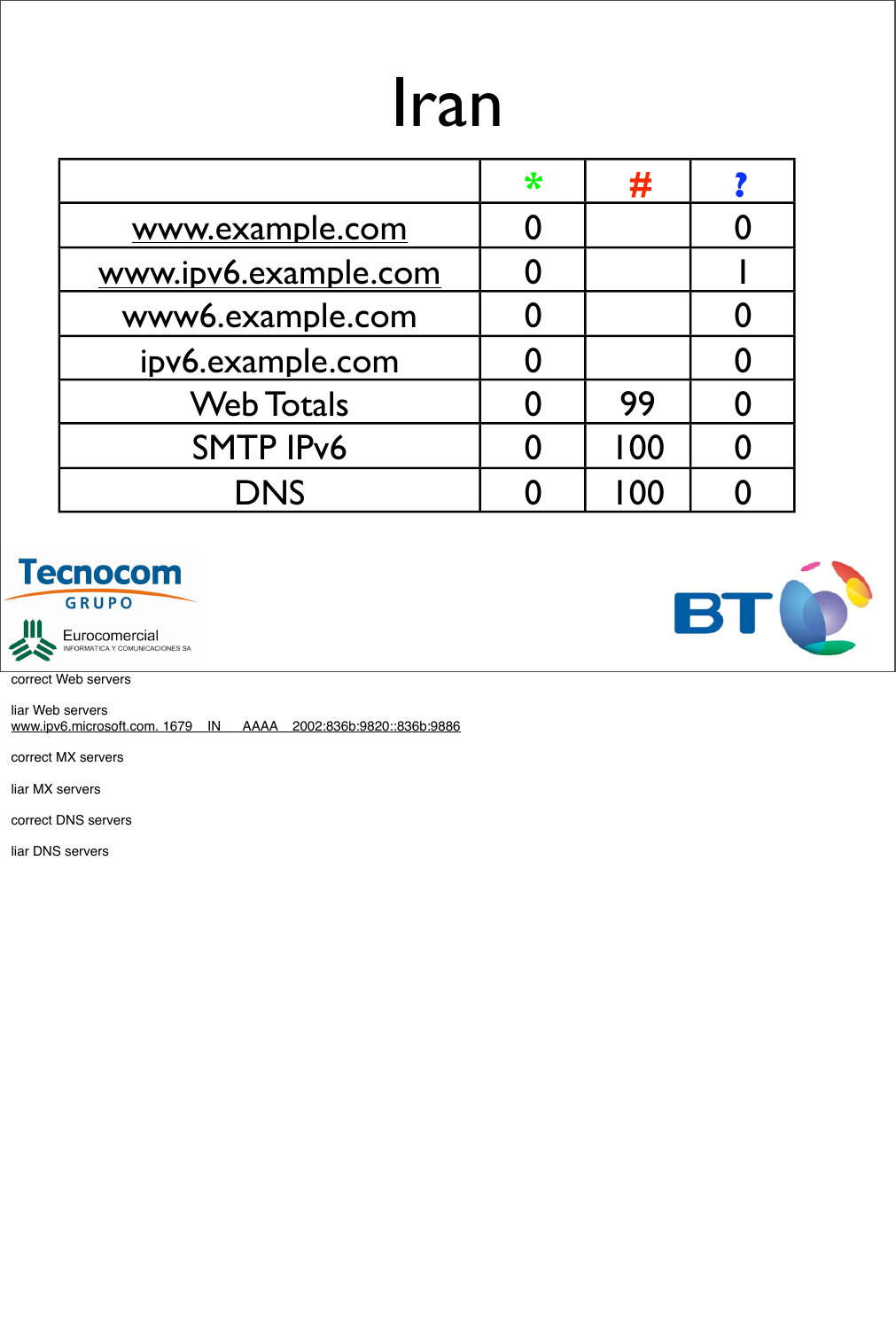# Iran

| | * | # | ? |
|---|---|---|---|
| www.example.com | 0 | | 0 |
| www.ipv6.example.com | 0 | | 1 |
| www6.example.com | 0 | | 0 |
| ipv6.example.com | 0 | | 0 |
| Web Totals | 0 | 99 | 0 |
| SMTP IPv6 | 0 | 100 | 0 |
| DNS | 0 | 100 | 0 |

Tecnocom GRUPO

Eurocomercial INFORMATICA Y COMUNICACIONES SA

BT

correct Web servers

liar Web servers
www.ipv6.microsoft.com. 1679 IN AAAA 2002:836b:9820::836b:9886

correct MX servers

liar MX servers

correct DNS servers

liar DNS servers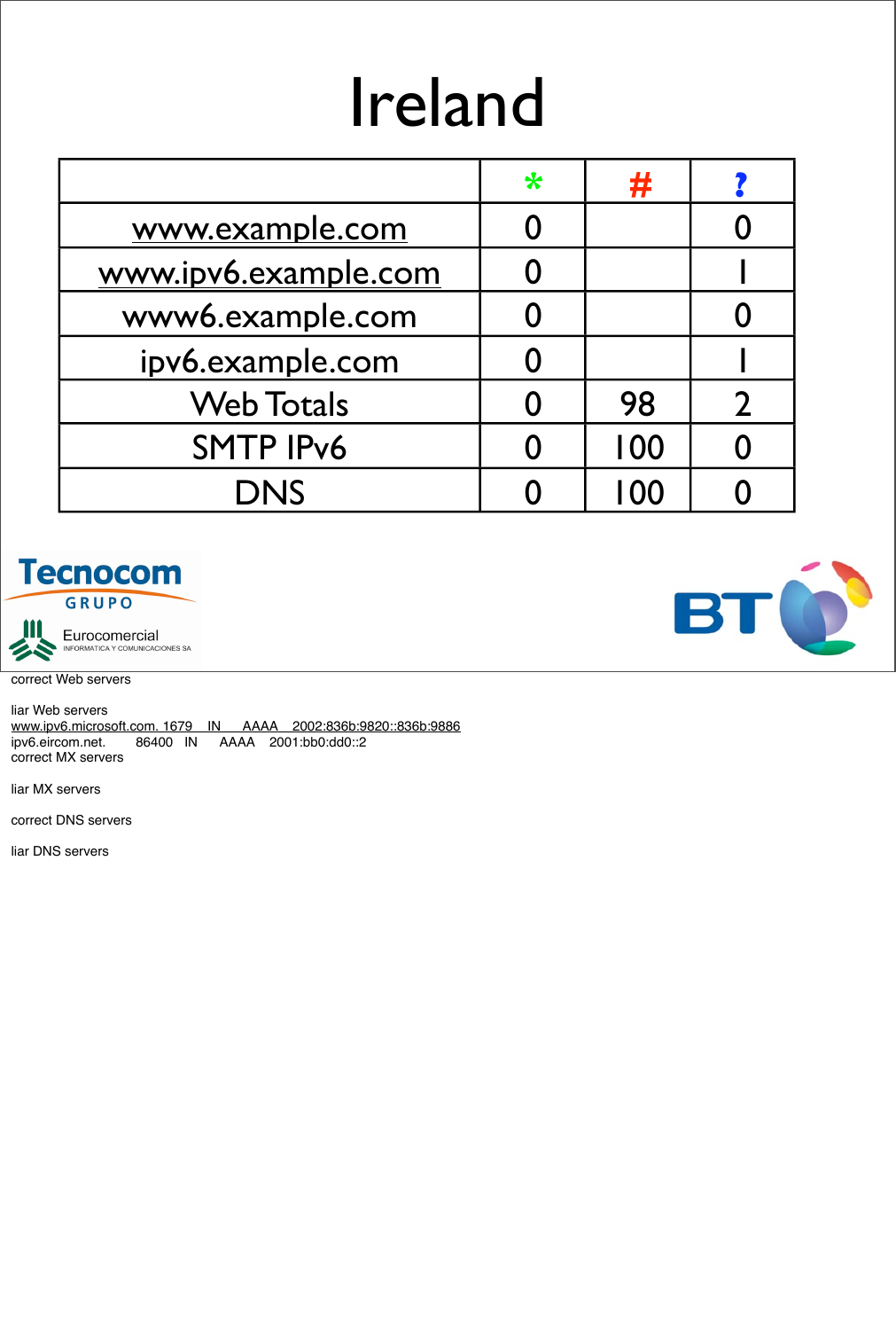# Ireland

| | * | # | ? |
|---|---|---|---|
| www.example.com | 0 | | 0 |
| www.ipv6.example.com | 0 | | 1 |
| www6.example.com | 0 | | 0 |
| ipv6.example.com | 0 | | 1 |
| Web Totals | 0 | 98 | 2 |
| SMTP IPv6 | 0 | 100 | 0 |
| DNS | 0 | 100 | 0 |

Tecnocom GRUPO

Eurocomercial INFORMATICA Y COMUNICACIONES SA

BT

correct Web servers

liar Web servers

```
www.ipv6.microsoft.com. 1679    IN      AAAA    2002:836b:9820::836b:9886
ipv6.eircom.net.        86400   IN      AAAA    2001:bb0:dd0::2
```

correct MX servers

liar MX servers

correct DNS servers

liar DNS servers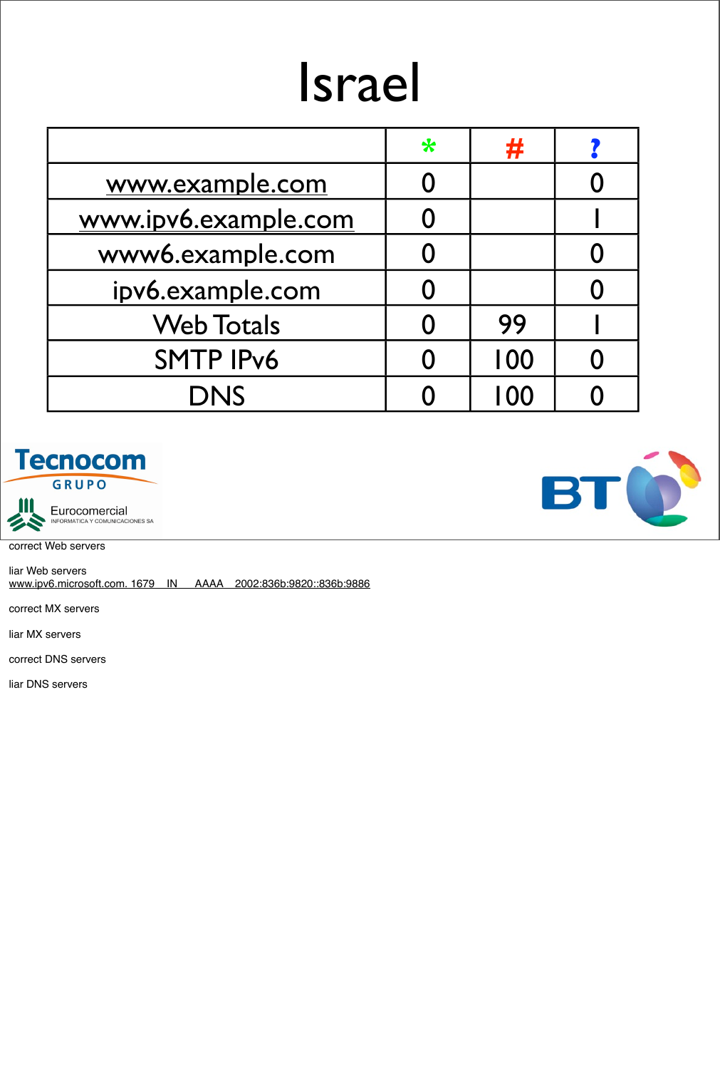# Israel

| | * | # | ? |
|---|---|---|---|
| www.example.com | 0 | | 0 |
| www.ipv6.example.com | 0 | | 1 |
| www6.example.com | 0 | | 0 |
| ipv6.example.com | 0 | | 0 |
| Web Totals | 0 | 99 | 1 |
| SMTP IPv6 | 0 | 100 | 0 |
| DNS | 0 | 100 | 0 |

Tecnocom GRUPO

Eurocomercial INFORMATICA Y COMUNICACIONES SA

BT

correct Web servers

liar Web servers
www.ipv6.microsoft.com. 1679 IN AAAA 2002:836b:9820::836b:9886

correct MX servers

liar MX servers

correct DNS servers

liar DNS servers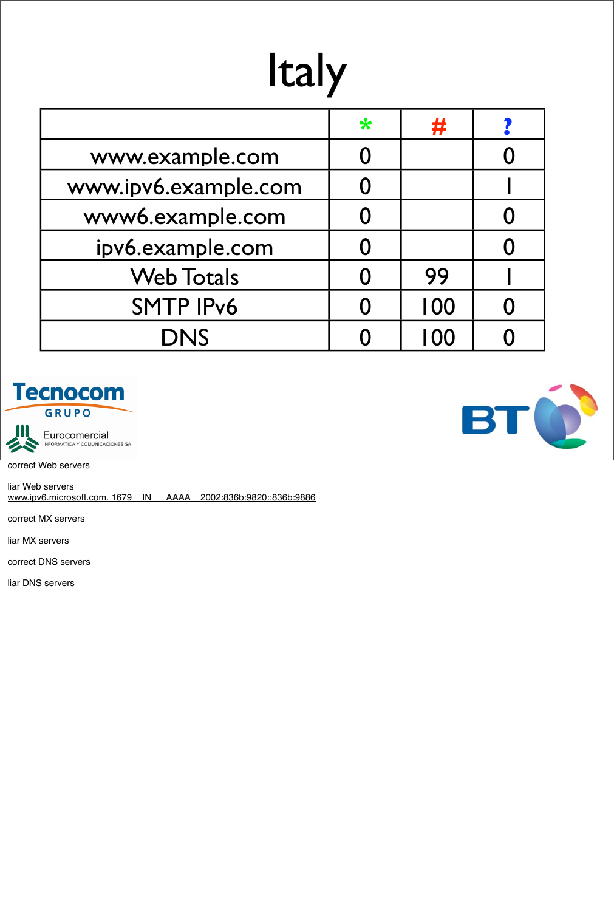# Italy

| | * | # | ? |
|---|---|---|---|
| www.example.com | 0 | | 0 |
| www.ipv6.example.com | 0 | | 1 |
| www6.example.com | 0 | | 0 |
| ipv6.example.com | 0 | | 0 |
| Web Totals | 0 | 99 | 1 |
| SMTP IPv6 | 0 | 100 | 0 |
| DNS | 0 | 100 | 0 |

Tecnocom GRUPO

Eurocomercial INFORMATICA Y COMUNICACIONES SA

BT

correct Web servers

liar Web servers
www.ipv6.microsoft.com. 1679 IN AAAA 2002:836b:9820::836b:9886

correct MX servers

liar MX servers

correct DNS servers

liar DNS servers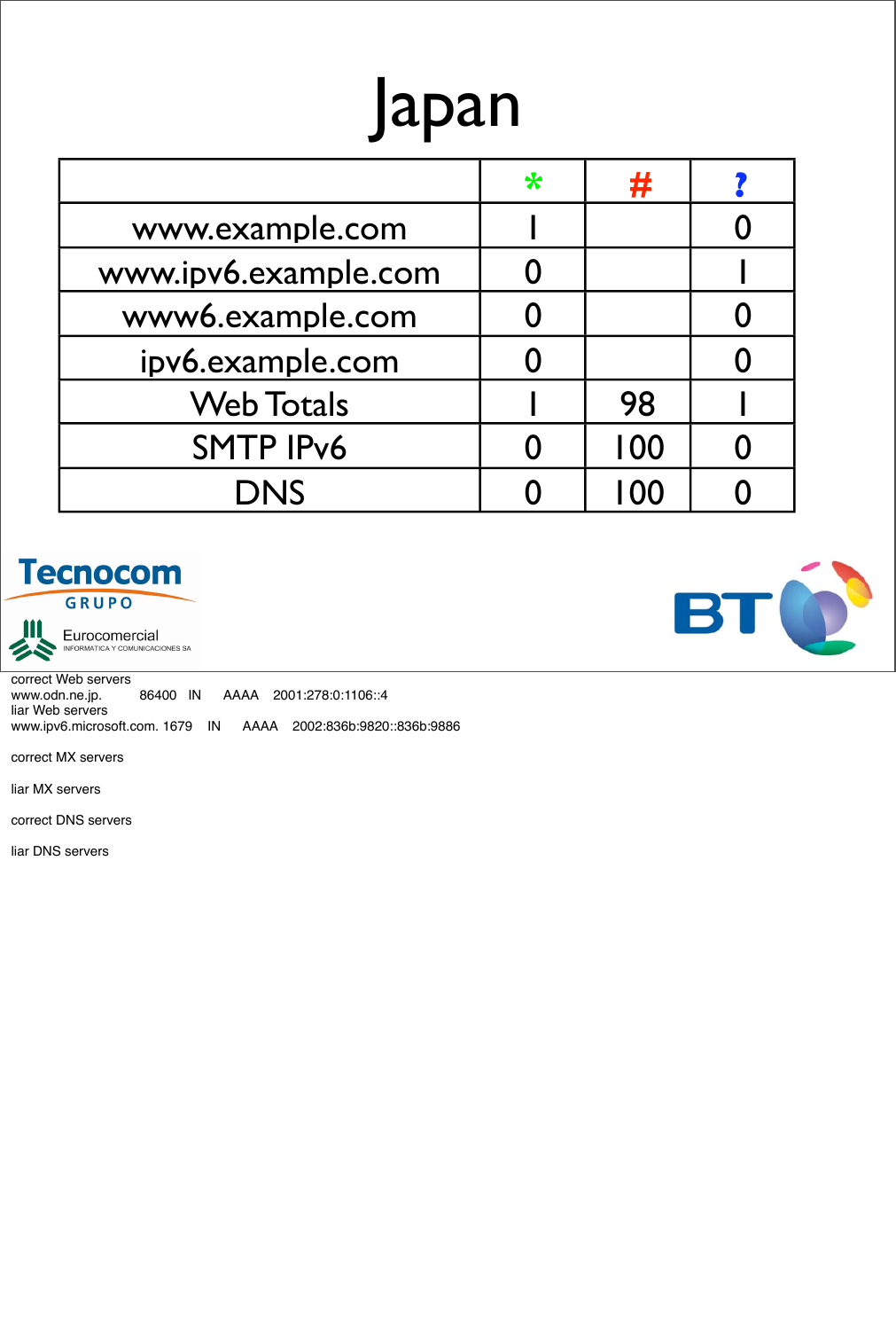# Japan

| | * | # | ? |
|---|---|---|---|
| www.example.com | 1 | | 0 |
| www.ipv6.example.com | 0 | | 1 |
| www6.example.com | 0 | | 0 |
| ipv6.example.com | 0 | | 0 |
| Web Totals | 1 | 98 | 1 |
| SMTP IPv6 | 0 | 100 | 0 |
| DNS | 0 | 100 | 0 |

Tecnocom GRUPO

Eurocomercial INFORMATICA Y COMUNICACIONES SA

BT

correct Web servers
www.odn.ne.jp. 86400 IN AAAA 2001:278:0:1106::4
liar Web servers
www.ipv6.microsoft.com. 1679 IN AAAA 2002:836b:9820::836b:9886

correct MX servers

liar MX servers

correct DNS servers

liar DNS servers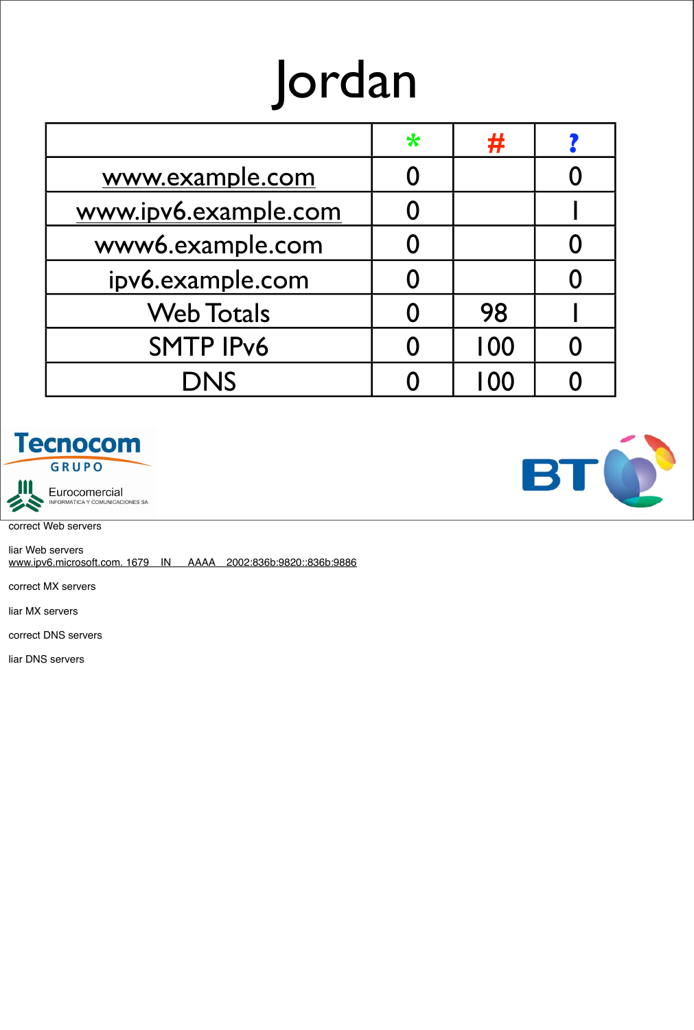# Jordan

| | * | # | ? |
|---|---|---|---|
| www.example.com | 0 | | 0 |
| www.ipv6.example.com | 0 | | 1 |
| www6.example.com | 0 | | 0 |
| ipv6.example.com | 0 | | 0 |
| Web Totals | 0 | 98 | 1 |
| SMTP IPv6 | 0 | 100 | 0 |
| DNS | 0 | 100 | 0 |

Tecnocom GRUPO

Eurocomercial INFORMATICA Y COMUNICACIONES SA

BT

correct Web servers

liar Web servers
www.ipv6.microsoft.com. 1679 IN AAAA 2002:836b:9820::836b:9886

correct MX servers

liar MX servers

correct DNS servers

liar DNS servers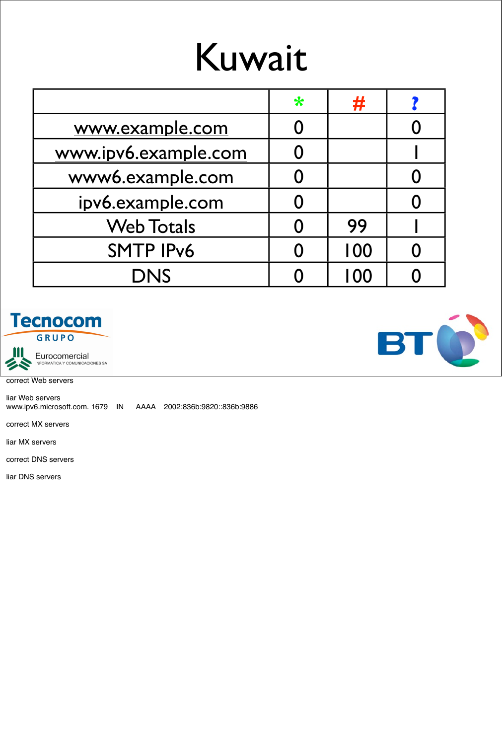# Kuwait

| | * | # | ? |
|---|---|---|---|
| www.example.com | 0 | | 0 |
| www.ipv6.example.com | 0 | | 1 |
| www6.example.com | 0 | | 0 |
| ipv6.example.com | 0 | | 0 |
| Web Totals | 0 | 99 | 1 |
| SMTP IPv6 | 0 | 100 | 0 |
| DNS | 0 | 100 | 0 |

Tecnocom GRUPO

Eurocomercial INFORMATICA Y COMUNICACIONES SA

BT

correct Web servers

liar Web servers
www.ipv6.microsoft.com. 1679 IN AAAA 2002:836b:9820::836b:9886

correct MX servers

liar MX servers

correct DNS servers

liar DNS servers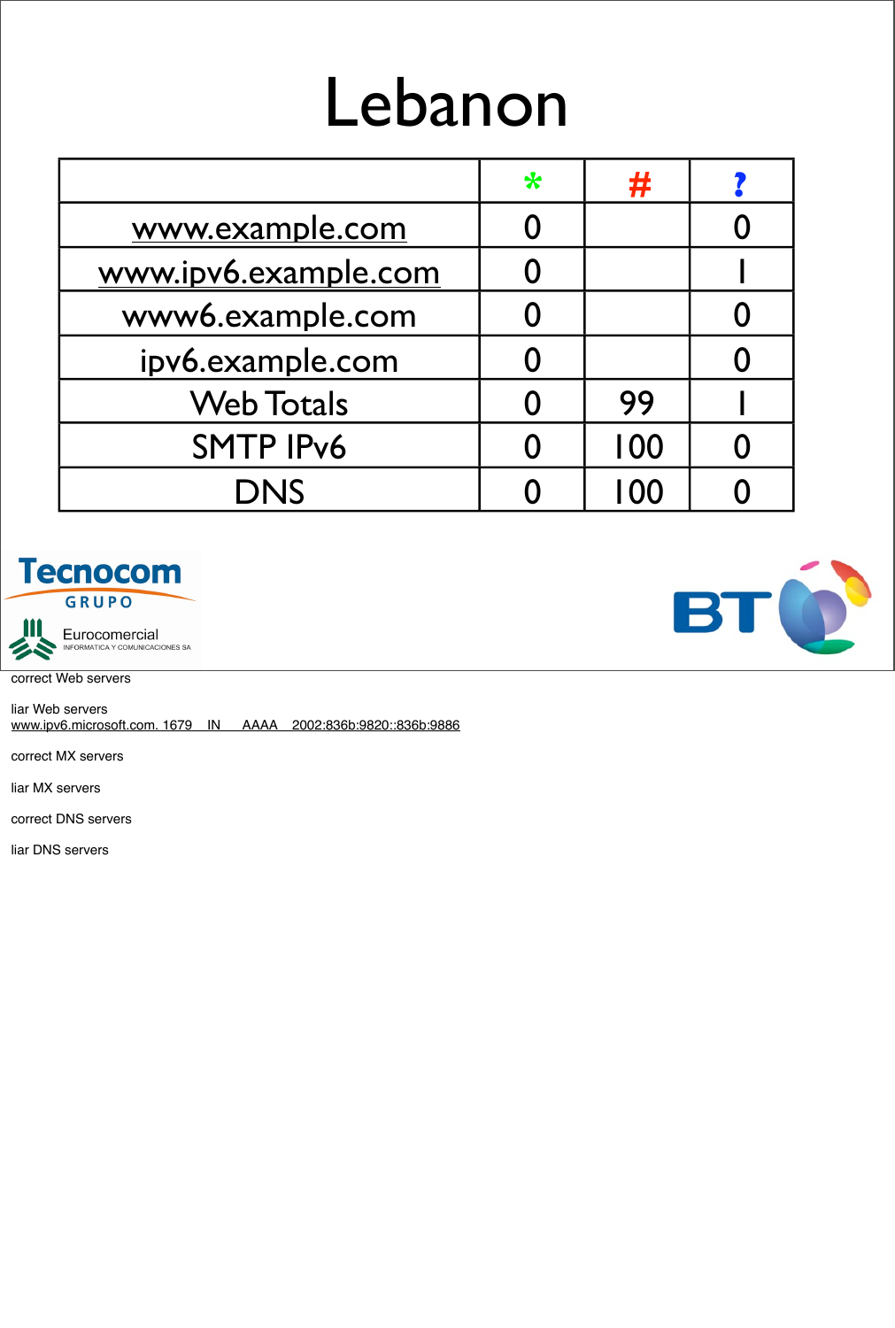# Lebanon

| | * | # | ? |
|---|---|---|---|
| www.example.com | 0 | | 0 |
| www.ipv6.example.com | 0 | | 1 |
| www6.example.com | 0 | | 0 |
| ipv6.example.com | 0 | | 0 |
| Web Totals | 0 | 99 | 1 |
| SMTP IPv6 | 0 | 100 | 0 |
| DNS | 0 | 100 | 0 |

Tecnocom GRUPO

Eurocomercial INFORMATICA Y COMUNICACIONES SA

BT

correct Web servers

liar Web servers
www.ipv6.microsoft.com. 1679 IN AAAA 2002:836b:9820::836b:9886

correct MX servers

liar MX servers

correct DNS servers

liar DNS servers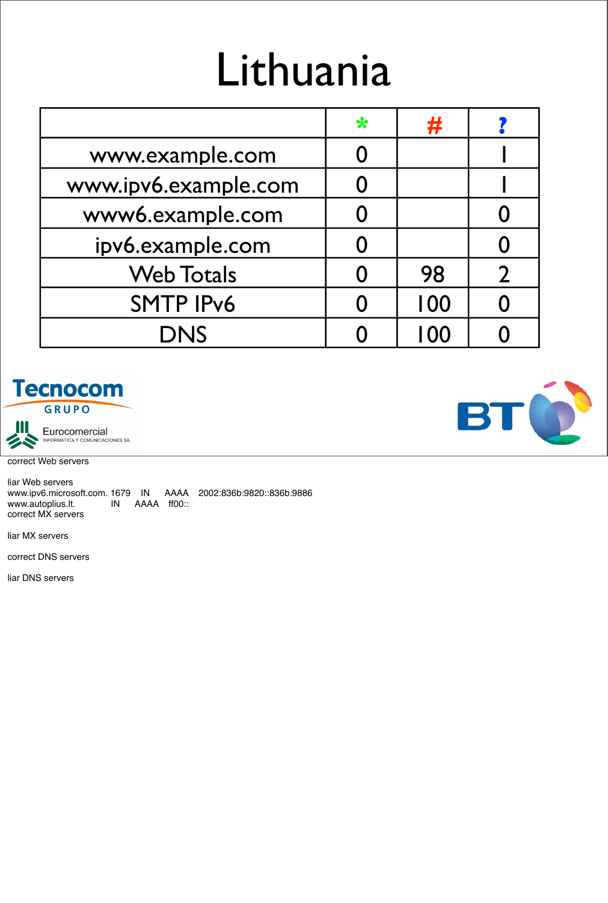# Lithuania

| | * | # | ? |
|---|---|---|---|
| www.example.com | 0 | | 1 |
| www.ipv6.example.com | 0 | | 1 |
| www6.example.com | 0 | | 0 |
| ipv6.example.com | 0 | | 0 |
| Web Totals | 0 | 98 | 2 |
| SMTP IPv6 | 0 | 100 | 0 |
| DNS | 0 | 100 | 0 |

correct Web servers

liar Web servers

```
www.ipv6.microsoft.com. 1679    IN      AAAA    2002:836b:9820::836b:9886
www.autoplius.lt.               IN      AAAA    ff00::
```

correct MX servers

liar MX servers

correct DNS servers

liar DNS servers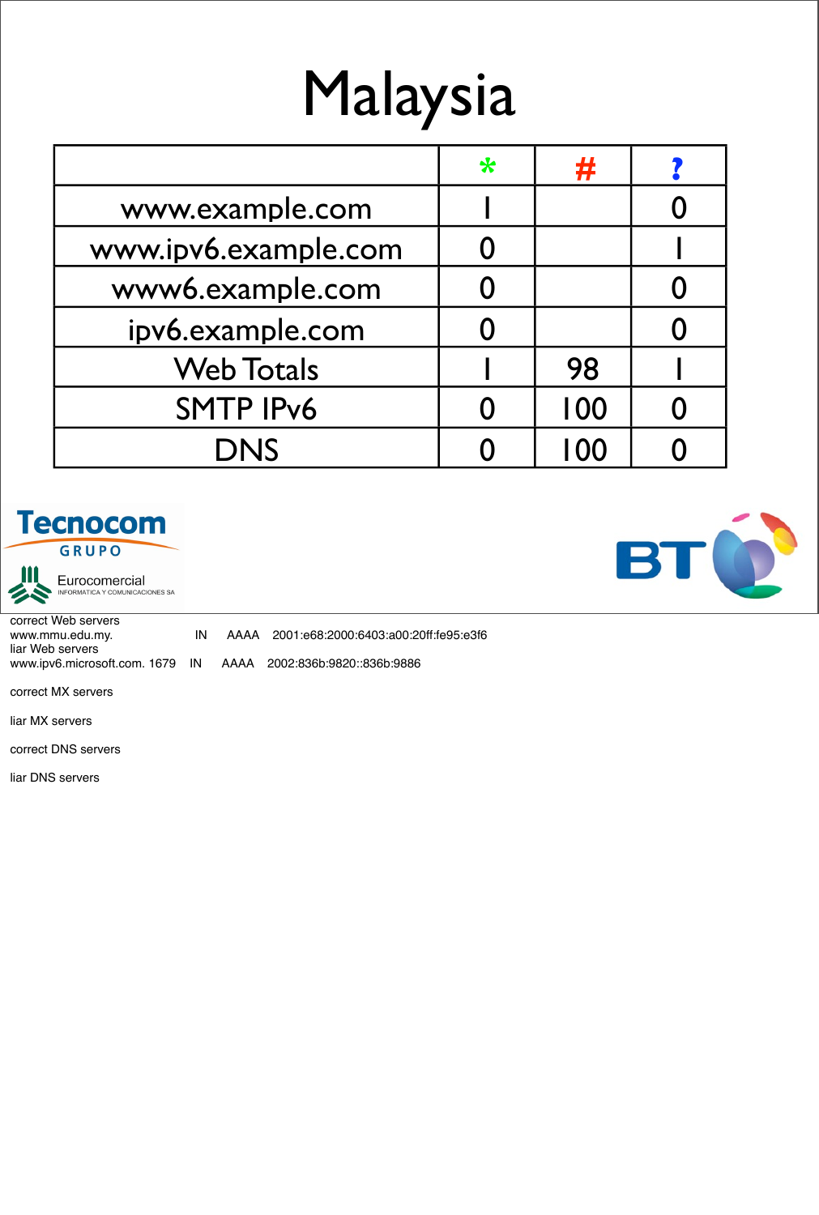# Malaysia

| | * | # | ? |
|---|---|---|---|
| www.example.com | 1 | | 0 |
| www.ipv6.example.com | 0 | | 1 |
| www6.example.com | 0 | | 0 |
| ipv6.example.com | 0 | | 0 |
| Web Totals | 1 | 98 | 1 |
| SMTP IPv6 | 0 | 100 | 0 |
| DNS | 0 | 100 | 0 |

Tecnocom GRUPO

Eurocomercial INFORMATICA Y COMUNICACIONES SA

BT

correct Web servers
www.mmu.edu.my. IN AAAA 2001:e68:2000:6403:a00:20ff:fe95:e3f6
liar Web servers
www.ipv6.microsoft.com. 1679 IN AAAA 2002:836b:9820::836b:9886

correct MX servers

liar MX servers

correct DNS servers

liar DNS servers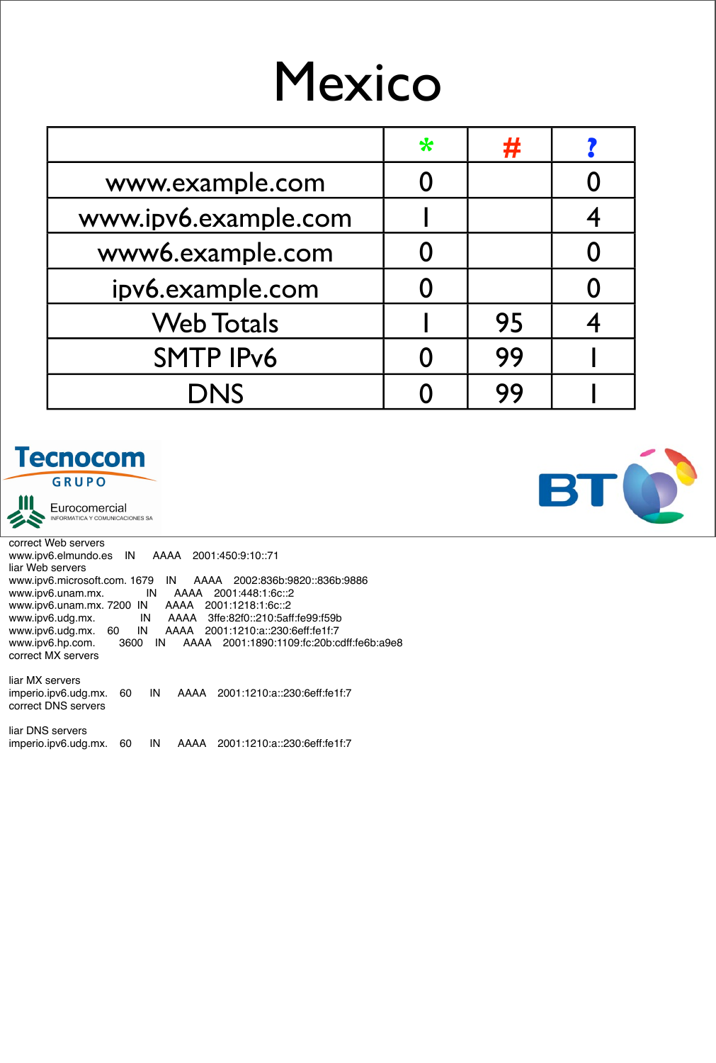# Mexico

| | * | # | ? |
|---|---|---|---|
| www.example.com | 0 | | 0 |
| www.ipv6.example.com | 1 | | 4 |
| www6.example.com | 0 | | 0 |
| ipv6.example.com | 0 | | 0 |
| Web Totals | 1 | 95 | 4 |
| SMTP IPv6 | 0 | 99 | 1 |
| DNS | 0 | 99 | 1 |

Tecnocom GRUPO

Eurocomercial INFORMATICA Y COMUNICACIONES SA

BT

correct Web servers
www.ipv6.elmundo.es IN AAAA 2001:450:9:10::71
liar Web servers
www.ipv6.microsoft.com. 1679 IN AAAA 2002:836b:9820::836b:9886
www.ipv6.unam.mx. IN AAAA 2001:448:1:6c::2
www.ipv6.unam.mx. 7200 IN AAAA 2001:1218:1:6c::2
www.ipv6.udg.mx. IN AAAA 3ffe:82f0::210:5aff:fe99:f59b
www.ipv6.udg.mx. 60 IN AAAA 2001:1210:a::230:6eff:fe1f:7
www.ipv6.hp.com. 3600 IN AAAA 2001:1890:1109:fc:20b:cdff:fe6b:a9e8
correct MX servers

liar MX servers
imperio.ipv6.udg.mx. 60 IN AAAA 2001:1210:a::230:6eff:fe1f:7
correct DNS servers

liar DNS servers
imperio.ipv6.udg.mx. 60 IN AAAA 2001:1210:a::230:6eff:fe1f:7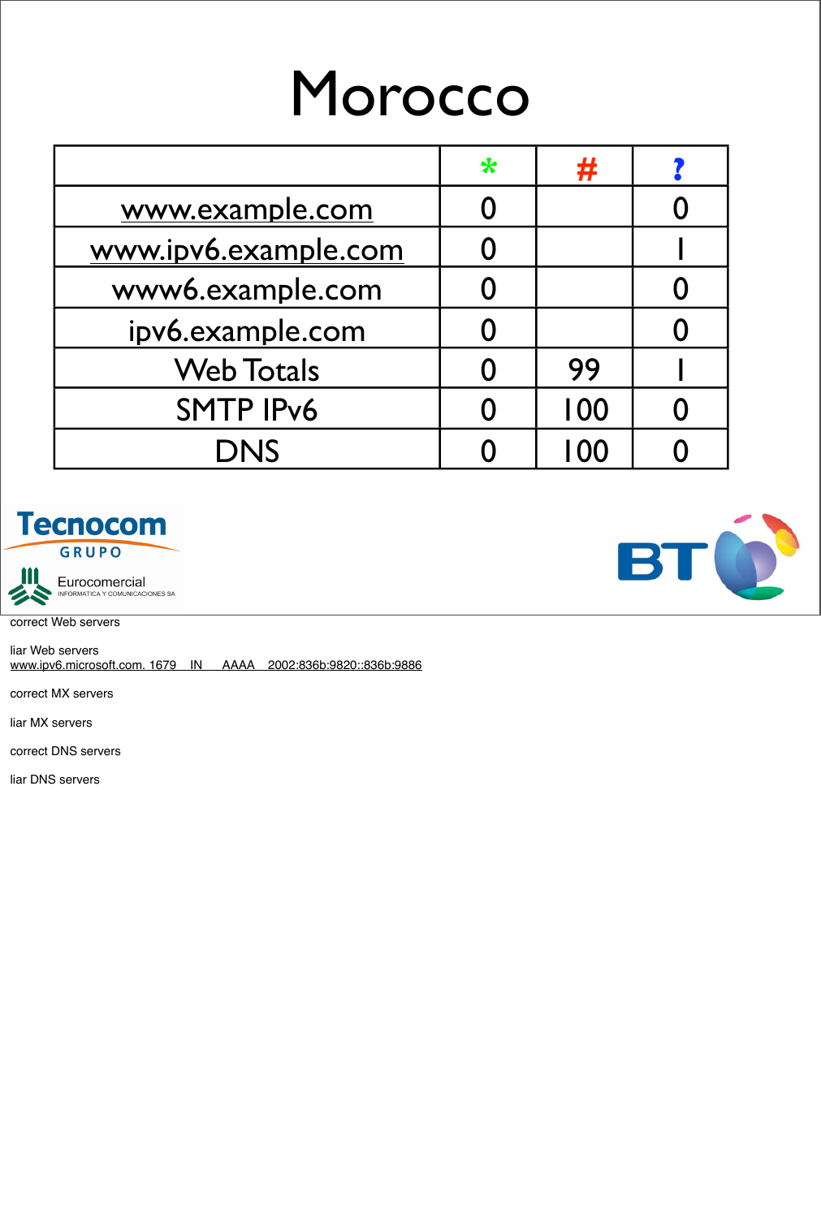# Morocco

| | * | # | ? |
|---|---|---|---|
| www.example.com | 0 | | 0 |
| www.ipv6.example.com | 0 | | 1 |
| www6.example.com | 0 | | 0 |
| ipv6.example.com | 0 | | 0 |
| Web Totals | 0 | 99 | 1 |
| SMTP IPv6 | 0 | 100 | 0 |
| DNS | 0 | 100 | 0 |

Tecnocom GRUPO

Eurocomercial INFORMATICA Y COMUNICACIONES SA

BT

correct Web servers

liar Web servers
www.ipv6.microsoft.com. 1679 IN AAAA 2002:836b:9820::836b:9886

correct MX servers

liar MX servers

correct DNS servers

liar DNS servers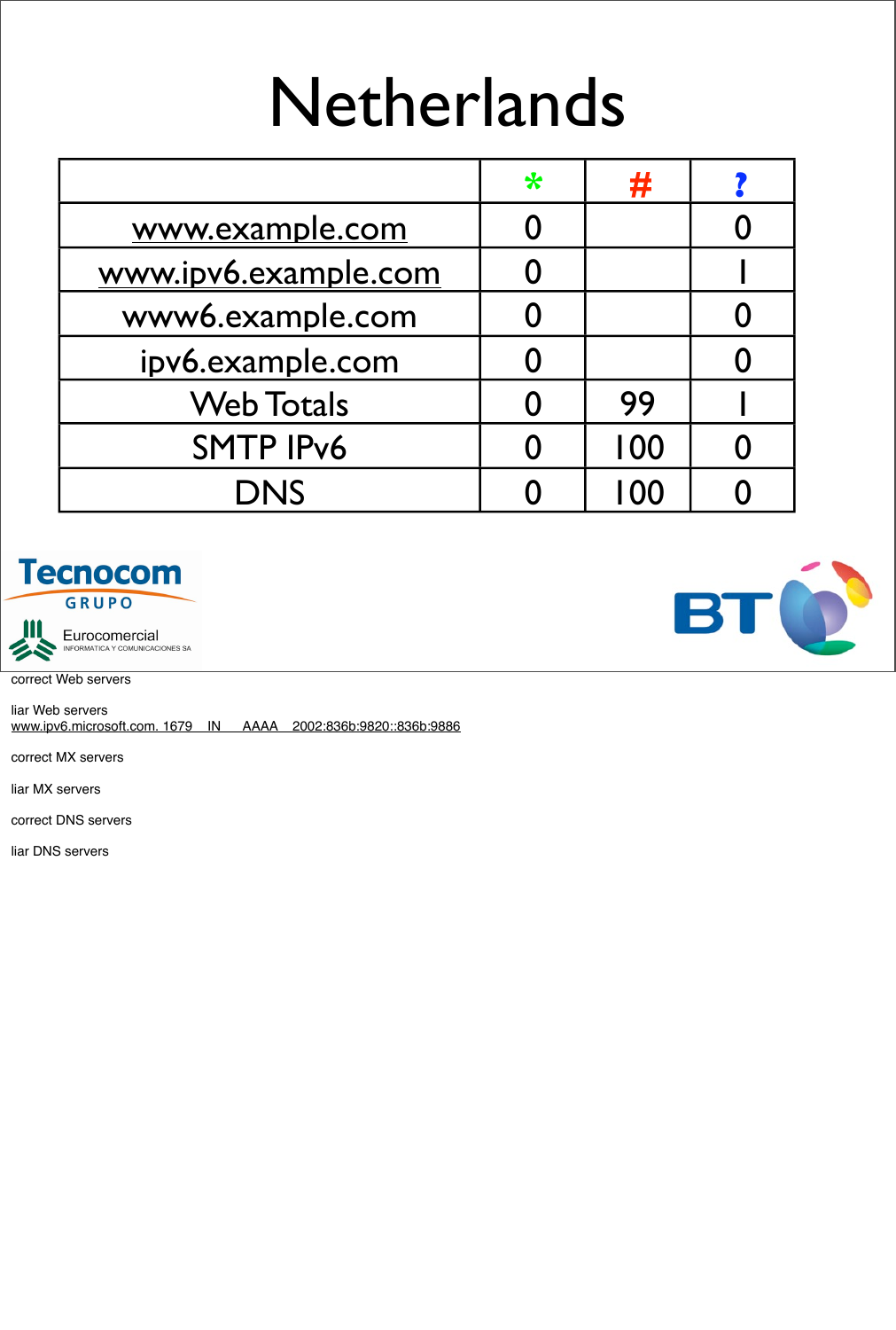# Netherlands

| | * | # | ? |
|---|---|---|---|
| www.example.com | 0 | | 0 |
| www.ipv6.example.com | 0 | | 1 |
| www6.example.com | 0 | | 0 |
| ipv6.example.com | 0 | | 0 |
| Web Totals | 0 | 99 | 1 |
| SMTP IPv6 | 0 | 100 | 0 |
| DNS | 0 | 100 | 0 |

correct Web servers

liar Web servers
www.ipv6.microsoft.com. 1679 IN AAAA 2002:836b:9820::836b:9886

correct MX servers

liar MX servers

correct DNS servers

liar DNS servers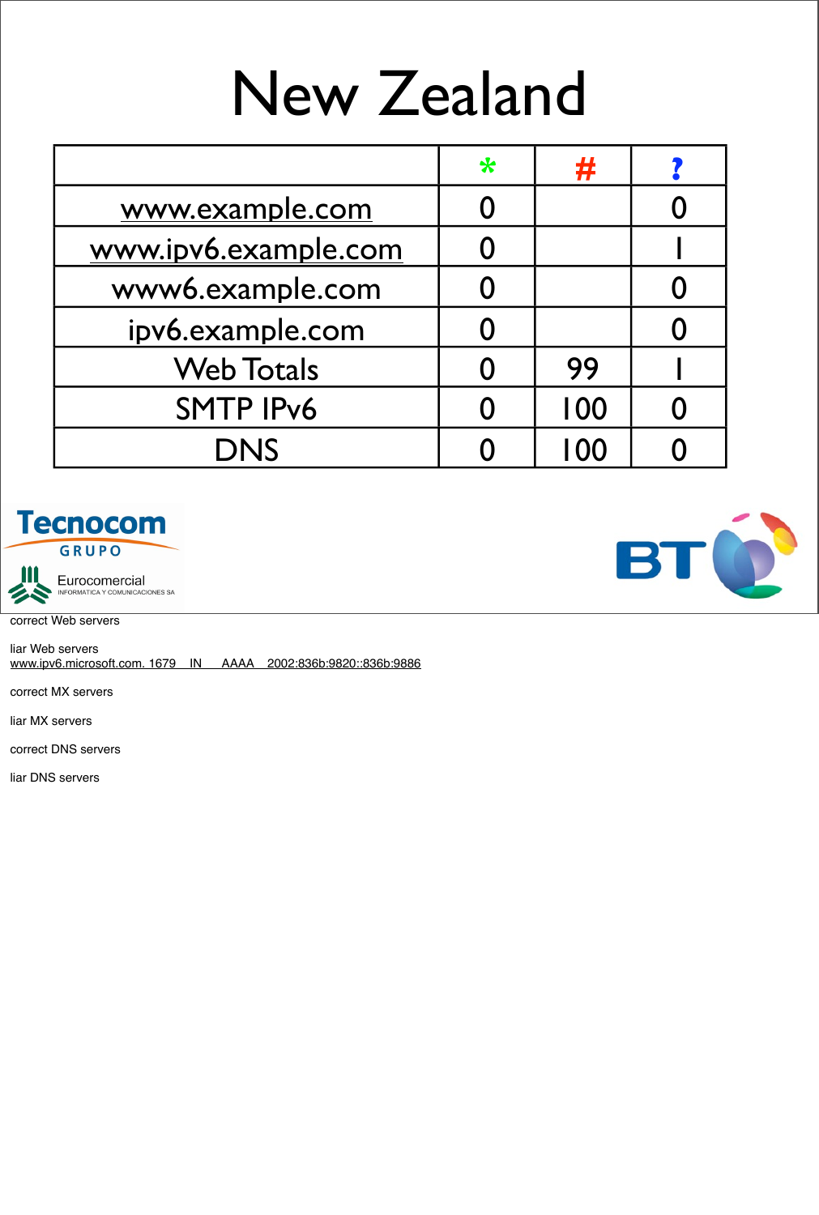# New Zealand

| | * | # | ? |
|---|---|---|---|
| www.example.com | 0 | | 0 |
| www.ipv6.example.com | 0 | | 1 |
| www6.example.com | 0 | | 0 |
| ipv6.example.com | 0 | | 0 |
| Web Totals | 0 | 99 | 1 |
| SMTP IPv6 | 0 | 100 | 0 |
| DNS | 0 | 100 | 0 |

Tecnocom GRUPO

Eurocomercial INFORMATICA Y COMUNICACIONES SA

BT

correct Web servers

liar Web servers
www.ipv6.microsoft.com. 1679 IN AAAA 2002:836b:9820::836b:9886

correct MX servers

liar MX servers

correct DNS servers

liar DNS servers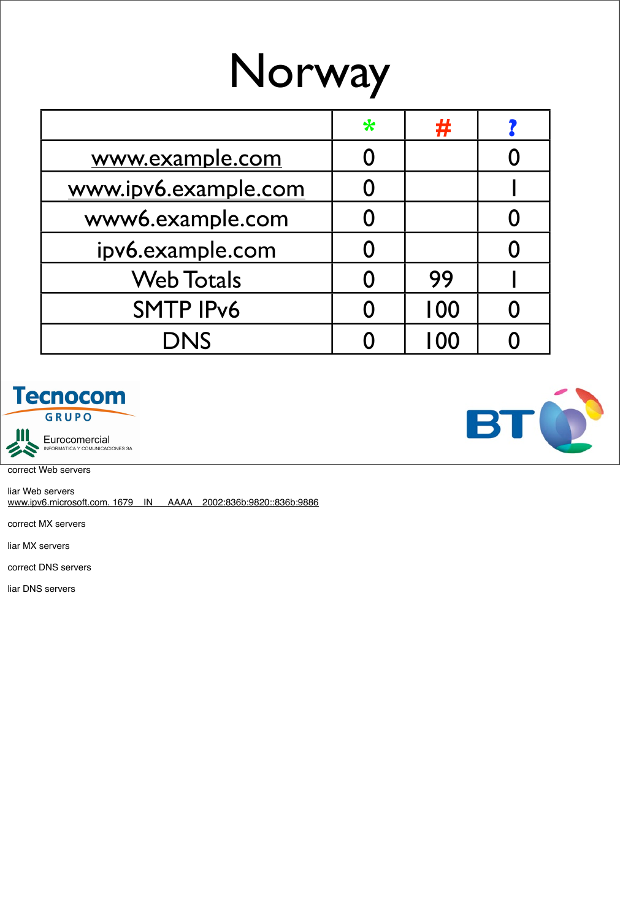# Norway

| | * | # | ? |
|---|---|---|---|
| www.example.com | 0 | | 0 |
| www.ipv6.example.com | 0 | | 1 |
| www6.example.com | 0 | | 0 |
| ipv6.example.com | 0 | | 0 |
| Web Totals | 0 | 99 | 1 |
| SMTP IPv6 | 0 | 100 | 0 |
| DNS | 0 | 100 | 0 |

Tecnocom GRUPO

Eurocomercial INFORMATICA Y COMUNICACIONES SA

BT

correct Web servers

liar Web servers
www.ipv6.microsoft.com. 1679 IN AAAA 2002:836b:9820::836b:9886

correct MX servers

liar MX servers

correct DNS servers

liar DNS servers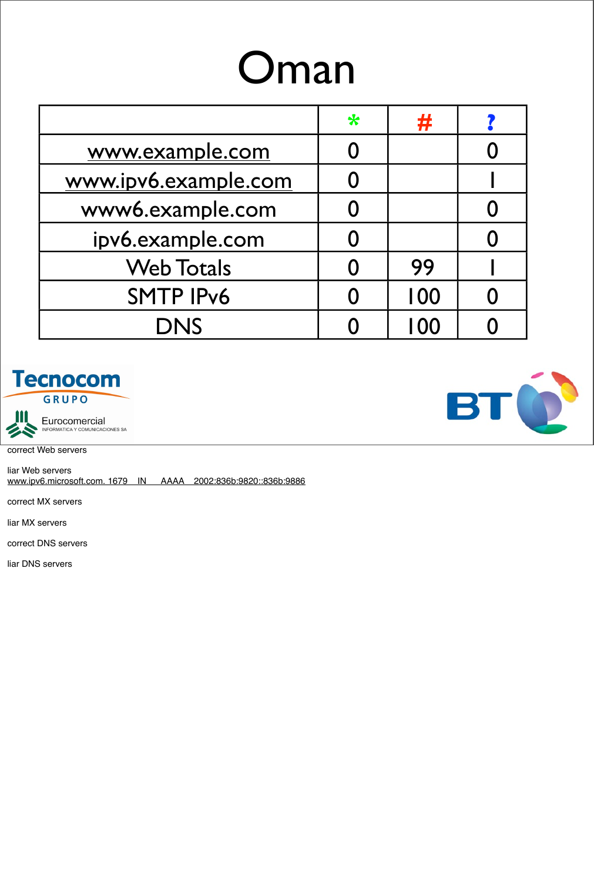# Oman

| | * | # | ? |
|---|---|---|---|
| www.example.com | 0 | | 0 |
| www.ipv6.example.com | 0 | | 1 |
| www6.example.com | 0 | | 0 |
| ipv6.example.com | 0 | | 0 |
| Web Totals | 0 | 99 | 1 |
| SMTP IPv6 | 0 | 100 | 0 |
| DNS | 0 | 100 | 0 |

Tecnocom GRUPO

Eurocomercial INFORMATICA Y COMUNICACIONES SA

BT

correct Web servers

liar Web servers
www.ipv6.microsoft.com. 1679 IN AAAA 2002:836b:9820::836b:9886

correct MX servers

liar MX servers

correct DNS servers

liar DNS servers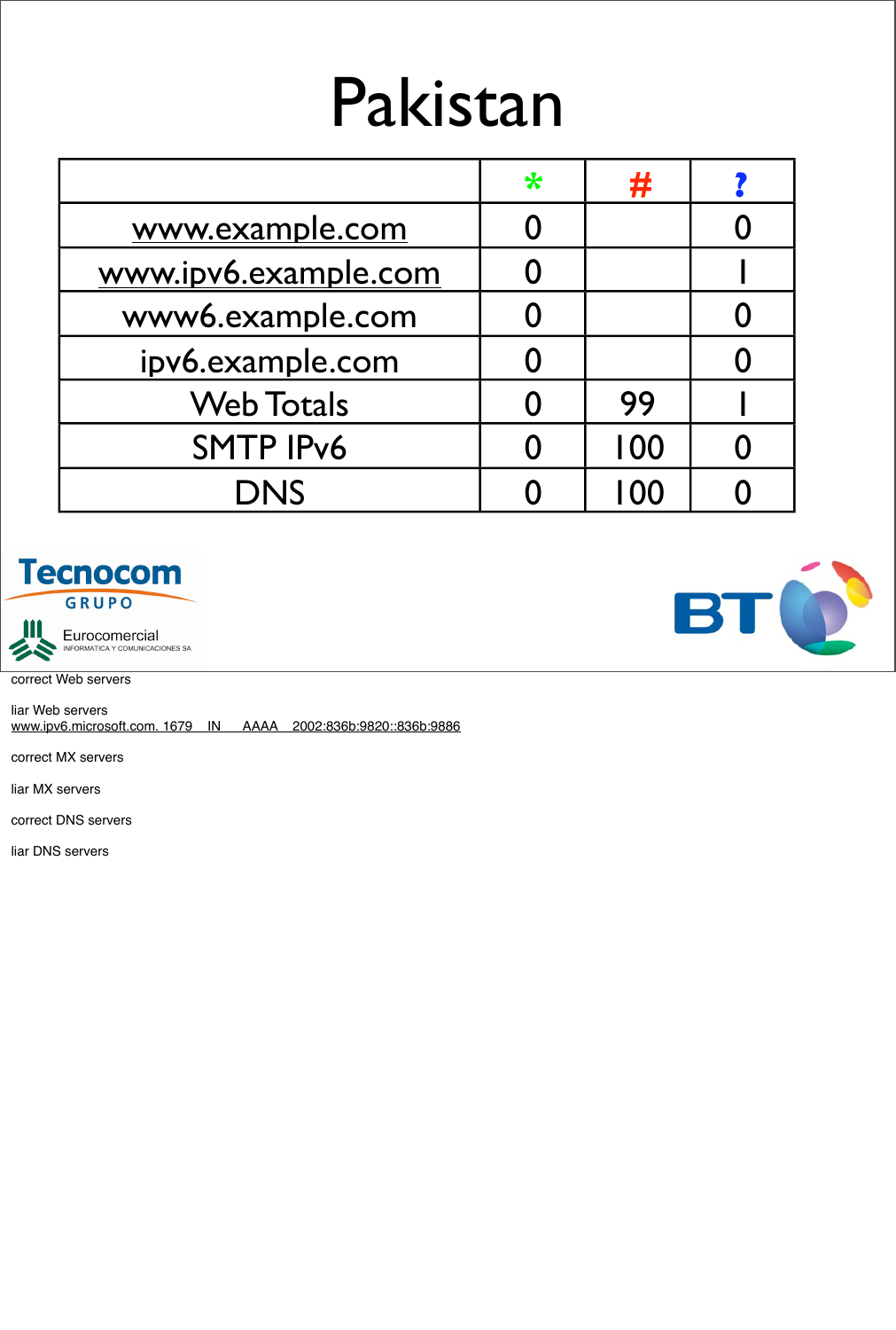# Pakistan

| | * | # | ? |
|---|---|---|---|
| www.example.com | 0 | | 0 |
| www.ipv6.example.com | 0 | | 1 |
| www6.example.com | 0 | | 0 |
| ipv6.example.com | 0 | | 0 |
| Web Totals | 0 | 99 | 1 |
| SMTP IPv6 | 0 | 100 | 0 |
| DNS | 0 | 100 | 0 |

Tecnocom GRUPO

Eurocomercial INFORMATICA Y COMUNICACIONES SA

BT

correct Web servers

liar Web servers
www.ipv6.microsoft.com. 1679 IN AAAA 2002:836b:9820::836b:9886

correct MX servers

liar MX servers

correct DNS servers

liar DNS servers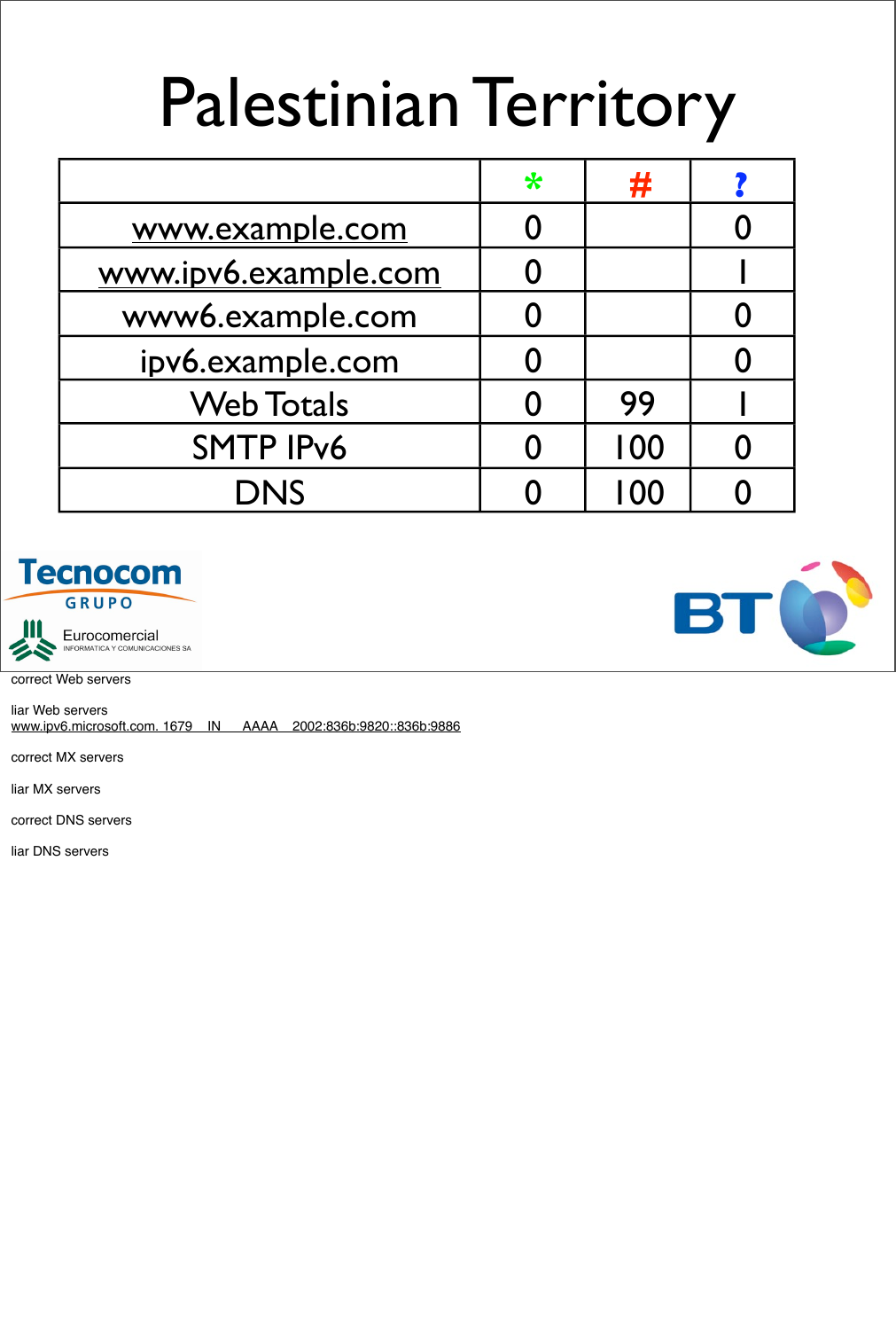# Palestinian Territory

| | * | # | ? |
|---|---|---|---|
| www.example.com | 0 | | 0 |
| www.ipv6.example.com | 0 | | 1 |
| www6.example.com | 0 | | 0 |
| ipv6.example.com | 0 | | 0 |
| Web Totals | 0 | 99 | 1 |
| SMTP IPv6 | 0 | 100 | 0 |
| DNS | 0 | 100 | 0 |

Tecnocom GRUPO

Eurocomercial INFORMATICA Y COMUNICACIONES SA

BT

correct Web servers

liar Web servers
www.ipv6.microsoft.com. 1679 IN AAAA 2002:836b:9820::836b:9886

correct MX servers

liar MX servers

correct DNS servers

liar DNS servers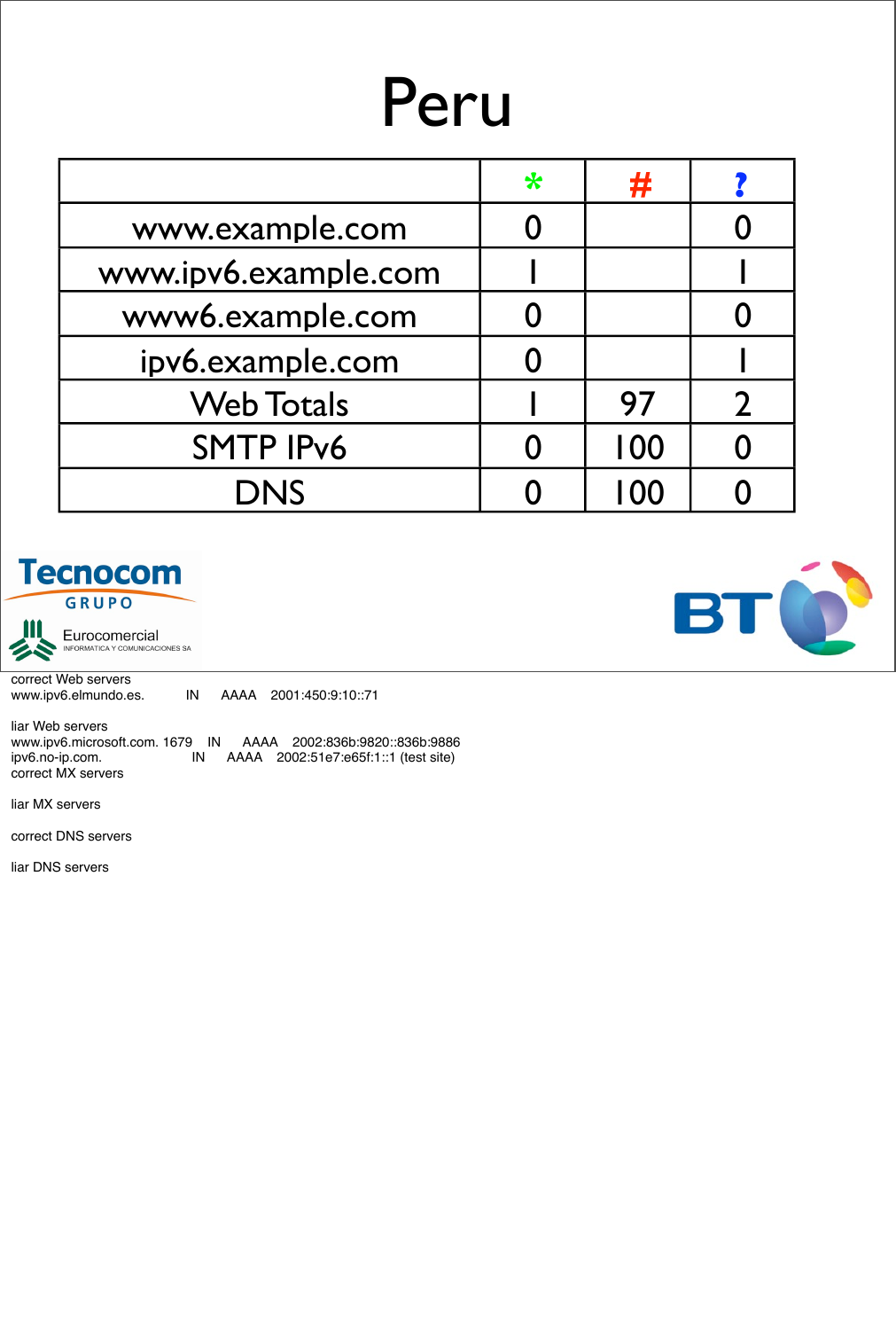# Peru

| | * | # | ? |
|---|---|---|---|
| www.example.com | 0 | | 0 |
| www.ipv6.example.com | 1 | | 1 |
| www6.example.com | 0 | | 0 |
| ipv6.example.com | 0 | | 1 |
| Web Totals | 1 | 97 | 2 |
| SMTP IPv6 | 0 | 100 | 0 |
| DNS | 0 | 100 | 0 |

Tecnocom GRUPO

Eurocomercial INFORMATICA Y COMUNICACIONES SA

BT

correct Web servers
www.ipv6.elmundo.es. IN AAAA 2001:450:9:10::71

liar Web servers
www.ipv6.microsoft.com. 1679 IN AAAA 2002:836b:9820::836b:9886
ipv6.no-ip.com. IN AAAA 2002:51e7:e65f:1::1 (test site)
correct MX servers

liar MX servers

correct DNS servers

liar DNS servers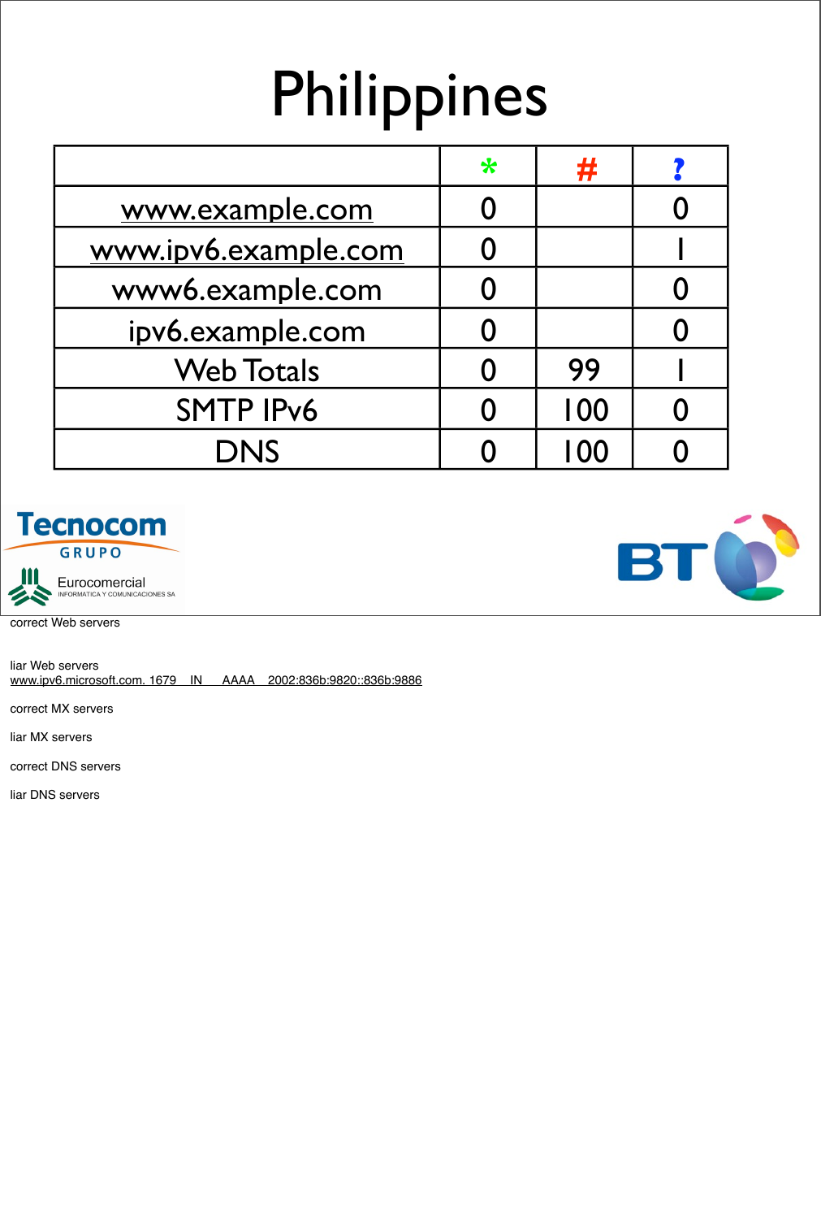# Philippines

| | * | # | ? |
|---|---|---|---|
| www.example.com | 0 | | 0 |
| www.ipv6.example.com | 0 | | 1 |
| www6.example.com | 0 | | 0 |
| ipv6.example.com | 0 | | 0 |
| Web Totals | 0 | 99 | 1 |
| SMTP IPv6 | 0 | 100 | 0 |
| DNS | 0 | 100 | 0 |

Tecnocom GRUPO

Eurocomercial INFORMATICA Y COMUNICACIONES SA

BT

correct Web servers

liar Web servers
www.ipv6.microsoft.com. 1679 IN AAAA 2002:836b:9820::836b:9886

correct MX servers

liar MX servers

correct DNS servers

liar DNS servers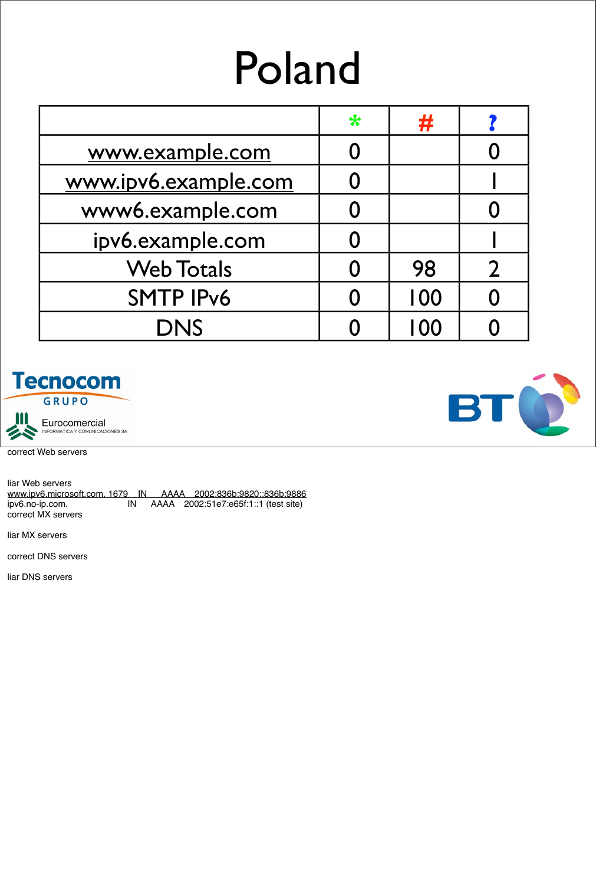# Poland

| | * | # | ? |
|---|---|---|---|
| www.example.com | 0 | | 0 |
| www.ipv6.example.com | 0 | | 1 |
| www6.example.com | 0 | | 0 |
| ipv6.example.com | 0 | | 1 |
| Web Totals | 0 | 98 | 2 |
| SMTP IPv6 | 0 | 100 | 0 |
| DNS | 0 | 100 | 0 |

Tecnocom GRUPO

Eurocomercial INFORMATICA Y COMUNICACIONES SA

BT

correct Web servers

liar Web servers

www.ipv6.microsoft.com. 1679 IN AAAA 2002:836b:9820::836b:9886

ipv6.no-ip.com. IN AAAA 2002:51e7:e65f:1::1 (test site)

correct MX servers

liar MX servers

correct DNS servers

liar DNS servers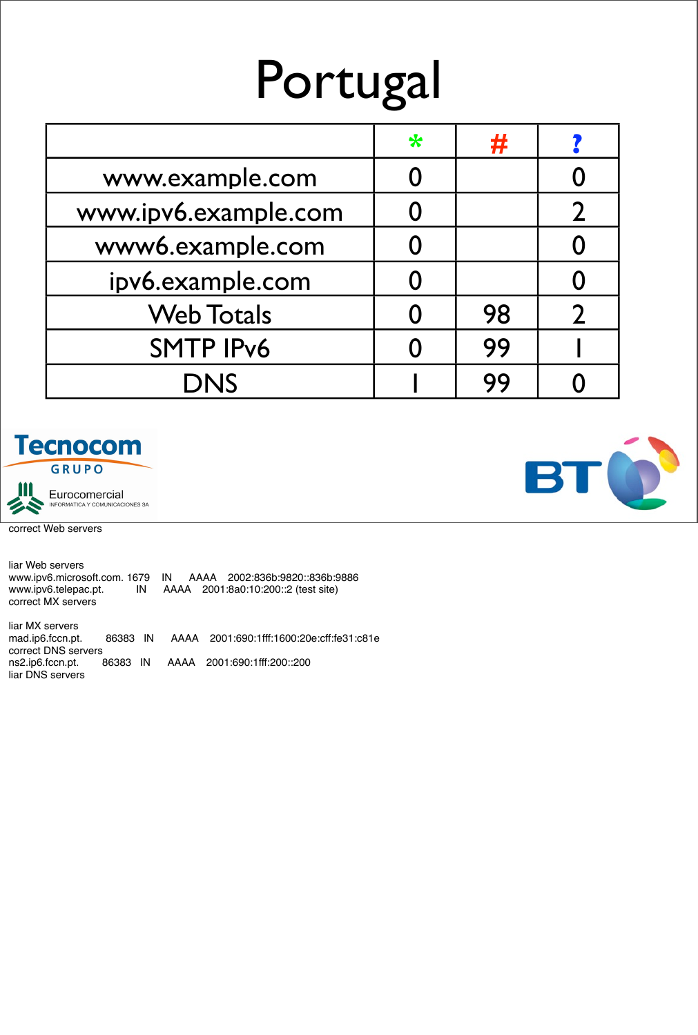# Portugal

| | * | # | ? |
|---|---|---|---|
| www.example.com | 0 | | 0 |
| www.ipv6.example.com | 0 | | 2 |
| www6.example.com | 0 | | 0 |
| ipv6.example.com | 0 | | 0 |
| Web Totals | 0 | 98 | 2 |
| SMTP IPv6 | 0 | 99 | 1 |
| DNS | 1 | 99 | 0 |

Tecnocom GRUPO

Eurocomercial INFORMATICA Y COMUNICACIONES SA

BT

correct Web servers

liar Web servers
www.ipv6.microsoft.com. 1679 IN AAAA 2002:836b:9820::836b:9886
www.ipv6.telepac.pt. IN AAAA 2001:8a0:10:200::2 (test site)
correct MX servers

liar MX servers
mad.ip6.fccn.pt. 86383 IN AAAA 2001:690:1fff:1600:20e:cff:fe31:c81e
correct DNS servers
ns2.ip6.fccn.pt. 86383 IN AAAA 2001:690:1fff:200::200
liar DNS servers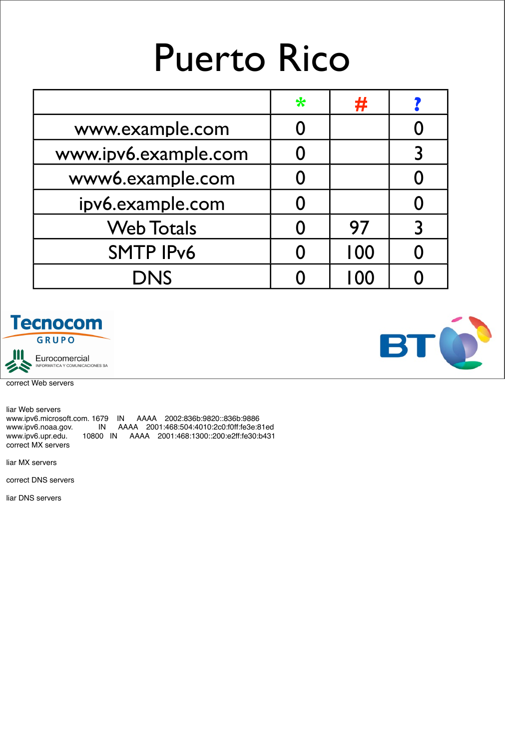# Puerto Rico

| | * | # | ? |
|---|---|---|---|
| www.example.com | 0 | | 0 |
| www.ipv6.example.com | 0 | | 3 |
| www6.example.com | 0 | | 0 |
| ipv6.example.com | 0 | | 0 |
| Web Totals | 0 | 97 | 3 |
| SMTP IPv6 | 0 | 100 | 0 |
| DNS | 0 | 100 | 0 |

Tecnocom GRUPO

Eurocomercial INFORMATICA Y COMUNICACIONES SA

BT

correct Web servers

liar Web servers

```
www.ipv6.microsoft.com. 1679    IN      AAAA    2002:836b:9820::836b:9886
www.ipv6.noaa.gov.              IN      AAAA    2001:468:504:4010:2c0:f0ff:fe3e:81ed
www.ipv6.upr.edu.       10800   IN      AAAA    2001:468:1300::200:e2ff:fe30:b431
```

correct MX servers

liar MX servers

correct DNS servers

liar DNS servers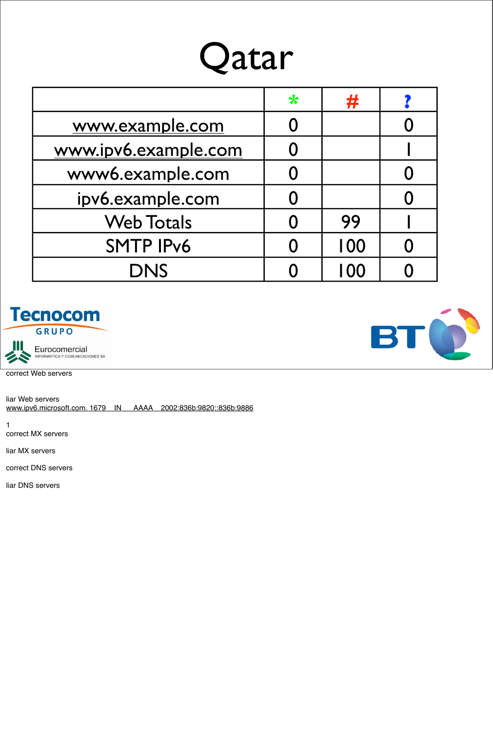# Qatar

| | * | # | ? |
|---|---|---|---|
| www.example.com | 0 | | 0 |
| www.ipv6.example.com | 0 | | 1 |
| www6.example.com | 0 | | 0 |
| ipv6.example.com | 0 | | 0 |
| Web Totals | 0 | 99 | 1 |
| SMTP IPv6 | 0 | 100 | 0 |
| DNS | 0 | 100 | 0 |

correct Web servers

liar Web servers
www.ipv6.microsoft.com. 1679 IN AAAA 2002:836b:9820::836b:9886

1
correct MX servers

liar MX servers

correct DNS servers

liar DNS servers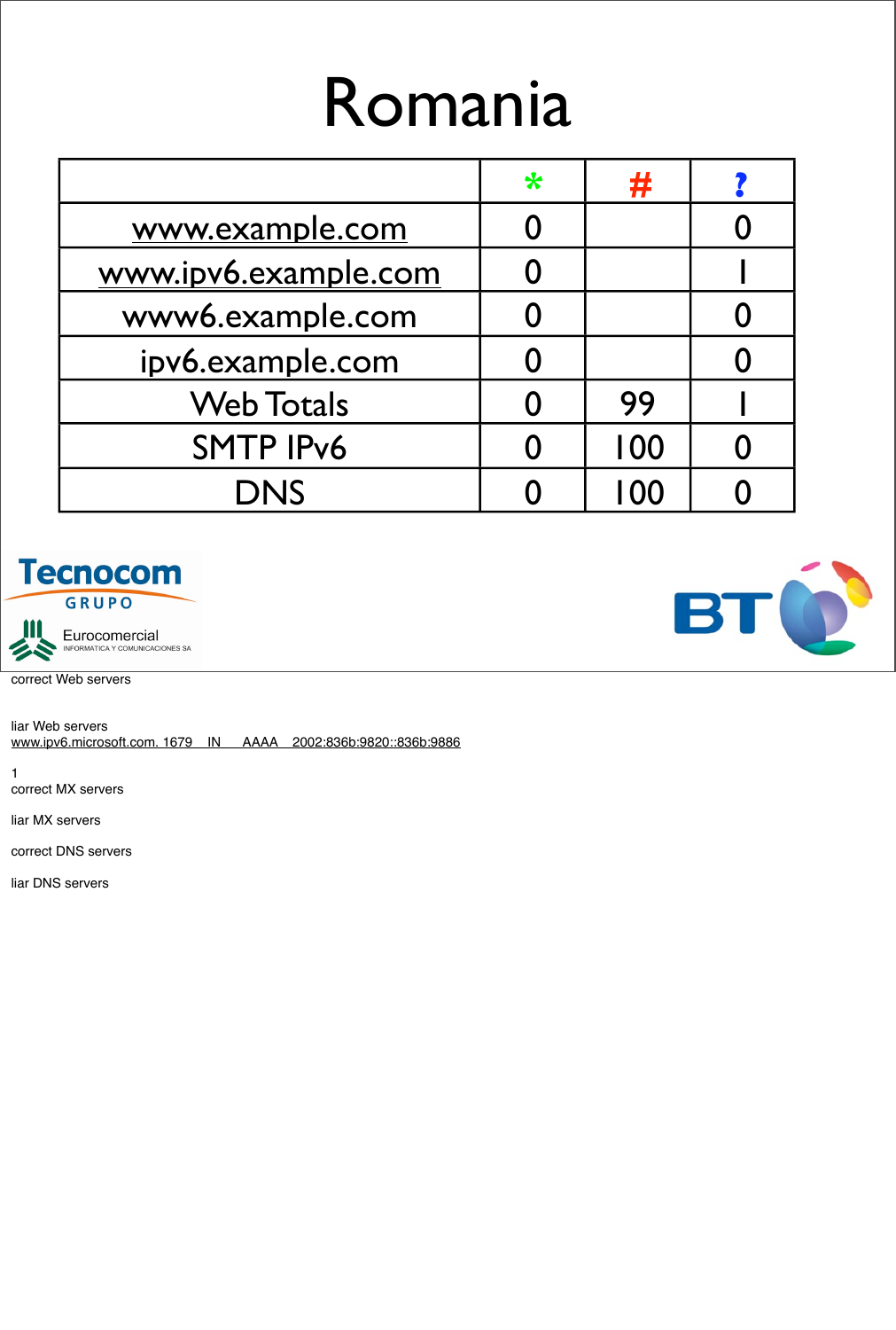# Romania

| | * | # | ? |
|---|---|---|---|
| www.example.com | 0 | | 0 |
| www.ipv6.example.com | 0 | | 1 |
| www6.example.com | 0 | | 0 |
| ipv6.example.com | 0 | | 0 |
| Web Totals | 0 | 99 | 1 |
| SMTP IPv6 | 0 | 100 | 0 |
| DNS | 0 | 100 | 0 |

Tecnocom GRUPO

Eurocomercial INFORMATICA Y COMUNICACIONES SA

BT

correct Web servers

liar Web servers
www.ipv6.microsoft.com. 1679 IN AAAA 2002:836b:9820::836b:9886

1
correct MX servers

liar MX servers

correct DNS servers

liar DNS servers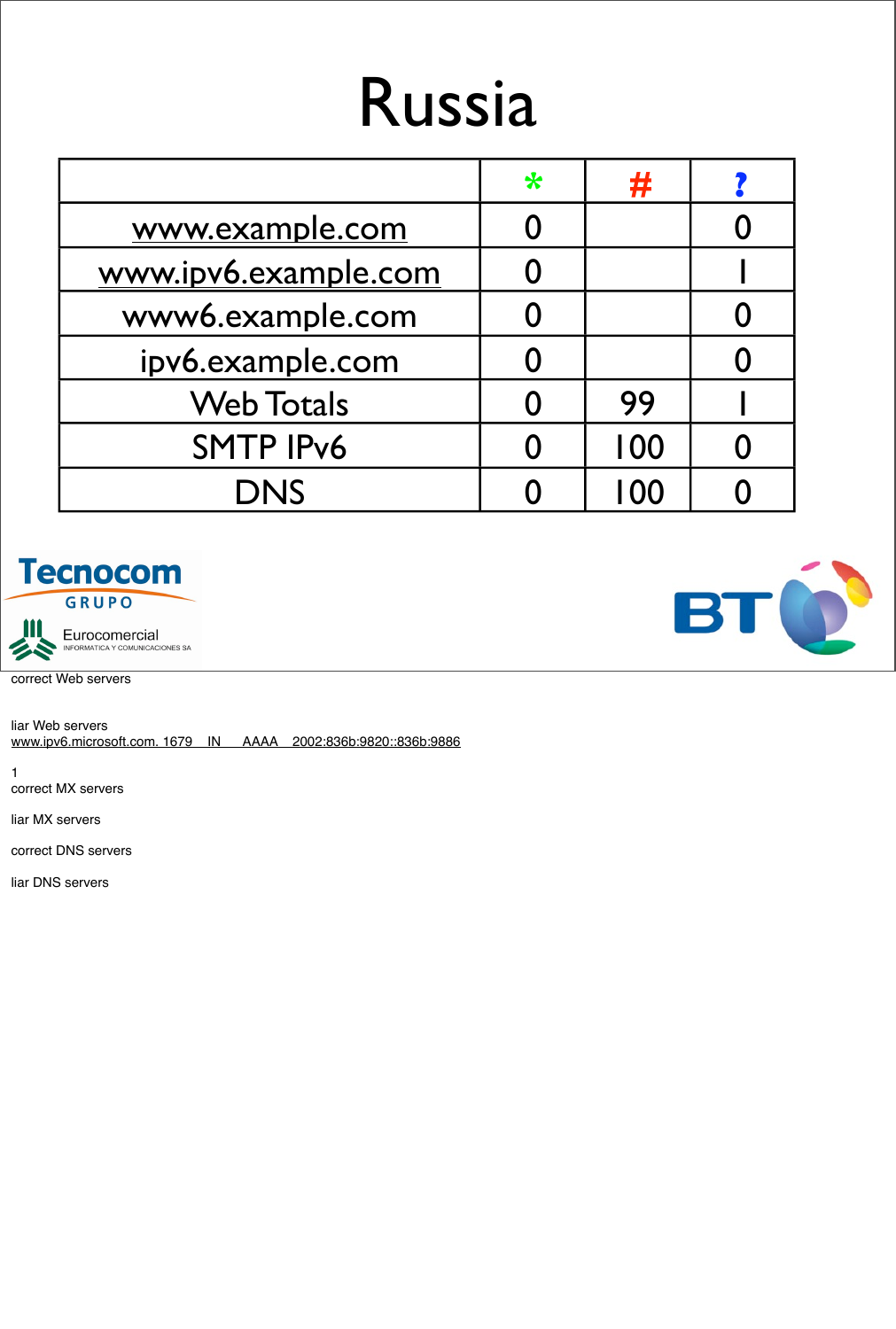# Russia

| | * | # | ? |
|---|---|---|---|
| www.example.com | 0 | | 0 |
| www.ipv6.example.com | 0 | | 1 |
| www6.example.com | 0 | | 0 |
| ipv6.example.com | 0 | | 0 |
| Web Totals | 0 | 99 | 1 |
| SMTP IPv6 | 0 | 100 | 0 |
| DNS | 0 | 100 | 0 |

Tecnocom GRUPO

Eurocomercial INFORMATICA Y COMUNICACIONES SA

BT

correct Web servers

liar Web servers
www.ipv6.microsoft.com. 1679 IN AAAA 2002:836b:9820::836b:9886

1
correct MX servers

liar MX servers

correct DNS servers

liar DNS servers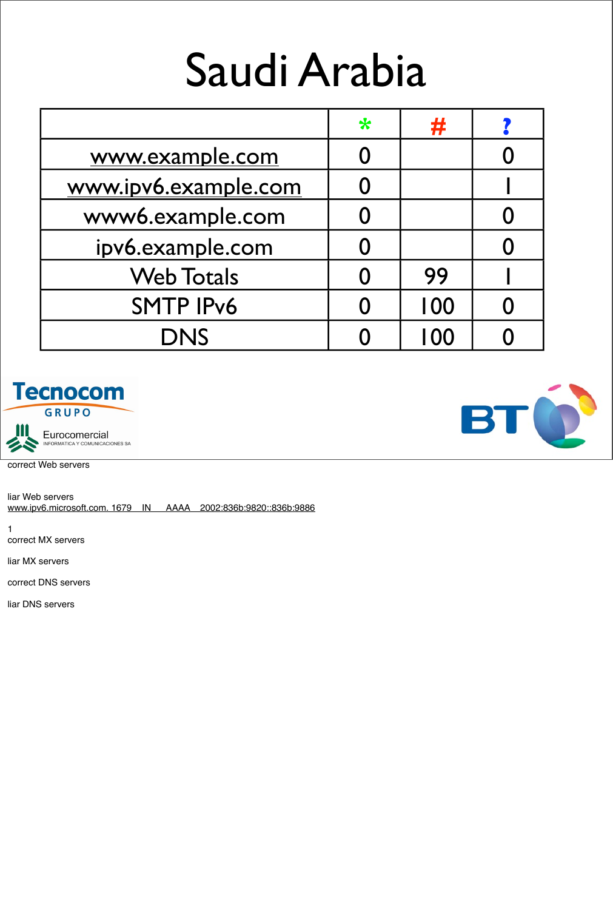# Saudi Arabia

| | * | # | ? |
|---|---|---|---|
| www.example.com | 0 | | 0 |
| www.ipv6.example.com | 0 | | 1 |
| www6.example.com | 0 | | 0 |
| ipv6.example.com | 0 | | 0 |
| Web Totals | 0 | 99 | 1 |
| SMTP IPv6 | 0 | 100 | 0 |
| DNS | 0 | 100 | 0 |

Tecnocom GRUPO

Eurocomercial INFORMATICA Y COMUNICACIONES SA

BT

correct Web servers

liar Web servers
www.ipv6.microsoft.com. 1679 IN AAAA 2002:836b:9820::836b:9886

1
correct MX servers

liar MX servers

correct DNS servers

liar DNS servers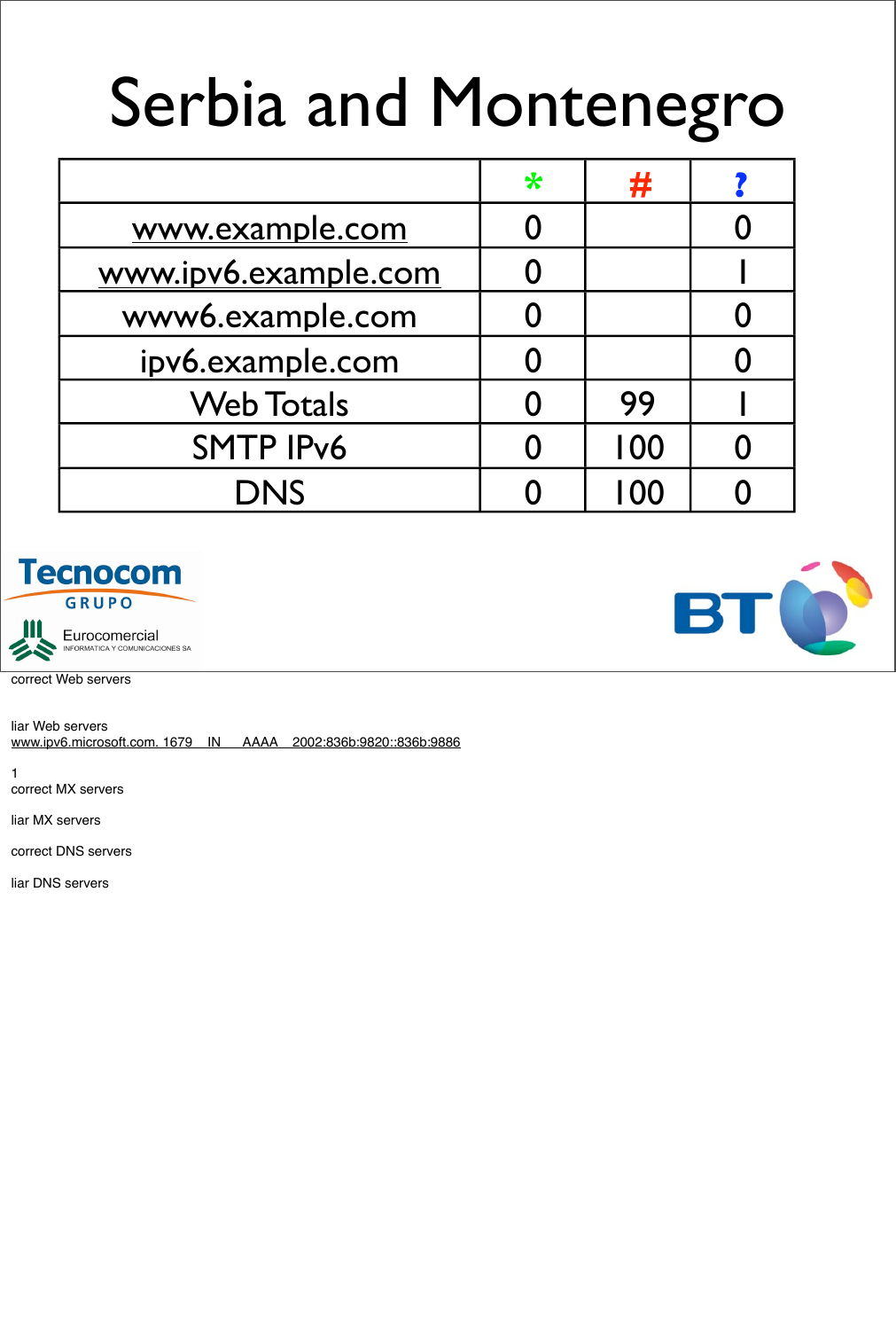# Serbia and Montenegro

| | * | # | ? |
|---|---|---|---|
| www.example.com | 0 | | 0 |
| www.ipv6.example.com | 0 | | 1 |
| www6.example.com | 0 | | 0 |
| ipv6.example.com | 0 | | 0 |
| Web Totals | 0 | 99 | 1 |
| SMTP IPv6 | 0 | 100 | 0 |
| DNS | 0 | 100 | 0 |

Tecnocom GRUPO

Eurocomercial INFORMATICA Y COMUNICACIONES SA

BT

correct Web servers

liar Web servers
www.ipv6.microsoft.com. 1679 IN AAAA 2002:836b:9820::836b:9886

1
correct MX servers

liar MX servers

correct DNS servers

liar DNS servers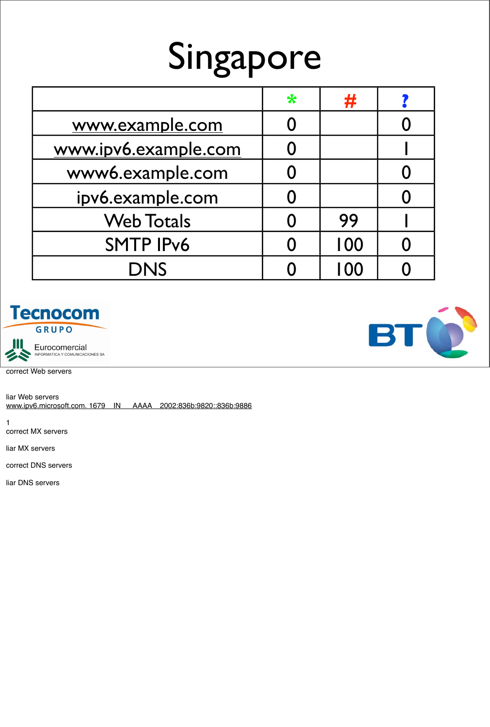# Singapore

| | * | # | ? |
|---|---|---|---|
| www.example.com | 0 | | 0 |
| www.ipv6.example.com | 0 | | 1 |
| www6.example.com | 0 | | 0 |
| ipv6.example.com | 0 | | 0 |
| Web Totals | 0 | 99 | 1 |
| SMTP IPv6 | 0 | 100 | 0 |
| DNS | 0 | 100 | 0 |

Tecnocom GRUPO

Eurocomercial INFORMATICA Y COMUNICACIONES SA

BT

correct Web servers

liar Web servers
www.ipv6.microsoft.com. 1679 IN AAAA 2002:836b:9820::836b:9886

1
correct MX servers

liar MX servers

correct DNS servers

liar DNS servers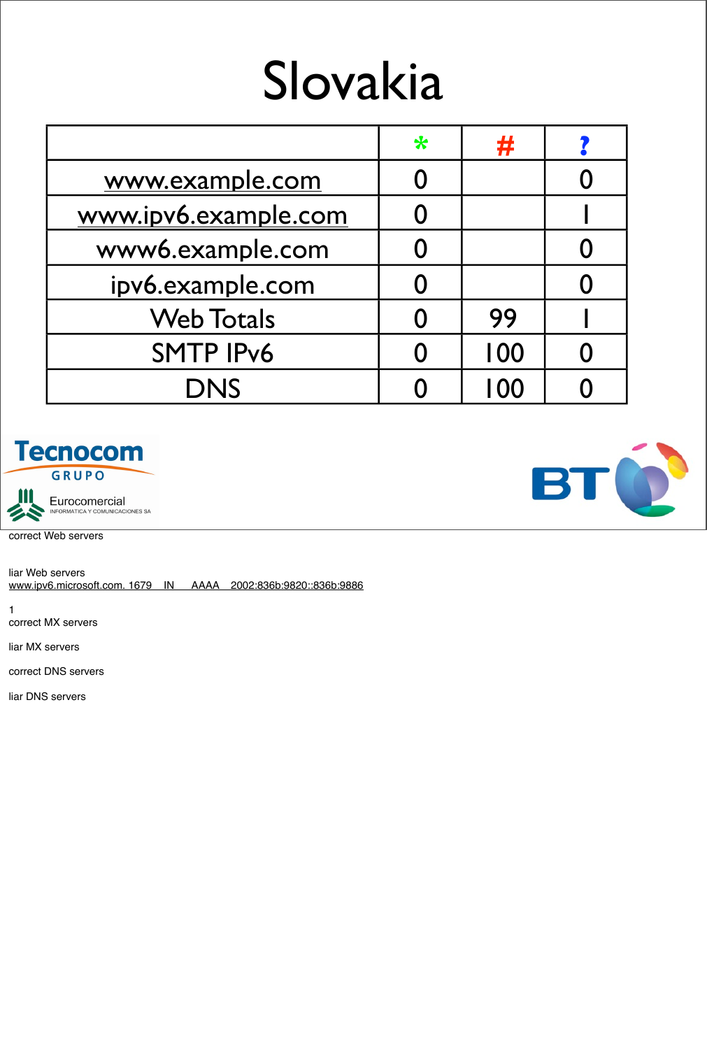# Slovakia

| | * | # | ? |
|---|---|---|---|
| www.example.com | 0 | | 0 |
| www.ipv6.example.com | 0 | | 1 |
| www6.example.com | 0 | | 0 |
| ipv6.example.com | 0 | | 0 |
| Web Totals | 0 | 99 | 1 |
| SMTP IPv6 | 0 | 100 | 0 |
| DNS | 0 | 100 | 0 |

Tecnocom GRUPO

Eurocomercial INFORMATICA Y COMUNICACIONES SA

BT

correct Web servers

liar Web servers
www.ipv6.microsoft.com. 1679 IN AAAA 2002:836b:9820::836b:9886

1
correct MX servers

liar MX servers

correct DNS servers

liar DNS servers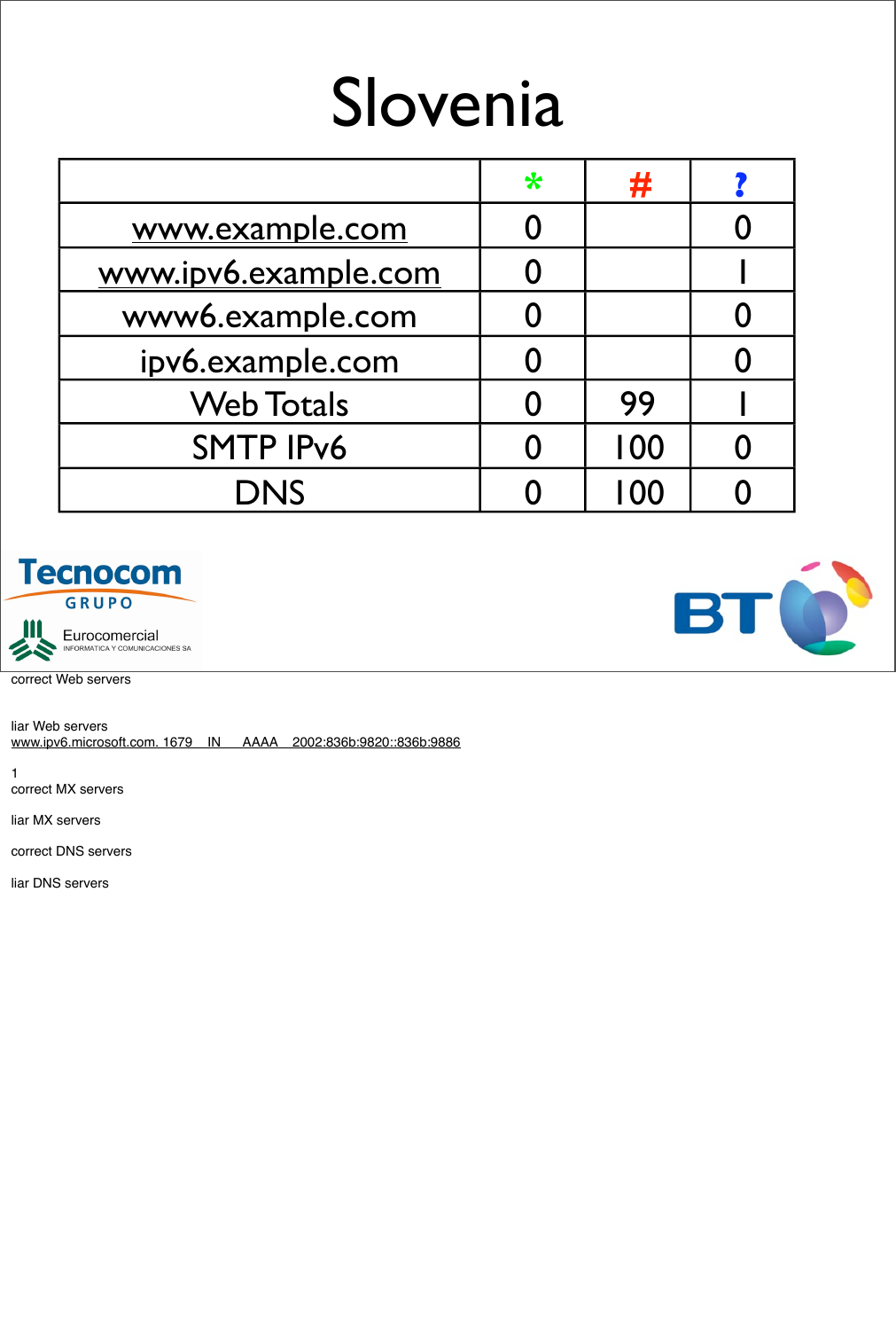# Slovenia

| | * | # | ? |
|---|---|---|---|
| www.example.com | 0 | | 0 |
| www.ipv6.example.com | 0 | | 1 |
| www6.example.com | 0 | | 0 |
| ipv6.example.com | 0 | | 0 |
| Web Totals | 0 | 99 | 1 |
| SMTP IPv6 | 0 | 100 | 0 |
| DNS | 0 | 100 | 0 |

Tecnocom GRUPO

Eurocomercial INFORMATICA Y COMUNICACIONES SA

BT

correct Web servers

liar Web servers

www.ipv6.microsoft.com. 1679 IN AAAA 2002:836b:9820::836b:9886

1

correct MX servers

liar MX servers

correct DNS servers

liar DNS servers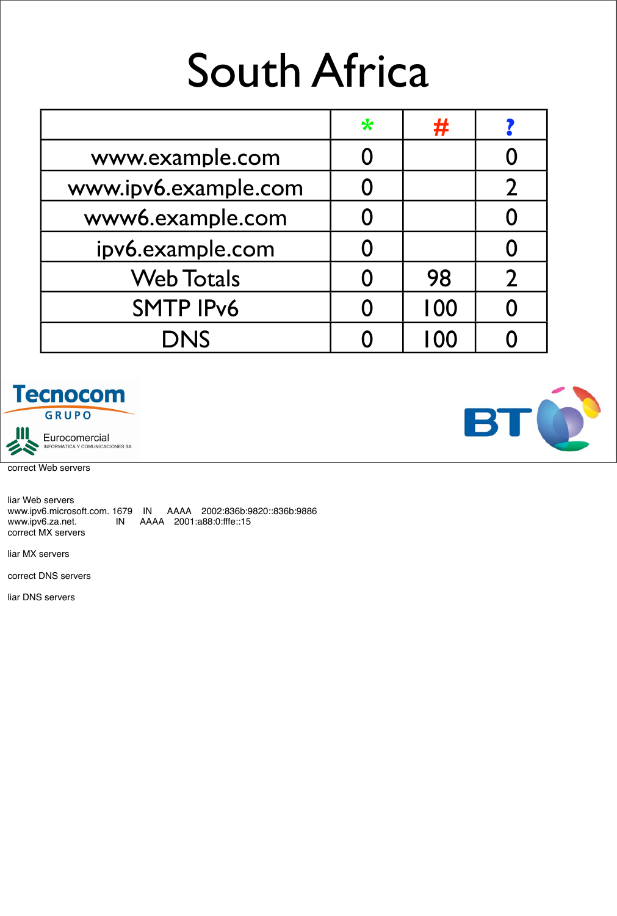# South Africa

| | * | # | ? |
|---|---|---|---|
| www.example.com | 0 | | 0 |
| www.ipv6.example.com | 0 | | 2 |
| www6.example.com | 0 | | 0 |
| ipv6.example.com | 0 | | 0 |
| Web Totals | 0 | 98 | 2 |
| SMTP IPv6 | 0 | 100 | 0 |
| DNS | 0 | 100 | 0 |

Tecnocom GRUPO

Eurocomercial INFORMATICA Y COMUNICACIONES SA

BT

correct Web servers

liar Web servers
www.ipv6.microsoft.com. 1679 IN AAAA 2002:836b:9820::836b:9886
www.ipv6.za.net. IN AAAA 2001:a88:0:fffe::15
correct MX servers

liar MX servers

correct DNS servers

liar DNS servers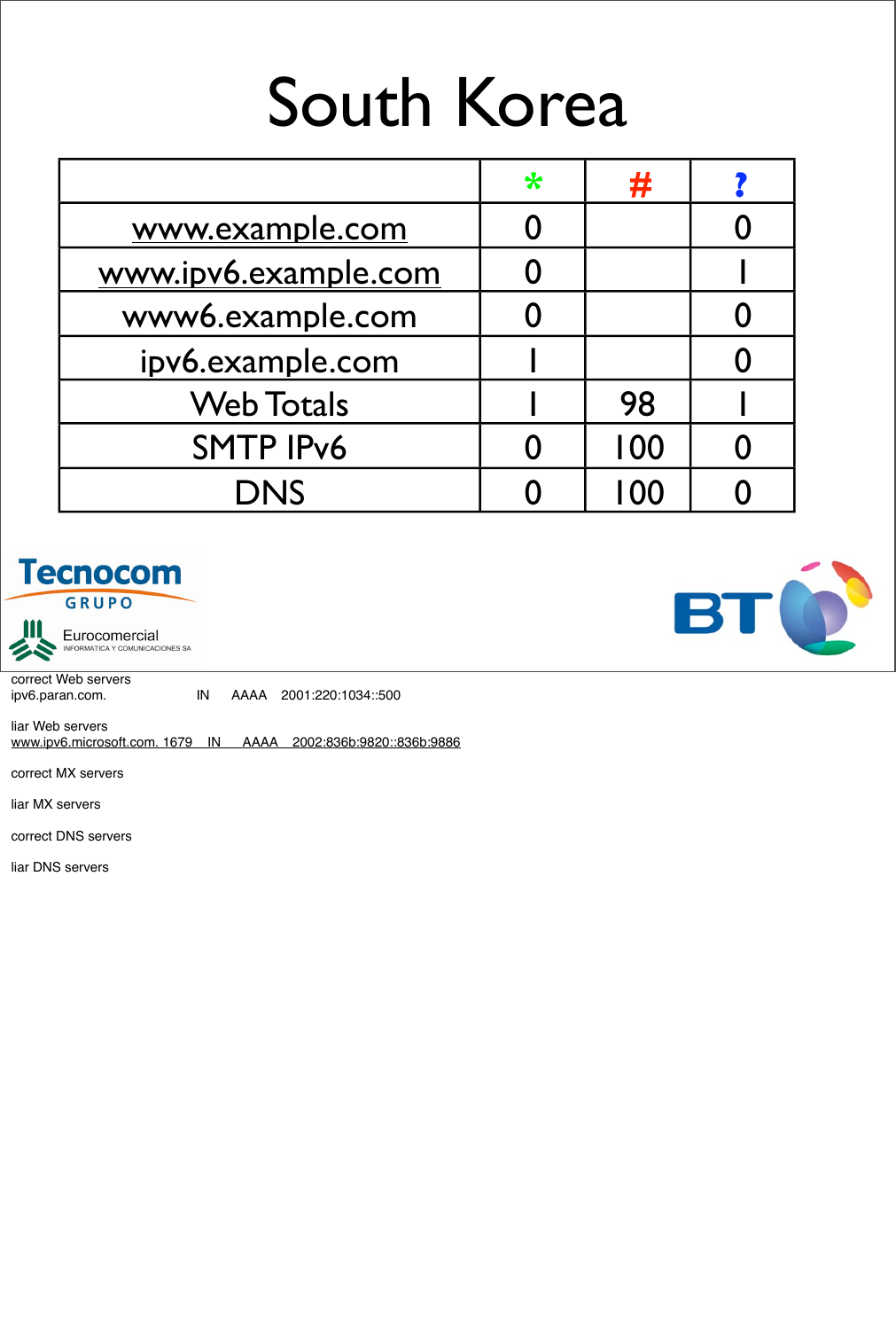# South Korea

| | * | # | ? |
|---|---|---|---|
| www.example.com | 0 | | 0 |
| www.ipv6.example.com | 0 | | 1 |
| www6.example.com | 0 | | 0 |
| ipv6.example.com | 1 | | 0 |
| Web Totals | 1 | 98 | 1 |
| SMTP IPv6 | 0 | 100 | 0 |
| DNS | 0 | 100 | 0 |

Tecnocom GRUPO

Eurocomercial INFORMATICA Y COMUNICACIONES SA

BT

correct Web servers
ipv6.paran.com. IN AAAA 2001:220:1034::500

liar Web servers
www.ipv6.microsoft.com. 1679 IN AAAA 2002:836b:9820::836b:9886

correct MX servers

liar MX servers

correct DNS servers

liar DNS servers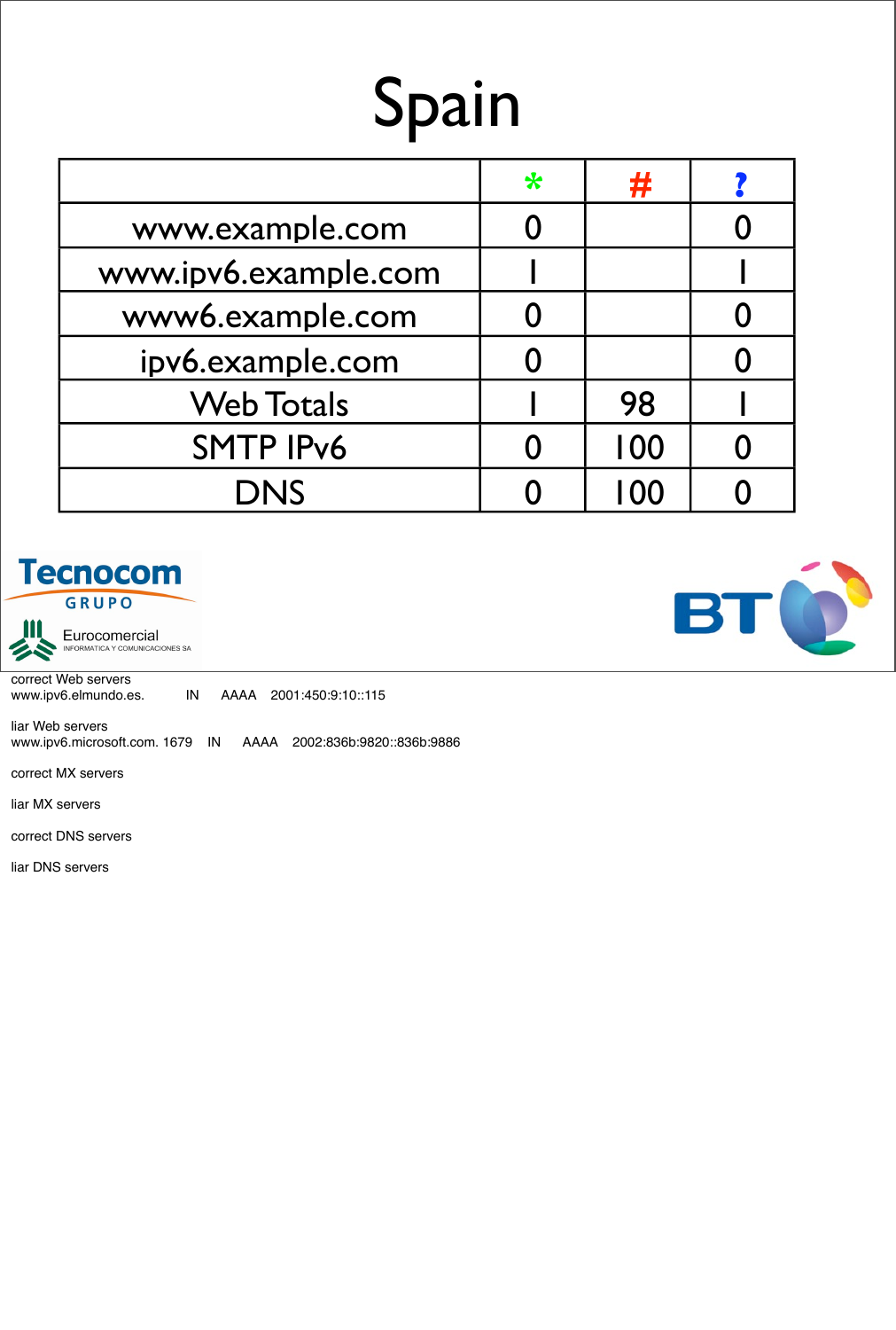# Spain

| | * | # | ? |
|---|---|---|---|
| www.example.com | 0 | | 0 |
| www.ipv6.example.com | 1 | | 1 |
| www6.example.com | 0 | | 0 |
| ipv6.example.com | 0 | | 0 |
| Web Totals | 1 | 98 | 1 |
| SMTP IPv6 | 0 | 100 | 0 |
| DNS | 0 | 100 | 0 |

Tecnocom GRUPO

Eurocomercial INFORMATICA Y COMUNICACIONES SA

BT

correct Web servers
www.ipv6.elmundo.es. IN AAAA 2001:450:9:10::115

liar Web servers
www.ipv6.microsoft.com. 1679 IN AAAA 2002:836b:9820::836b:9886

correct MX servers

liar MX servers

correct DNS servers

liar DNS servers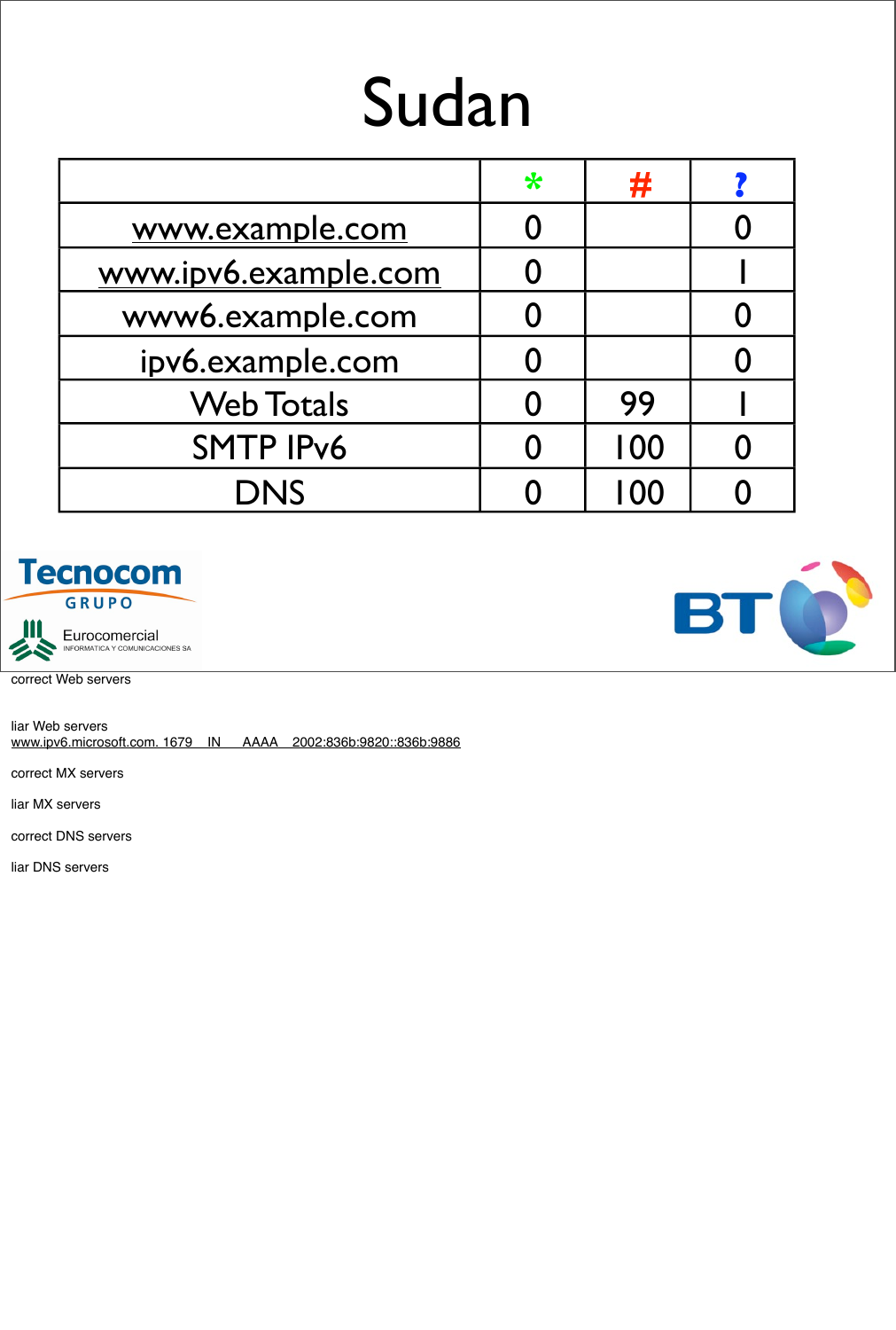# Sudan

| | * | # | ? |
|---|---|---|---|
| www.example.com | 0 | | 0 |
| www.ipv6.example.com | 0 | | 1 |
| www6.example.com | 0 | | 0 |
| ipv6.example.com | 0 | | 0 |
| Web Totals | 0 | 99 | 1 |
| SMTP IPv6 | 0 | 100 | 0 |
| DNS | 0 | 100 | 0 |

correct Web servers

liar Web servers
www.ipv6.microsoft.com. 1679 IN AAAA 2002:836b:9820::836b:9886

correct MX servers

liar MX servers

correct DNS servers

liar DNS servers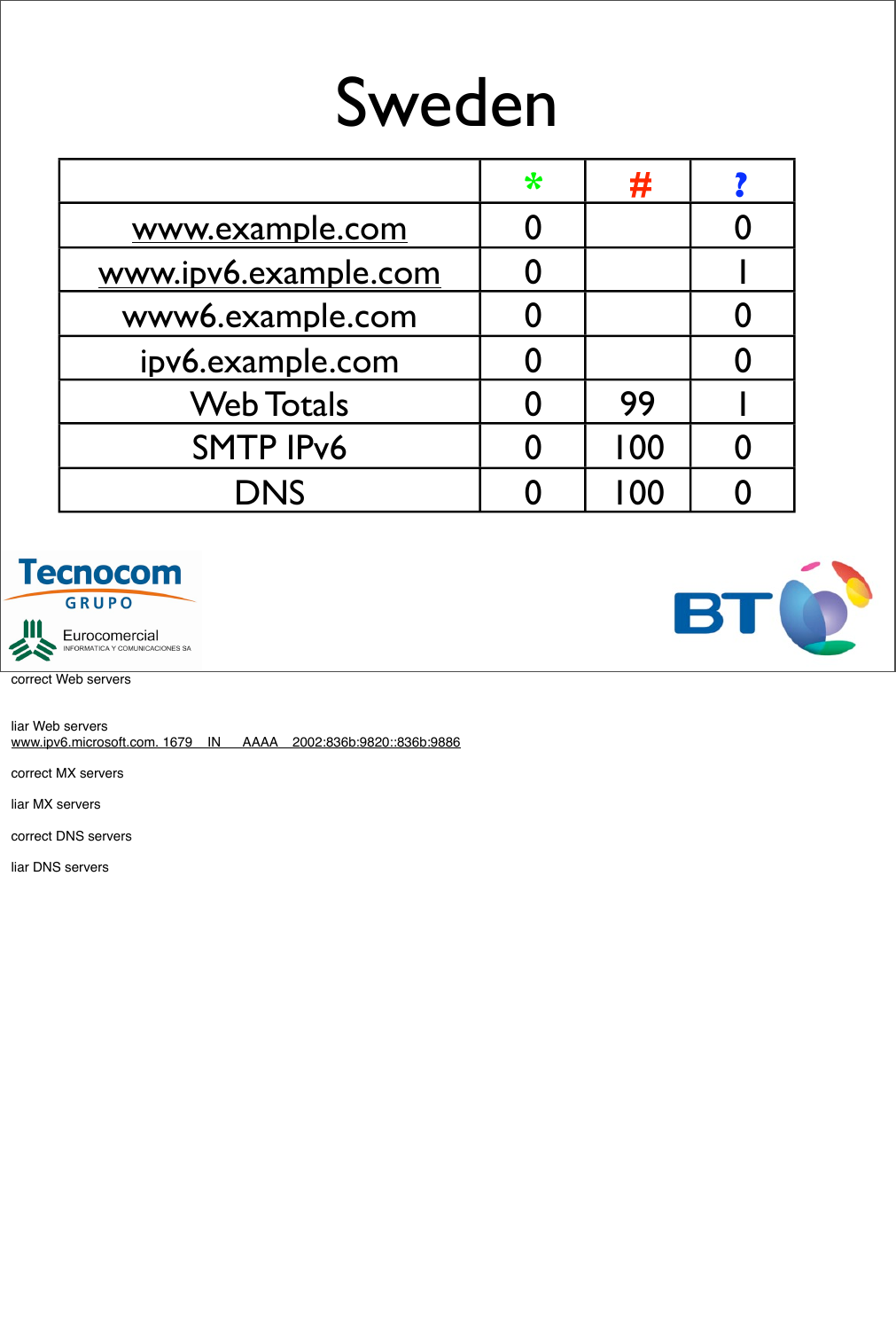# Sweden

| | * | # | ? |
|---|---|---|---|
| www.example.com | 0 | | 0 |
| www.ipv6.example.com | 0 | | 1 |
| www6.example.com | 0 | | 0 |
| ipv6.example.com | 0 | | 0 |
| Web Totals | 0 | 99 | 1 |
| SMTP IPv6 | 0 | 100 | 0 |
| DNS | 0 | 100 | 0 |

Tecnocom GRUPO

Eurocomercial INFORMATICA Y COMUNICACIONES SA

BT

correct Web servers

liar Web servers

www.ipv6.microsoft.com. 1679 IN AAAA 2002:836b:9820::836b:9886

correct MX servers

liar MX servers

correct DNS servers

liar DNS servers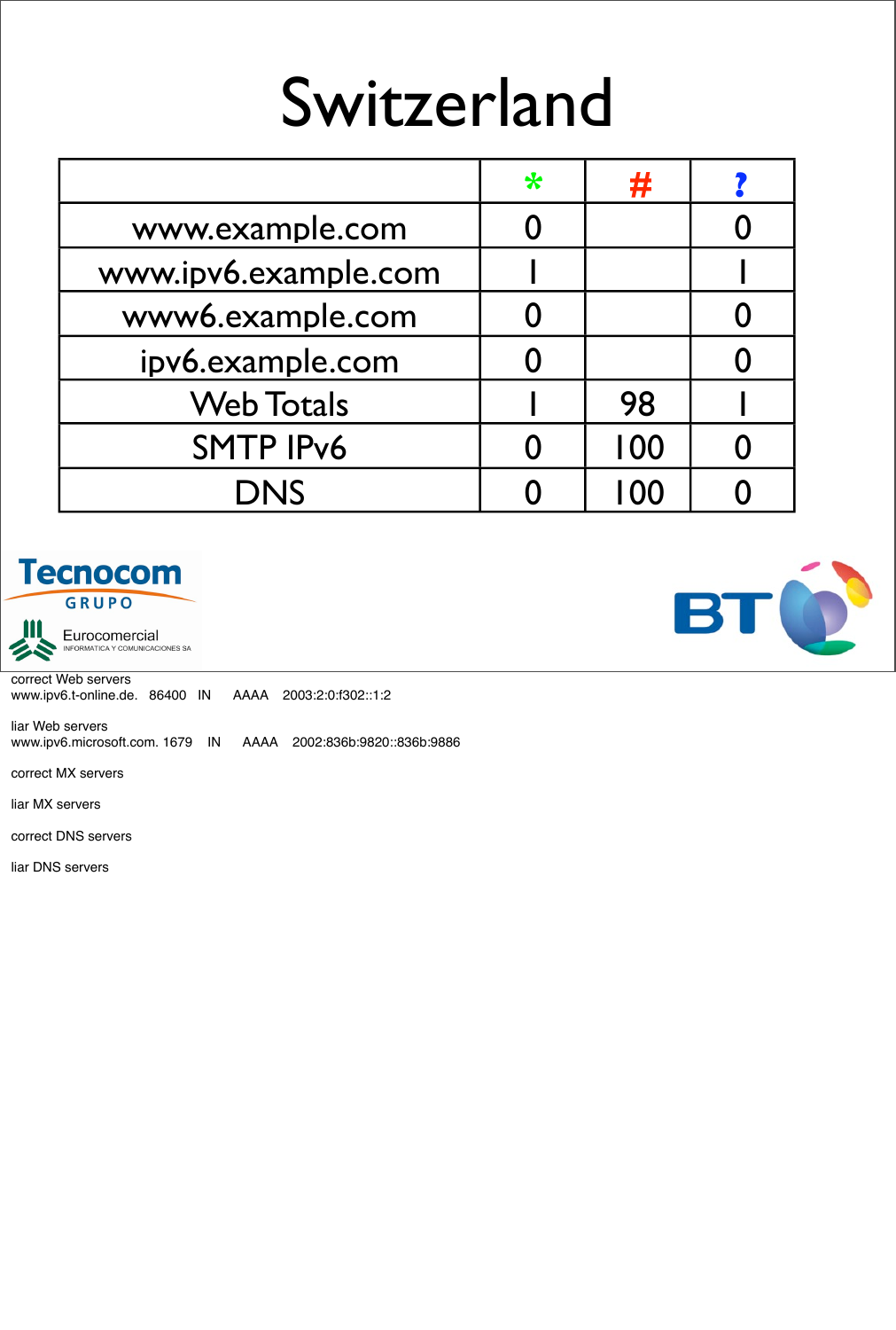# Switzerland

| | * | # | ? |
|---|---|---|---|
| www.example.com | 0 | | 0 |
| www.ipv6.example.com | 1 | | 1 |
| www6.example.com | 0 | | 0 |
| ipv6.example.com | 0 | | 0 |
| Web Totals | 1 | 98 | 1 |
| SMTP IPv6 | 0 | 100 | 0 |
| DNS | 0 | 100 | 0 |

Tecnocom GRUPO

Eurocomercial INFORMATICA Y COMUNICACIONES SA

BT

correct Web servers
www.ipv6.t-online.de. 86400 IN AAAA 2003:2:0:f302::1:2

liar Web servers
www.ipv6.microsoft.com. 1679 IN AAAA 2002:836b:9820::836b:9886

correct MX servers

liar MX servers

correct DNS servers

liar DNS servers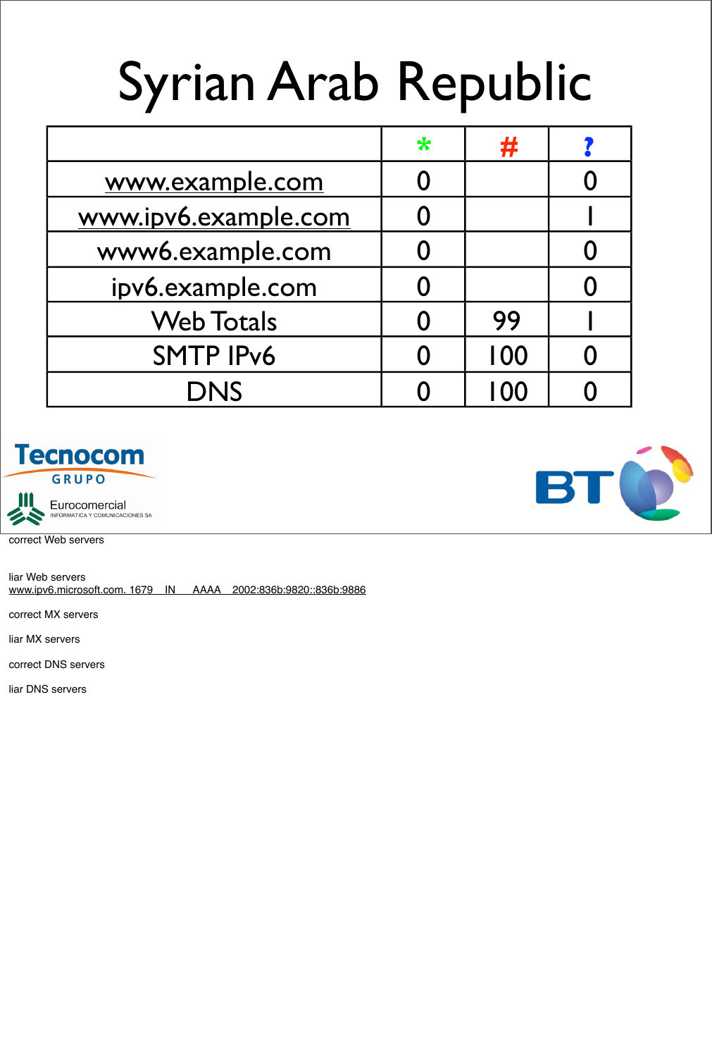# Syrian Arab Republic

| | * | # | ? |
|---|---|---|---|
| www.example.com | 0 | | 0 |
| www.ipv6.example.com | 0 | | 1 |
| www6.example.com | 0 | | 0 |
| ipv6.example.com | 0 | | 0 |
| Web Totals | 0 | 99 | 1 |
| SMTP IPv6 | 0 | 100 | 0 |
| DNS | 0 | 100 | 0 |

Tecnocom GRUPO

Eurocomercial INFORMATICA Y COMUNICACIONES SA

BT

correct Web servers

liar Web servers
www.ipv6.microsoft.com. 1679 IN AAAA 2002:836b:9820::836b:9886

correct MX servers

liar MX servers

correct DNS servers

liar DNS servers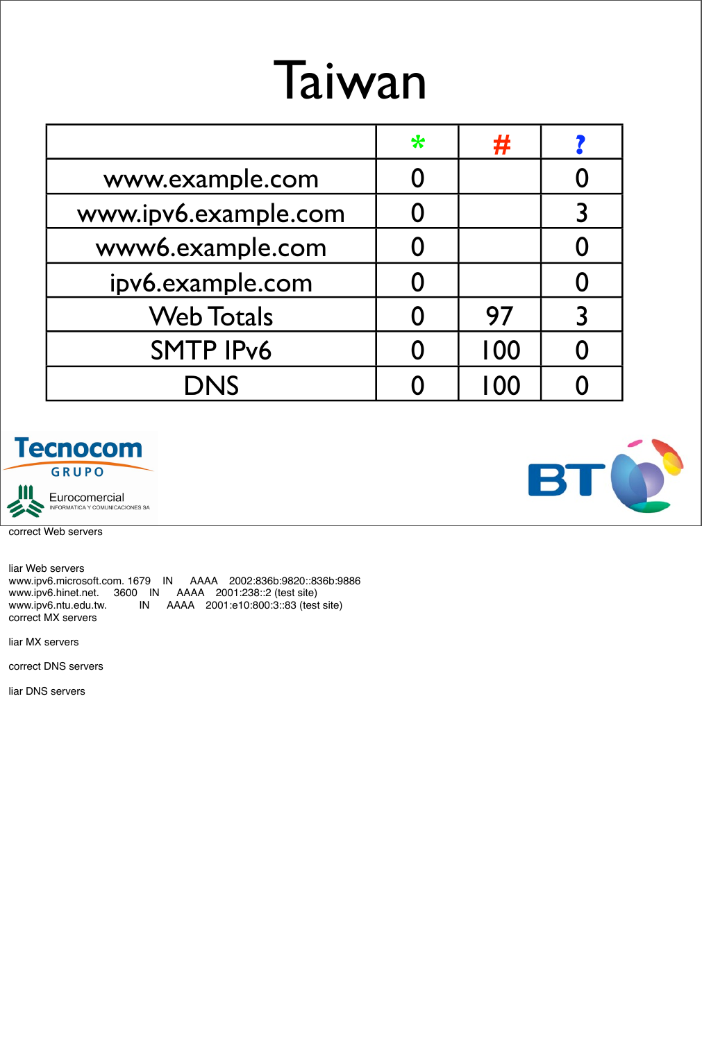# Taiwan

| | * | # | ? |
|---|---|---|---|
| www.example.com | 0 | | 0 |
| www.ipv6.example.com | 0 | | 3 |
| www6.example.com | 0 | | 0 |
| ipv6.example.com | 0 | | 0 |
| Web Totals | 0 | 97 | 3 |
| SMTP IPv6 | 0 | 100 | 0 |
| DNS | 0 | 100 | 0 |

Tecnocom GRUPO

Eurocomercial INFORMATICA Y COMUNICACIONES SA

BT

correct Web servers

liar Web servers
www.ipv6.microsoft.com. 1679 IN AAAA 2002:836b:9820::836b:9886
www.ipv6.hinet.net. 3600 IN AAAA 2001:238::2 (test site)
www.ipv6.ntu.edu.tw. IN AAAA 2001:e10:800:3::83 (test site)
correct MX servers

liar MX servers

correct DNS servers

liar DNS servers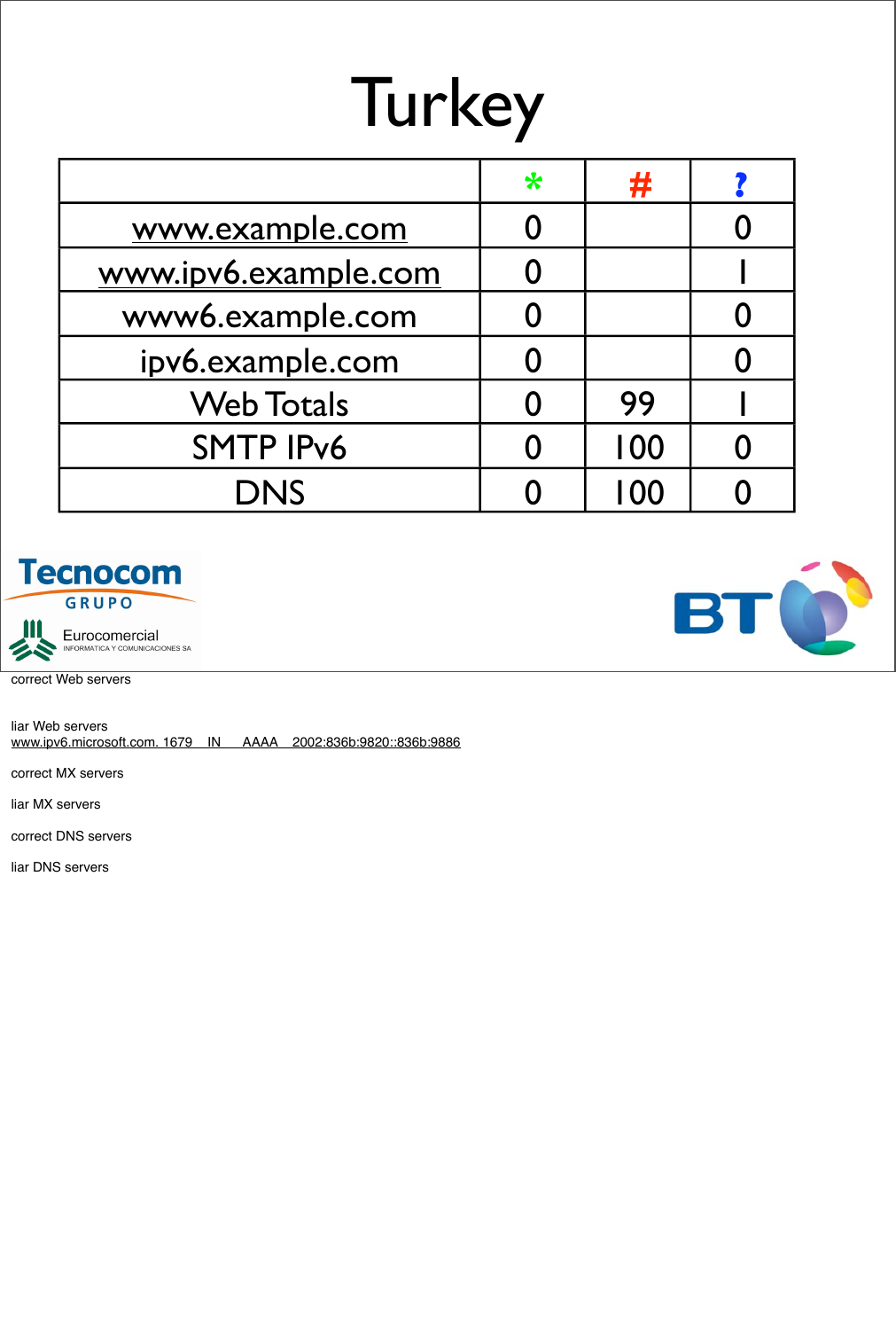# Turkey

| | * | # | ? |
|---|---|---|---|
| www.example.com | 0 | | 0 |
| www.ipv6.example.com | 0 | | 1 |
| www6.example.com | 0 | | 0 |
| ipv6.example.com | 0 | | 0 |
| Web Totals | 0 | 99 | 1 |
| SMTP IPv6 | 0 | 100 | 0 |
| DNS | 0 | 100 | 0 |

Tecnocom GRUPO

Eurocomercial INFORMATICA Y COMUNICACIONES SA

BT

correct Web servers

liar Web servers
www.ipv6.microsoft.com. 1679 IN AAAA 2002:836b:9820::836b:9886

correct MX servers

liar MX servers

correct DNS servers

liar DNS servers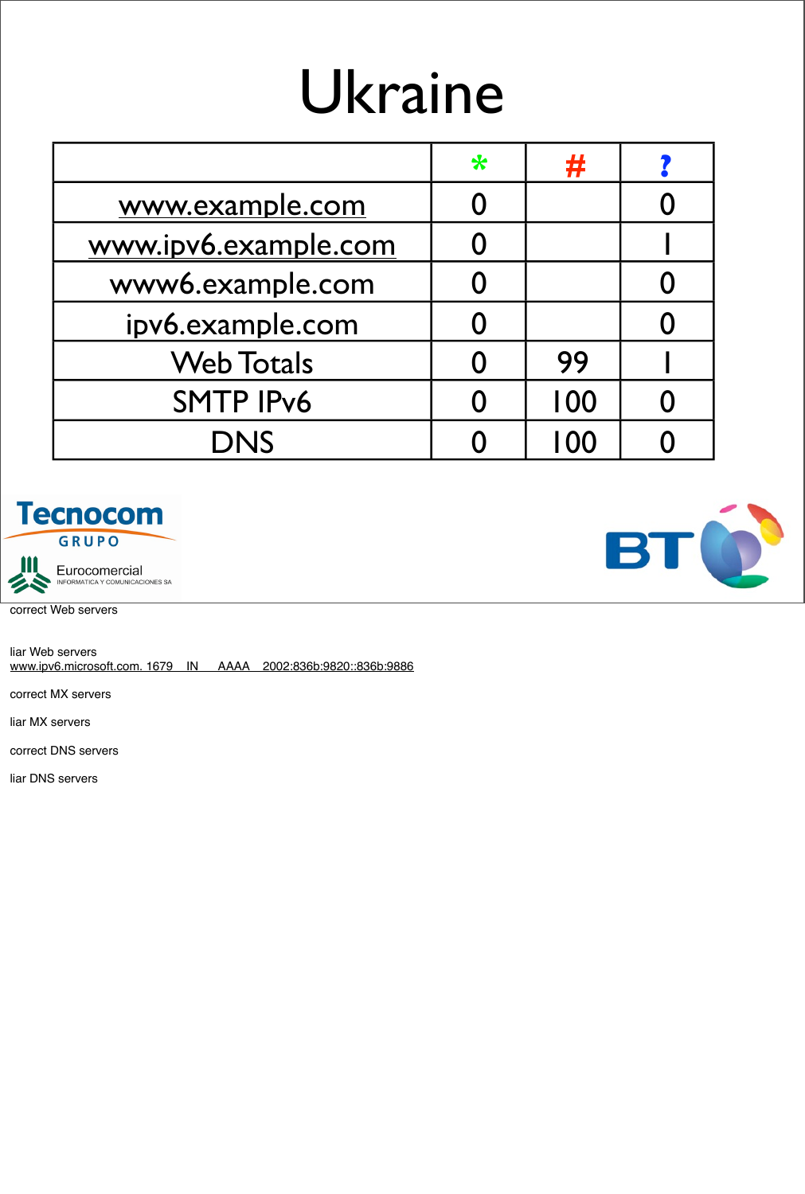# Ukraine

| | * | # | ? |
|---|---|---|---|
| www.example.com | 0 | | 0 |
| www.ipv6.example.com | 0 | | 1 |
| www6.example.com | 0 | | 0 |
| ipv6.example.com | 0 | | 0 |
| Web Totals | 0 | 99 | 1 |
| SMTP IPv6 | 0 | 100 | 0 |
| DNS | 0 | 100 | 0 |

Tecnocom GRUPO

Eurocomercial INFORMATICA Y COMUNICACIONES SA

BT

correct Web servers

liar Web servers
www.ipv6.microsoft.com. 1679 IN AAAA 2002:836b:9820::836b:9886

correct MX servers

liar MX servers

correct DNS servers

liar DNS servers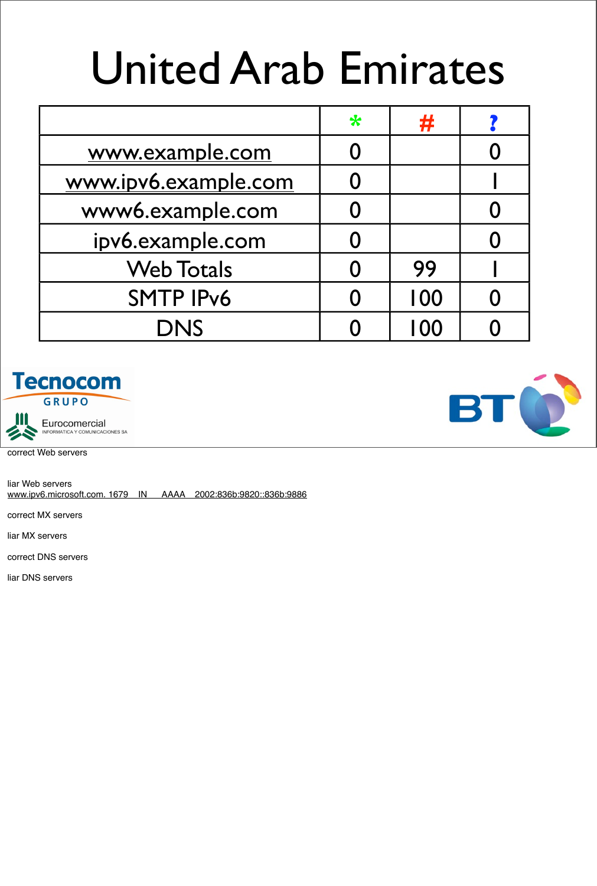# United Arab Emirates

| | * | # | ? |
|---|---|---|---|
| www.example.com | 0 | | 0 |
| www.ipv6.example.com | 0 | | 1 |
| www6.example.com | 0 | | 0 |
| ipv6.example.com | 0 | | 0 |
| Web Totals | 0 | 99 | 1 |
| SMTP IPv6 | 0 | 100 | 0 |
| DNS | 0 | 100 | 0 |

Tecnocom GRUPO

Eurocomercial INFORMATICA Y COMUNICACIONES SA

BT

correct Web servers

liar Web servers
www.ipv6.microsoft.com. 1679 IN AAAA 2002:836b:9820::836b:9886

correct MX servers

liar MX servers

correct DNS servers

liar DNS servers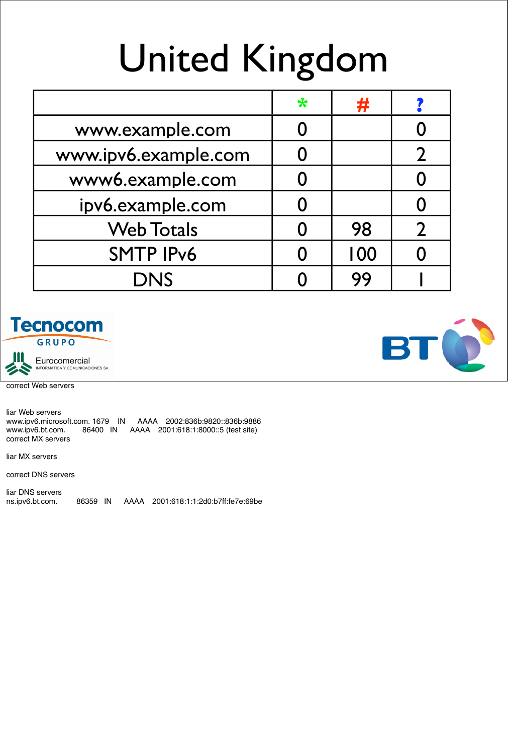# United Kingdom

| | * | # | ? |
|---|---|---|---|
| www.example.com | 0 | | 0 |
| www.ipv6.example.com | 0 | | 2 |
| www6.example.com | 0 | | 0 |
| ipv6.example.com | 0 | | 0 |
| Web Totals | 0 | 98 | 2 |
| SMTP IPv6 | 0 | 100 | 0 |
| DNS | 0 | 99 | 1 |

Tecnocom GRUPO

Eurocomercial INFORMATICA Y COMUNICACIONES SA

BT

correct Web servers

liar Web servers
www.ipv6.microsoft.com. 1679 IN AAAA 2002:836b:9820::836b:9886
www.ipv6.bt.com. 86400 IN AAAA 2001:618:1:8000::5 (test site)
correct MX servers

liar MX servers

correct DNS servers

liar DNS servers
ns.ipv6.bt.com. 86359 IN AAAA 2001:618:1:1:2d0:b7ff:fe7e:69be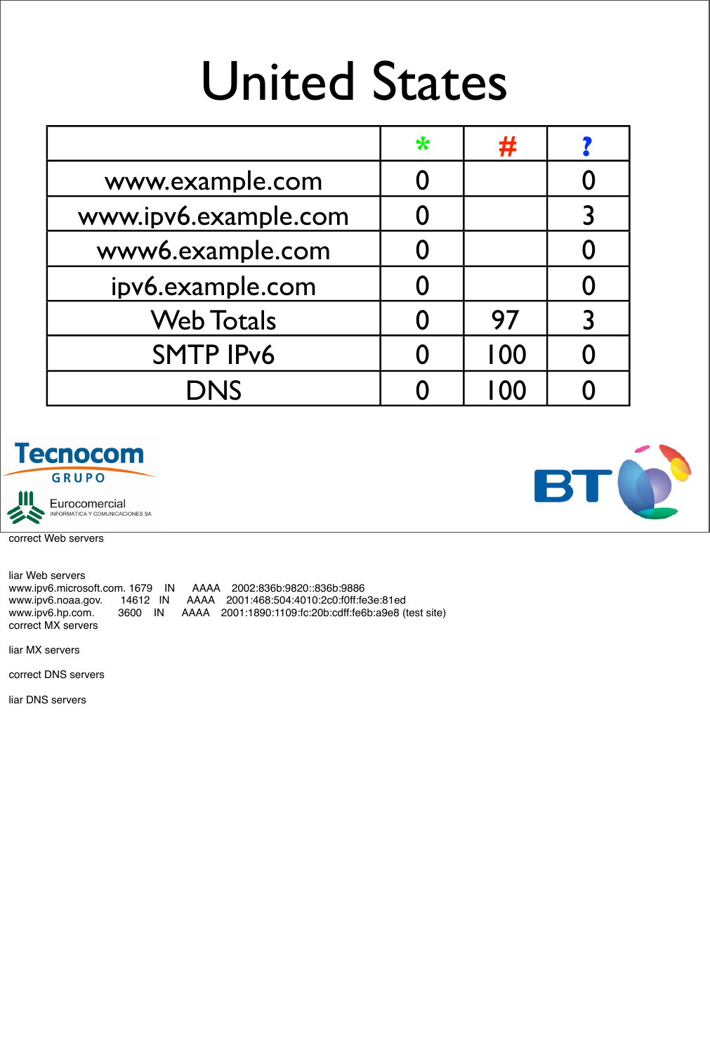# United States

| | * | # | ? |
|---|---|---|---|
| www.example.com | 0 | | 0 |
| www.ipv6.example.com | 0 | | 3 |
| www6.example.com | 0 | | 0 |
| ipv6.example.com | 0 | | 0 |
| Web Totals | 0 | 97 | 3 |
| SMTP IPv6 | 0 | 100 | 0 |
| DNS | 0 | 100 | 0 |

Tecnocom GRUPO

Eurocomercial INFORMATICA Y COMUNICACIONES SA

BT

correct Web servers

liar Web servers

```
www.ipv6.microsoft.com. 1679    IN    AAAA    2002:836b:9820::836b:9886
www.ipv6.noaa.gov.      14612   IN    AAAA    2001:468:504:4010:2c0:f0ff:fe3e:81ed
www.ipv6.hp.com.        3600    IN    AAAA    2001:1890:1109:fc:20b:cdff:fe6b:a9e8 (test site)
```

correct MX servers

liar MX servers

correct DNS servers

liar DNS servers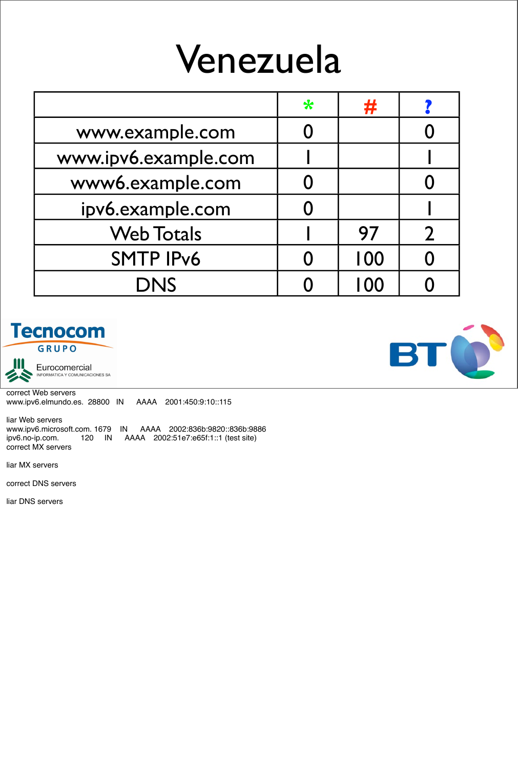# Venezuela

| | * | # | ? |
|---|---|---|---|
| www.example.com | 0 | | 0 |
| www.ipv6.example.com | 1 | | 1 |
| www6.example.com | 0 | | 0 |
| ipv6.example.com | 0 | | 1 |
| Web Totals | 1 | 97 | 2 |
| SMTP IPv6 | 0 | 100 | 0 |
| DNS | 0 | 100 | 0 |

Tecnocom GRUPO

Eurocomercial INFORMATICA Y COMUNICACIONES SA

BT

correct Web servers
www.ipv6.elmundo.es. 28800 IN AAAA 2001:450:9:10::115

liar Web servers
www.ipv6.microsoft.com. 1679 IN AAAA 2002:836b:9820::836b:9886
ipv6.no-ip.com. 120 IN AAAA 2002:51e7:e65f:1::1 (test site)
correct MX servers

liar MX servers

correct DNS servers

liar DNS servers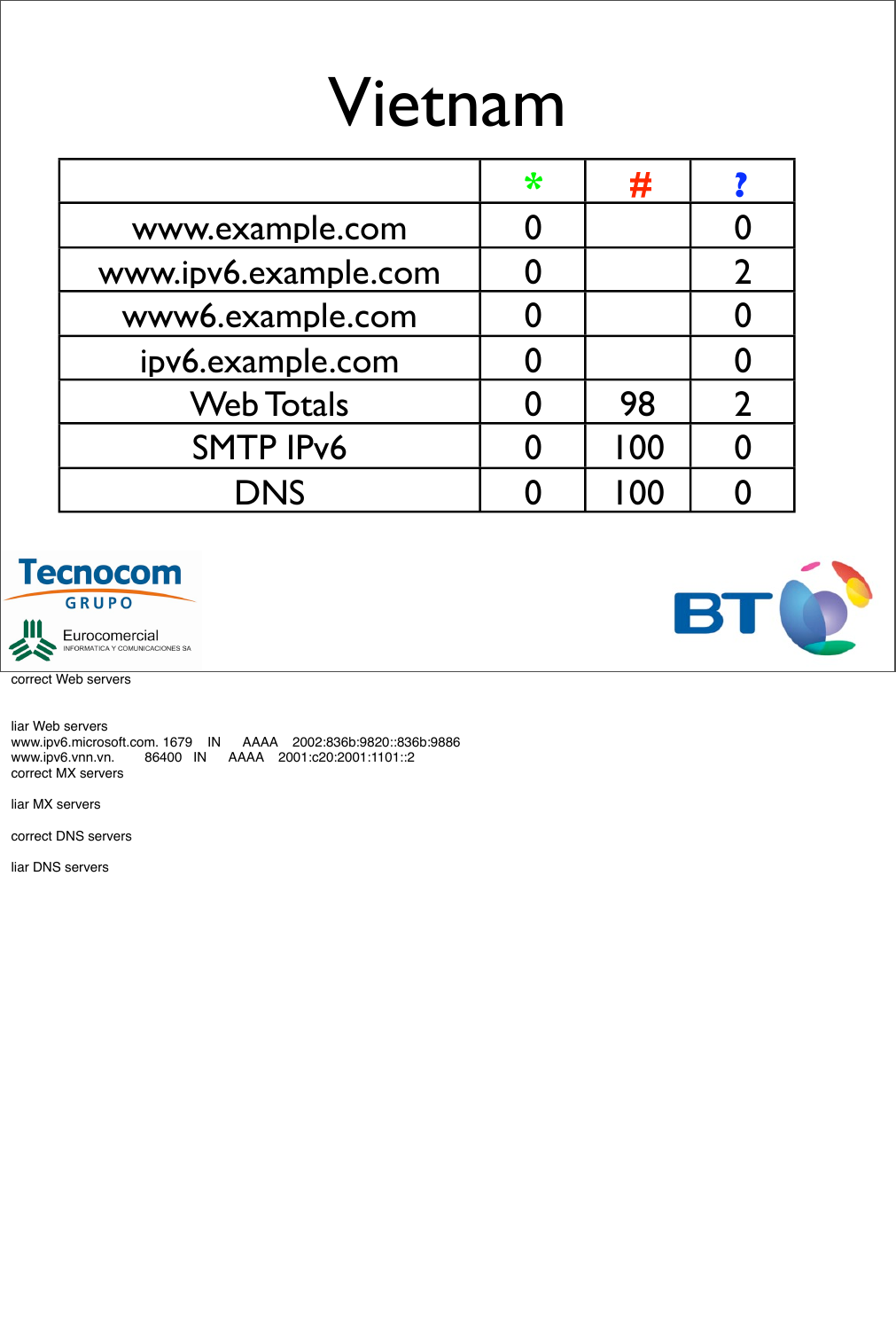# Vietnam

| | * | # | ? |
|---|---|---|---|
| www.example.com | 0 | | 0 |
| www.ipv6.example.com | 0 | | 2 |
| www6.example.com | 0 | | 0 |
| ipv6.example.com | 0 | | 0 |
| Web Totals | 0 | 98 | 2 |
| SMTP IPv6 | 0 | 100 | 0 |
| DNS | 0 | 100 | 0 |

Tecnocom GRUPO

Eurocomercial INFORMATICA Y COMUNICACIONES SA

BT

correct Web servers

liar Web servers

```
www.ipv6.microsoft.com. 1679    IN      AAAA    2002:836b:9820::836b:9886
www.ipv6.vnn.vn.        86400   IN      AAAA    2001:c20:2001:1101::2
```

correct MX servers

liar MX servers

correct DNS servers

liar DNS servers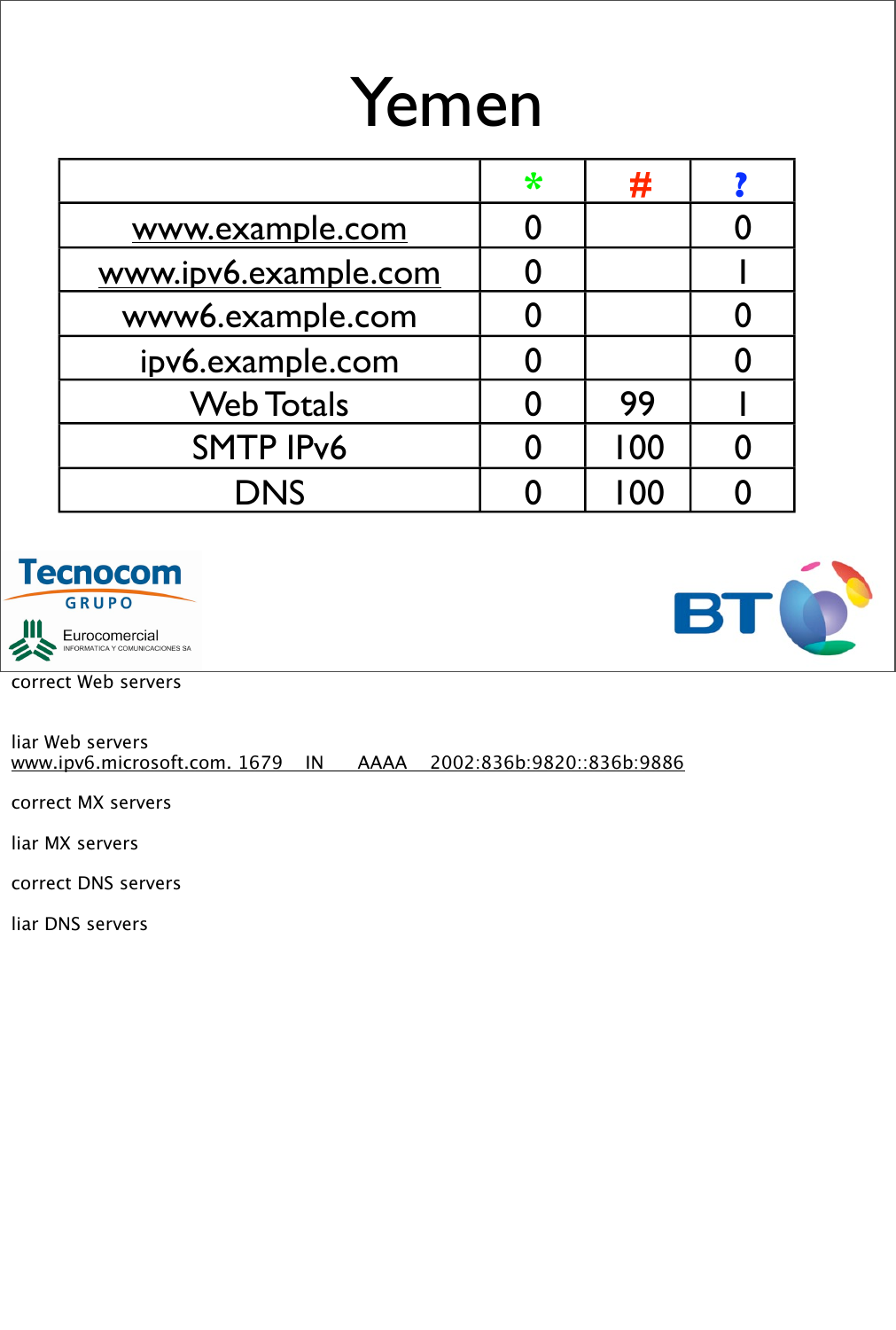# Yemen

| | * | # | ? |
|---|---|---|---|
| www.example.com | 0 | | 0 |
| www.ipv6.example.com | 0 | | 1 |
| www6.example.com | 0 | | 0 |
| ipv6.example.com | 0 | | 0 |
| Web Totals | 0 | 99 | 1 |
| SMTP IPv6 | 0 | 100 | 0 |
| DNS | 0 | 100 | 0 |

Tecnocom GRUPO

Eurocomercial INFORMATICA Y COMUNICACIONES SA

BT

correct Web servers

liar Web servers
www.ipv6.microsoft.com. 1679 IN AAAA 2002:836b:9820::836b:9886

correct MX servers

liar MX servers

correct DNS servers

liar DNS servers